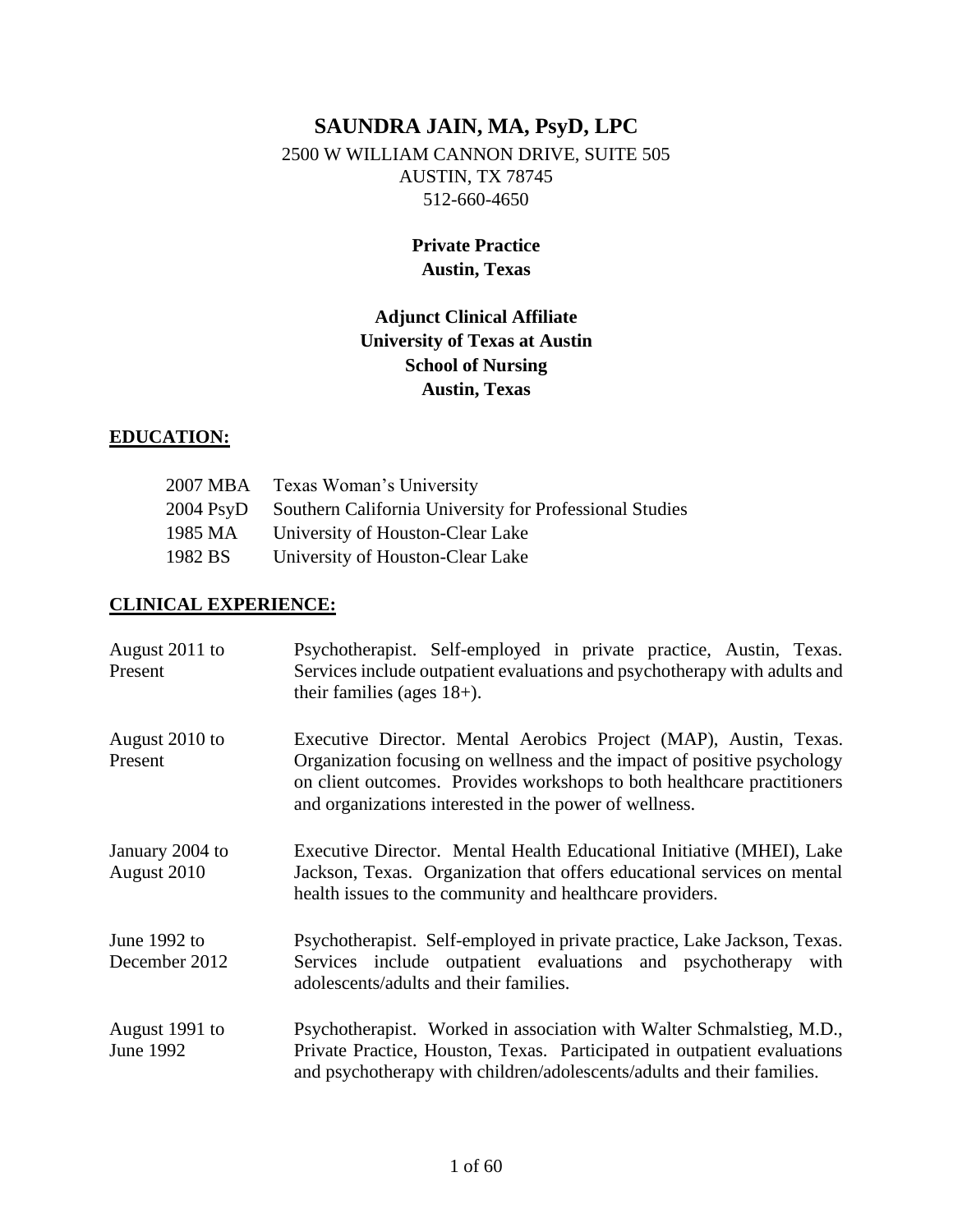# SAUNDRA JAIN, MA, PsyD, LPC

2500 W WILLIAM CANNON DRIVE, SUITE 505
AUSTIN, TX 78745
512-660-4650

**Private Practice**
**Austin, Texas**

**Adjunct Clinical Affiliate**
**University of Texas at Austin**
**School of Nursing**
**Austin, Texas**

## EDUCATION:

| | |
|---|---|
| 2007 MBA | Texas Woman's University |
| 2004 PsyD | Southern California University for Professional Studies |
| 1985 MA | University of Houston-Clear Lake |
| 1982 BS | University of Houston-Clear Lake |

## CLINICAL EXPERIENCE:

| | |
|---|---|
| August 2011 to Present | Psychotherapist. Self-employed in private practice, Austin, Texas. Services include outpatient evaluations and psychotherapy with adults and their families (ages 18+). |
| August 2010 to Present | Executive Director. Mental Aerobics Project (MAP), Austin, Texas. Organization focusing on wellness and the impact of positive psychology on client outcomes. Provides workshops to both healthcare practitioners and organizations interested in the power of wellness. |
| January 2004 to August 2010 | Executive Director. Mental Health Educational Initiative (MHEI), Lake Jackson, Texas. Organization that offers educational services on mental health issues to the community and healthcare providers. |
| June 1992 to December 2012 | Psychotherapist. Self-employed in private practice, Lake Jackson, Texas. Services include outpatient evaluations and psychotherapy with adolescents/adults and their families. |
| August 1991 to June 1992 | Psychotherapist. Worked in association with Walter Schmalstieg, M.D., Private Practice, Houston, Texas. Participated in outpatient evaluations and psychotherapy with children/adolescents/adults and their families. |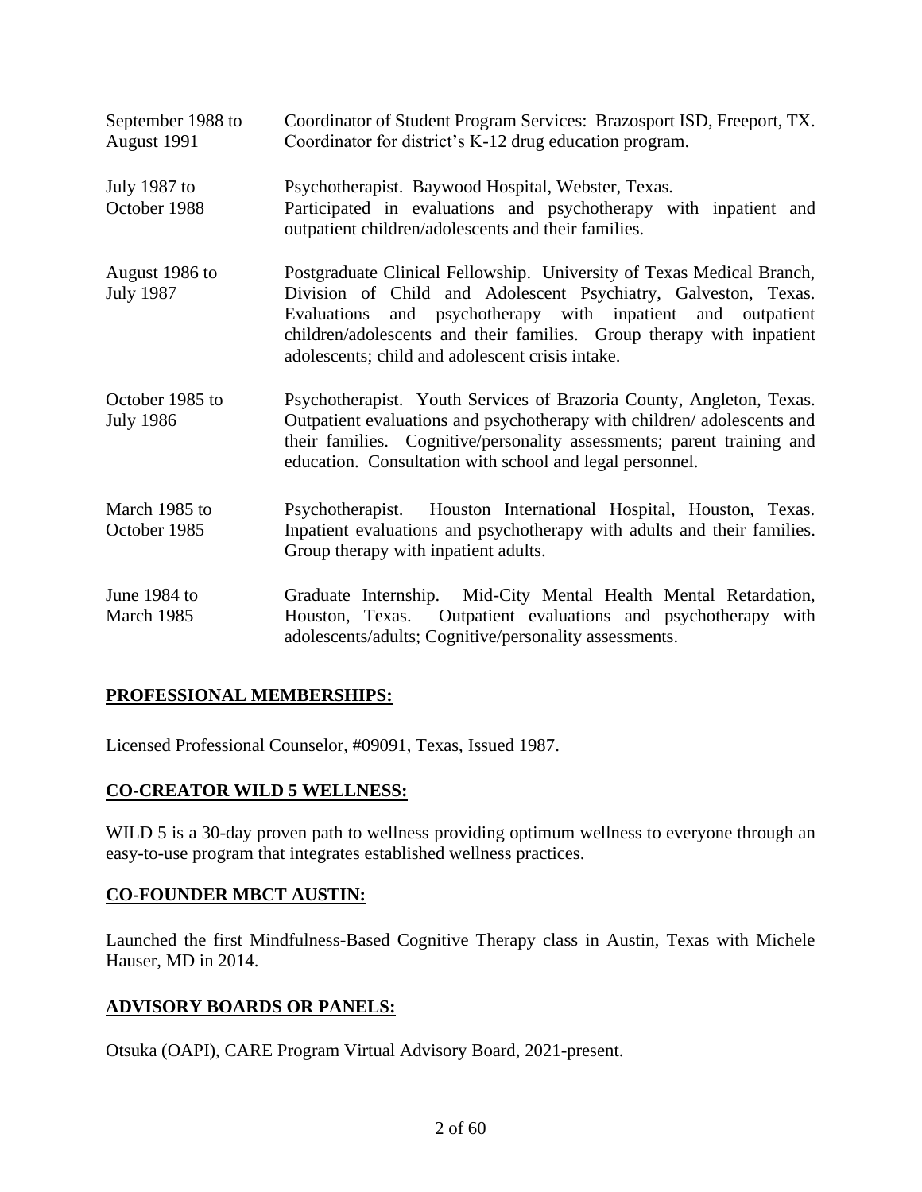| | |
|---|---|
| September 1988 to August 1991 | Coordinator of Student Program Services: Brazosport ISD, Freeport, TX. Coordinator for district's K-12 drug education program. |
| July 1987 to October 1988 | Psychotherapist. Baywood Hospital, Webster, Texas. Participated in evaluations and psychotherapy with inpatient and outpatient children/adolescents and their families. |
| August 1986 to July 1987 | Postgraduate Clinical Fellowship. University of Texas Medical Branch, Division of Child and Adolescent Psychiatry, Galveston, Texas. Evaluations and psychotherapy with inpatient and outpatient children/adolescents and their families. Group therapy with inpatient adolescents; child and adolescent crisis intake. |
| October 1985 to July 1986 | Psychotherapist. Youth Services of Brazoria County, Angleton, Texas. Outpatient evaluations and psychotherapy with children/ adolescents and their families. Cognitive/personality assessments; parent training and education. Consultation with school and legal personnel. |
| March 1985 to October 1985 | Psychotherapist. Houston International Hospital, Houston, Texas. Inpatient evaluations and psychotherapy with adults and their families. Group therapy with inpatient adults. |
| June 1984 to March 1985 | Graduate Internship. Mid-City Mental Health Mental Retardation, Houston, Texas. Outpatient evaluations and psychotherapy with adolescents/adults; Cognitive/personality assessments. |

## PROFESSIONAL MEMBERSHIPS:

Licensed Professional Counselor, #09091, Texas, Issued 1987.

## CO-CREATOR WILD 5 WELLNESS:

WILD 5 is a 30-day proven path to wellness providing optimum wellness to everyone through an easy-to-use program that integrates established wellness practices.

## CO-FOUNDER MBCT AUSTIN:

Launched the first Mindfulness-Based Cognitive Therapy class in Austin, Texas with Michele Hauser, MD in 2014.

## ADVISORY BOARDS OR PANELS:

Otsuka (OAPI), CARE Program Virtual Advisory Board, 2021-present.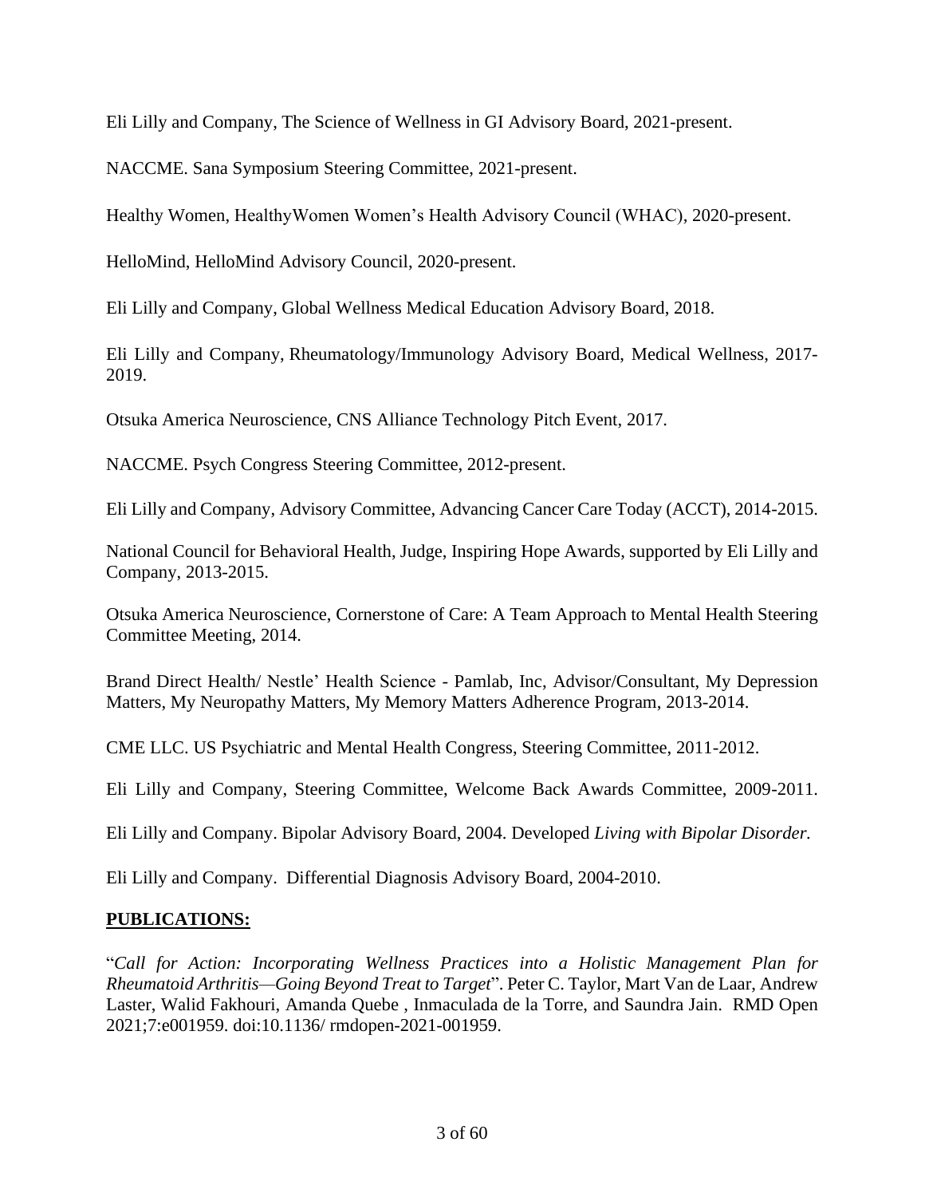Eli Lilly and Company, The Science of Wellness in GI Advisory Board, 2021-present.

NACCME. Sana Symposium Steering Committee, 2021-present.

Healthy Women, HealthyWomen Women's Health Advisory Council (WHAC), 2020-present.

HelloMind, HelloMind Advisory Council, 2020-present.

Eli Lilly and Company, Global Wellness Medical Education Advisory Board, 2018.

Eli Lilly and Company, Rheumatology/Immunology Advisory Board, Medical Wellness, 2017-2019.

Otsuka America Neuroscience, CNS Alliance Technology Pitch Event, 2017.

NACCME. Psych Congress Steering Committee, 2012-present.

Eli Lilly and Company, Advisory Committee, Advancing Cancer Care Today (ACCT), 2014-2015.

National Council for Behavioral Health, Judge, Inspiring Hope Awards, supported by Eli Lilly and Company, 2013-2015.

Otsuka America Neuroscience, Cornerstone of Care: A Team Approach to Mental Health Steering Committee Meeting, 2014.

Brand Direct Health/ Nestle' Health Science - Pamlab, Inc, Advisor/Consultant, My Depression Matters, My Neuropathy Matters, My Memory Matters Adherence Program, 2013-2014.

CME LLC. US Psychiatric and Mental Health Congress, Steering Committee, 2011-2012.

Eli Lilly and Company, Steering Committee, Welcome Back Awards Committee, 2009-2011.

Eli Lilly and Company. Bipolar Advisory Board, 2004. Developed *Living with Bipolar Disorder.*

Eli Lilly and Company. Differential Diagnosis Advisory Board, 2004-2010.

## PUBLICATIONS:

"*Call for Action: Incorporating Wellness Practices into a Holistic Management Plan for Rheumatoid Arthritis—Going Beyond Treat to Target*". Peter C. Taylor, Mart Van de Laar, Andrew Laster, Walid Fakhouri, Amanda Quebe , Inmaculada de la Torre, and Saundra Jain. RMD Open 2021;7:e001959. doi:10.1136/ rmdopen-2021-001959.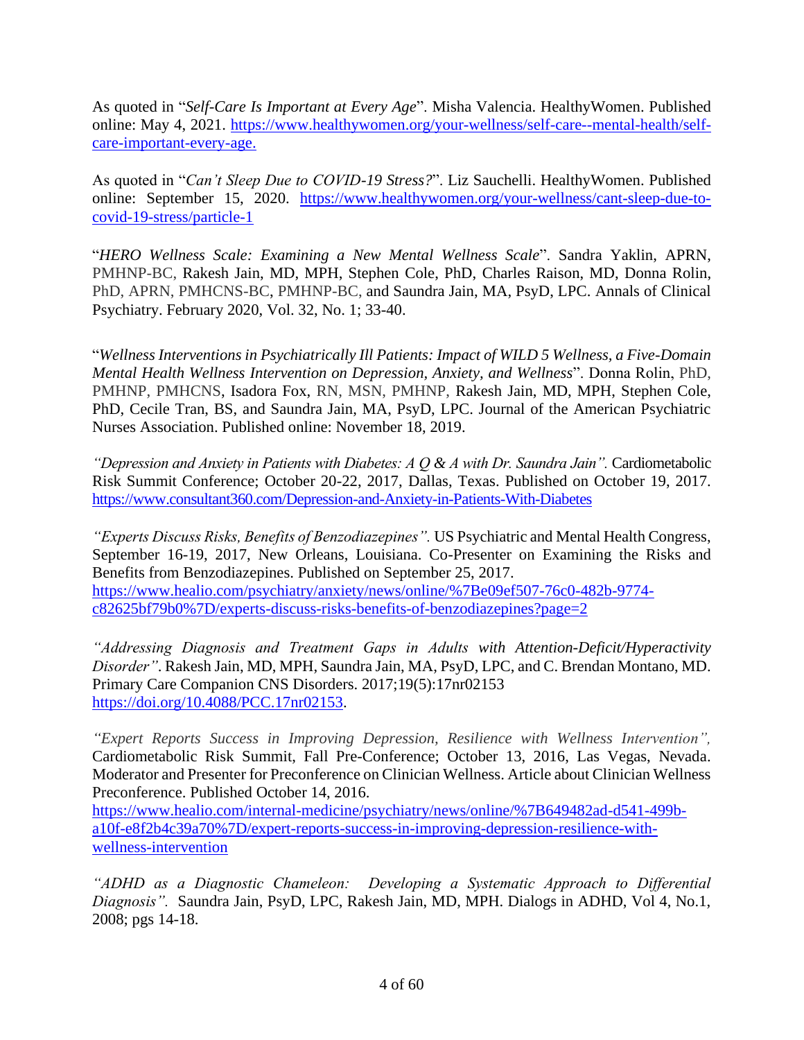As quoted in "*Self-Care Is Important at Every Age*". Misha Valencia. HealthyWomen. Published online: May 4, 2021. https://www.healthywomen.org/your-wellness/self-care--mental-health/self-care-important-every-age.

As quoted in "*Can't Sleep Due to COVID-19 Stress?*". Liz Sauchelli. HealthyWomen. Published online: September 15, 2020. https://www.healthywomen.org/your-wellness/cant-sleep-due-to-covid-19-stress/particle-1

"*HERO Wellness Scale: Examining a New Mental Wellness Scale*". Sandra Yaklin, APRN, PMHNP-BC, Rakesh Jain, MD, MPH, Stephen Cole, PhD, Charles Raison, MD, Donna Rolin, PhD, APRN, PMHCNS-BC, PMHNP-BC, and Saundra Jain, MA, PsyD, LPC. Annals of Clinical Psychiatry. February 2020, Vol. 32, No. 1; 33-40.

"*Wellness Interventions in Psychiatrically Ill Patients: Impact of WILD 5 Wellness, a Five-Domain Mental Health Wellness Intervention on Depression, Anxiety, and Wellness*". Donna Rolin, PhD, PMHNP, PMHCNS, Isadora Fox, RN, MSN, PMHNP, Rakesh Jain, MD, MPH, Stephen Cole, PhD, Cecile Tran, BS, and Saundra Jain, MA, PsyD, LPC. Journal of the American Psychiatric Nurses Association. Published online: November 18, 2019.

*"Depression and Anxiety in Patients with Diabetes: A Q & A with Dr. Saundra Jain".* Cardiometabolic Risk Summit Conference; October 20-22, 2017, Dallas, Texas. Published on October 19, 2017. https://www.consultant360.com/Depression-and-Anxiety-in-Patients-With-Diabetes

*"Experts Discuss Risks, Benefits of Benzodiazepines".* US Psychiatric and Mental Health Congress, September 16-19, 2017, New Orleans, Louisiana. Co-Presenter on Examining the Risks and Benefits from Benzodiazepines. Published on September 25, 2017.
https://www.healio.com/psychiatry/anxiety/news/online/%7Be09ef507-76c0-482b-9774-c82625bf79b0%7D/experts-discuss-risks-benefits-of-benzodiazepines?page=2

*"Addressing Diagnosis and Treatment Gaps in Adults with Attention-Deficit/Hyperactivity Disorder".* Rakesh Jain, MD, MPH, Saundra Jain, MA, PsyD, LPC, and C. Brendan Montano, MD. Primary Care Companion CNS Disorders. 2017;19(5):17nr02153
https://doi.org/10.4088/PCC.17nr02153.

*"Expert Reports Success in Improving Depression, Resilience with Wellness Intervention",* Cardiometabolic Risk Summit, Fall Pre-Conference; October 13, 2016, Las Vegas, Nevada. Moderator and Presenter for Preconference on Clinician Wellness. Article about Clinician Wellness Preconference. Published October 14, 2016.
https://www.healio.com/internal-medicine/psychiatry/news/online/%7B649482ad-d541-499b-a10f-e8f2b4c39a70%7D/expert-reports-success-in-improving-depression-resilience-with-wellness-intervention

*"ADHD as a Diagnostic Chameleon: Developing a Systematic Approach to Differential Diagnosis".* Saundra Jain, PsyD, LPC, Rakesh Jain, MD, MPH. Dialogs in ADHD, Vol 4, No.1, 2008; pgs 14-18.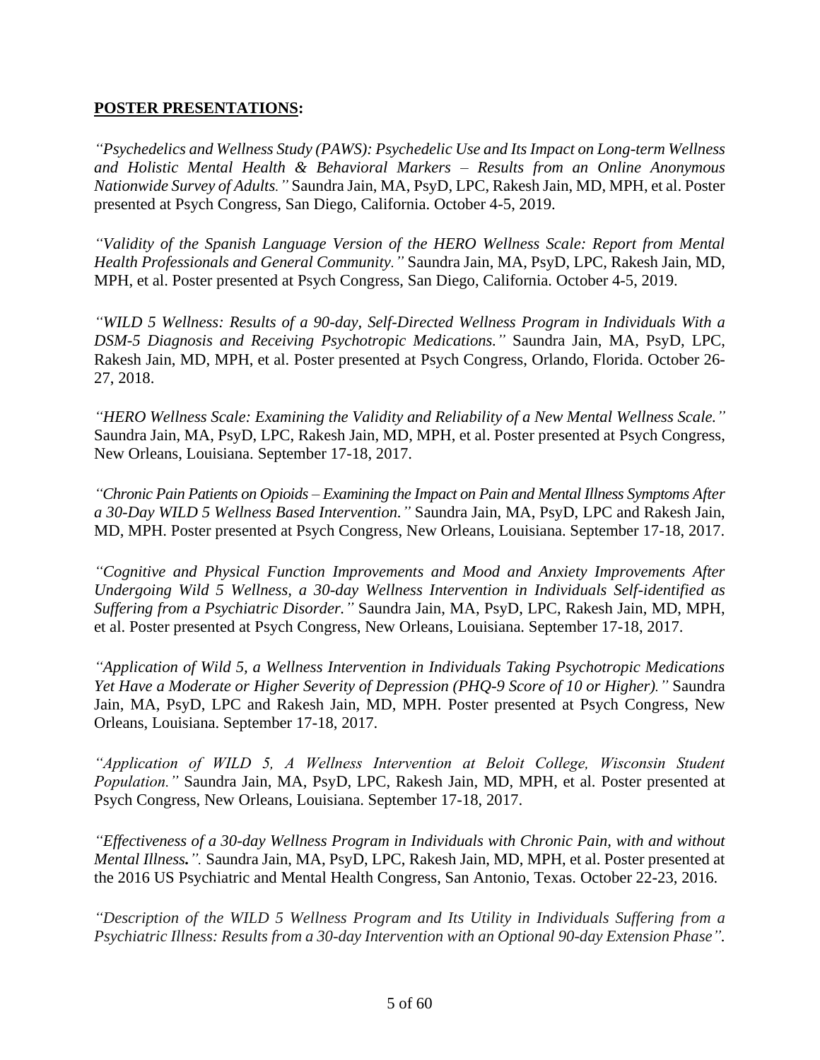**<u>POSTER PRESENTATIONS</u>:**

*"Psychedelics and Wellness Study (PAWS): Psychedelic Use and Its Impact on Long-term Wellness and Holistic Mental Health & Behavioral Markers – Results from an Online Anonymous Nationwide Survey of Adults."* Saundra Jain, MA, PsyD, LPC, Rakesh Jain, MD, MPH, et al. Poster presented at Psych Congress, San Diego, California. October 4-5, 2019.

*"Validity of the Spanish Language Version of the HERO Wellness Scale: Report from Mental Health Professionals and General Community."* Saundra Jain, MA, PsyD, LPC, Rakesh Jain, MD, MPH, et al. Poster presented at Psych Congress, San Diego, California. October 4-5, 2019.

*"WILD 5 Wellness: Results of a 90-day, Self-Directed Wellness Program in Individuals With a DSM-5 Diagnosis and Receiving Psychotropic Medications."* Saundra Jain, MA, PsyD, LPC, Rakesh Jain, MD, MPH, et al. Poster presented at Psych Congress, Orlando, Florida. October 26-27, 2018.

*"HERO Wellness Scale: Examining the Validity and Reliability of a New Mental Wellness Scale."* Saundra Jain, MA, PsyD, LPC, Rakesh Jain, MD, MPH, et al. Poster presented at Psych Congress, New Orleans, Louisiana. September 17-18, 2017.

*"Chronic Pain Patients on Opioids – Examining the Impact on Pain and Mental Illness Symptoms After a 30-Day WILD 5 Wellness Based Intervention."* Saundra Jain, MA, PsyD, LPC and Rakesh Jain, MD, MPH. Poster presented at Psych Congress, New Orleans, Louisiana. September 17-18, 2017.

*"Cognitive and Physical Function Improvements and Mood and Anxiety Improvements After Undergoing Wild 5 Wellness, a 30-day Wellness Intervention in Individuals Self-identified as Suffering from a Psychiatric Disorder."* Saundra Jain, MA, PsyD, LPC, Rakesh Jain, MD, MPH, et al. Poster presented at Psych Congress, New Orleans, Louisiana. September 17-18, 2017.

*"Application of Wild 5, a Wellness Intervention in Individuals Taking Psychotropic Medications Yet Have a Moderate or Higher Severity of Depression (PHQ-9 Score of 10 or Higher)."* Saundra Jain, MA, PsyD, LPC and Rakesh Jain, MD, MPH. Poster presented at Psych Congress, New Orleans, Louisiana. September 17-18, 2017.

*"Application of WILD 5, A Wellness Intervention at Beloit College, Wisconsin Student Population."* Saundra Jain, MA, PsyD, LPC, Rakesh Jain, MD, MPH, et al. Poster presented at Psych Congress, New Orleans, Louisiana. September 17-18, 2017.

*"Effectiveness of a 30-day Wellness Program in Individuals with Chronic Pain, with and without Mental Illness."*. Saundra Jain, MA, PsyD, LPC, Rakesh Jain, MD, MPH, et al. Poster presented at the 2016 US Psychiatric and Mental Health Congress, San Antonio, Texas. October 22-23, 2016.

*"Description of the WILD 5 Wellness Program and Its Utility in Individuals Suffering from a Psychiatric Illness: Results from a 30-day Intervention with an Optional 90-day Extension Phase".*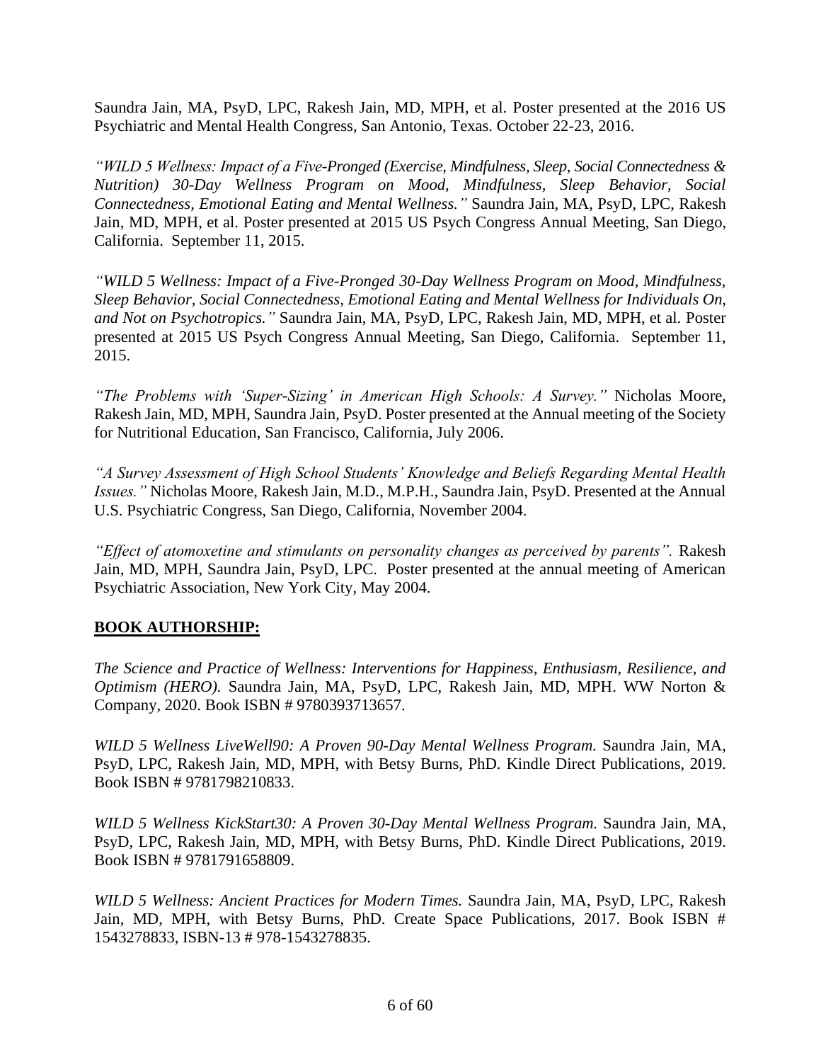Saundra Jain, MA, PsyD, LPC, Rakesh Jain, MD, MPH, et al. Poster presented at the 2016 US Psychiatric and Mental Health Congress, San Antonio, Texas. October 22-23, 2016.

*"WILD 5 Wellness: Impact of a Five-Pronged (Exercise, Mindfulness, Sleep, Social Connectedness & Nutrition) 30-Day Wellness Program on Mood, Mindfulness, Sleep Behavior, Social Connectedness, Emotional Eating and Mental Wellness."* Saundra Jain, MA, PsyD, LPC, Rakesh Jain, MD, MPH, et al. Poster presented at 2015 US Psych Congress Annual Meeting, San Diego, California. September 11, 2015.

*"WILD 5 Wellness: Impact of a Five-Pronged 30-Day Wellness Program on Mood, Mindfulness, Sleep Behavior, Social Connectedness, Emotional Eating and Mental Wellness for Individuals On, and Not on Psychotropics."* Saundra Jain, MA, PsyD, LPC, Rakesh Jain, MD, MPH, et al. Poster presented at 2015 US Psych Congress Annual Meeting, San Diego, California. September 11, 2015.

*"The Problems with 'Super-Sizing' in American High Schools: A Survey."* Nicholas Moore, Rakesh Jain, MD, MPH, Saundra Jain, PsyD. Poster presented at the Annual meeting of the Society for Nutritional Education, San Francisco, California, July 2006.

*"A Survey Assessment of High School Students' Knowledge and Beliefs Regarding Mental Health Issues."* Nicholas Moore, Rakesh Jain, M.D., M.P.H., Saundra Jain, PsyD. Presented at the Annual U.S. Psychiatric Congress, San Diego, California, November 2004.

*"Effect of atomoxetine and stimulants on personality changes as perceived by parents".* Rakesh Jain, MD, MPH, Saundra Jain, PsyD, LPC. Poster presented at the annual meeting of American Psychiatric Association, New York City, May 2004.

## BOOK AUTHORSHIP:

*The Science and Practice of Wellness: Interventions for Happiness, Enthusiasm, Resilience, and Optimism (HERO).* Saundra Jain, MA, PsyD, LPC, Rakesh Jain, MD, MPH. WW Norton & Company, 2020. Book ISBN # 9780393713657.

*WILD 5 Wellness LiveWell90: A Proven 90-Day Mental Wellness Program.* Saundra Jain, MA, PsyD, LPC, Rakesh Jain, MD, MPH, with Betsy Burns, PhD. Kindle Direct Publications, 2019. Book ISBN # 9781798210833.

*WILD 5 Wellness KickStart30: A Proven 30-Day Mental Wellness Program.* Saundra Jain, MA, PsyD, LPC, Rakesh Jain, MD, MPH, with Betsy Burns, PhD. Kindle Direct Publications, 2019. Book ISBN # 9781791658809.

*WILD 5 Wellness: Ancient Practices for Modern Times.* Saundra Jain, MA, PsyD, LPC, Rakesh Jain, MD, MPH, with Betsy Burns, PhD. Create Space Publications, 2017. Book ISBN # 1543278833, ISBN-13 # 978-1543278835.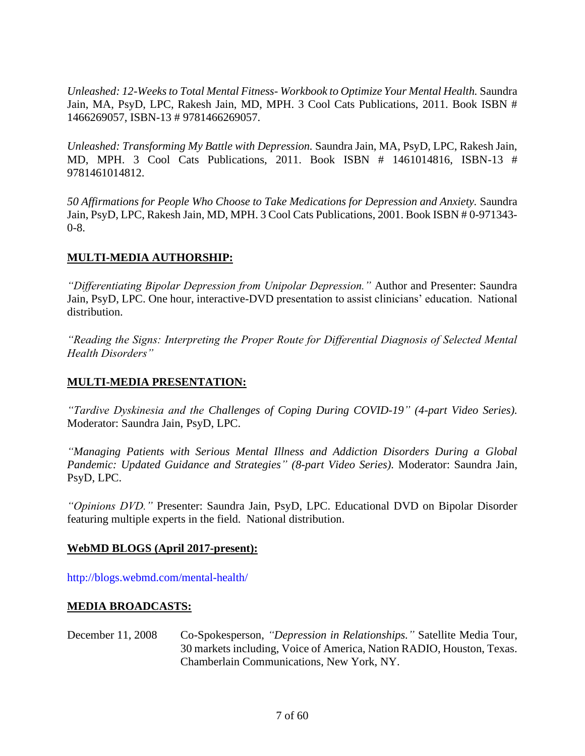*Unleashed: 12-Weeks to Total Mental Fitness- Workbook to Optimize Your Mental Health.* Saundra Jain, MA, PsyD, LPC, Rakesh Jain, MD, MPH. 3 Cool Cats Publications, 2011. Book ISBN # 1466269057, ISBN-13 # 9781466269057.

*Unleashed: Transforming My Battle with Depression.* Saundra Jain, MA, PsyD, LPC, Rakesh Jain, MD, MPH. 3 Cool Cats Publications, 2011. Book ISBN # 1461014816, ISBN-13 # 9781461014812.

*50 Affirmations for People Who Choose to Take Medications for Depression and Anxiety.* Saundra Jain, PsyD, LPC, Rakesh Jain, MD, MPH. 3 Cool Cats Publications, 2001. Book ISBN # 0-971343-0-8.

**MULTI-MEDIA AUTHORSHIP:**

*"Differentiating Bipolar Depression from Unipolar Depression."* Author and Presenter: Saundra Jain, PsyD, LPC. One hour, interactive-DVD presentation to assist clinicians' education. National distribution.

*"Reading the Signs: Interpreting the Proper Route for Differential Diagnosis of Selected Mental Health Disorders"*

**MULTI-MEDIA PRESENTATION:**

*"Tardive Dyskinesia and the Challenges of Coping During COVID-19" (4-part Video Series).* Moderator: Saundra Jain, PsyD, LPC.

*"Managing Patients with Serious Mental Illness and Addiction Disorders During a Global Pandemic: Updated Guidance and Strategies" (8-part Video Series).* Moderator: Saundra Jain, PsyD, LPC.

*"Opinions DVD."* Presenter: Saundra Jain, PsyD, LPC. Educational DVD on Bipolar Disorder featuring multiple experts in the field. National distribution.

**WebMD BLOGS (April 2017-present):**

http://blogs.webmd.com/mental-health/

**MEDIA BROADCASTS:**

December 11, 2008 — Co-Spokesperson, *"Depression in Relationships."* Satellite Media Tour, 30 markets including, Voice of America, Nation RADIO, Houston, Texas. Chamberlain Communications, New York, NY.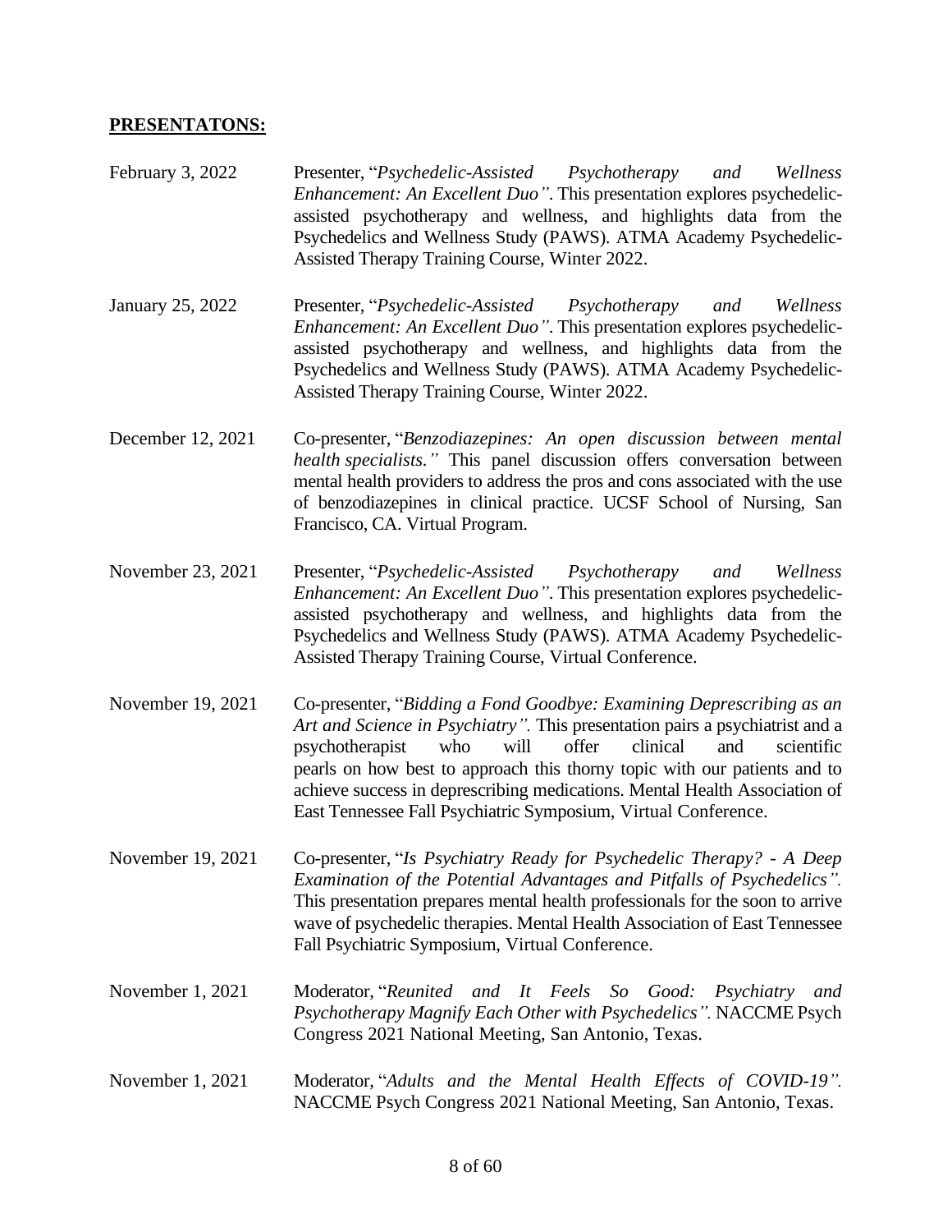**PRESENTATONS:**

February 3, 2022 — Presenter, "*Psychedelic-Assisted Psychotherapy and Wellness Enhancement: An Excellent Duo"*. This presentation explores psychedelic-assisted psychotherapy and wellness, and highlights data from the Psychedelics and Wellness Study (PAWS). ATMA Academy Psychedelic-Assisted Therapy Training Course, Winter 2022.

January 25, 2022 — Presenter, "*Psychedelic-Assisted Psychotherapy and Wellness Enhancement: An Excellent Duo"*. This presentation explores psychedelic-assisted psychotherapy and wellness, and highlights data from the Psychedelics and Wellness Study (PAWS). ATMA Academy Psychedelic-Assisted Therapy Training Course, Winter 2022.

December 12, 2021 — Co-presenter, "*Benzodiazepines: An open discussion between mental health specialists."* This panel discussion offers conversation between mental health providers to address the pros and cons associated with the use of benzodiazepines in clinical practice. UCSF School of Nursing, San Francisco, CA. Virtual Program.

November 23, 2021 — Presenter, "*Psychedelic-Assisted Psychotherapy and Wellness Enhancement: An Excellent Duo"*. This presentation explores psychedelic-assisted psychotherapy and wellness, and highlights data from the Psychedelics and Wellness Study (PAWS). ATMA Academy Psychedelic-Assisted Therapy Training Course, Virtual Conference.

November 19, 2021 — Co-presenter, "*Bidding a Fond Goodbye: Examining Deprescribing as an Art and Science in Psychiatry".* This presentation pairs a psychiatrist and a psychotherapist who will offer clinical and scientific pearls on how best to approach this thorny topic with our patients and to achieve success in deprescribing medications. Mental Health Association of East Tennessee Fall Psychiatric Symposium, Virtual Conference.

November 19, 2021 — Co-presenter, "*Is Psychiatry Ready for Psychedelic Therapy? - A Deep Examination of the Potential Advantages and Pitfalls of Psychedelics".* This presentation prepares mental health professionals for the soon to arrive wave of psychedelic therapies. Mental Health Association of East Tennessee Fall Psychiatric Symposium, Virtual Conference.

November 1, 2021 — Moderator, "*Reunited and It Feels So Good: Psychiatry and Psychotherapy Magnify Each Other with Psychedelics".* NACCME Psych Congress 2021 National Meeting, San Antonio, Texas.

November 1, 2021 — Moderator, "*Adults and the Mental Health Effects of COVID-19".* NACCME Psych Congress 2021 National Meeting, San Antonio, Texas.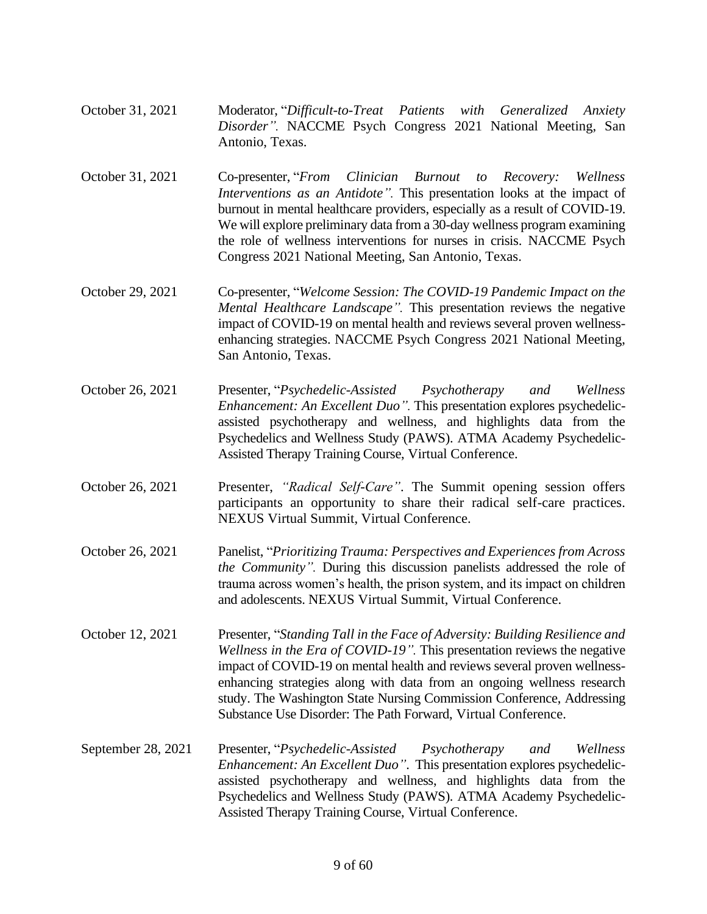October 31, 2021 — Moderator, "*Difficult-to-Treat Patients with Generalized Anxiety Disorder"*. NACCME Psych Congress 2021 National Meeting, San Antonio, Texas.

October 31, 2021 — Co-presenter, "*From Clinician Burnout to Recovery: Wellness Interventions as an Antidote"*. This presentation looks at the impact of burnout in mental healthcare providers, especially as a result of COVID-19. We will explore preliminary data from a 30-day wellness program examining the role of wellness interventions for nurses in crisis. NACCME Psych Congress 2021 National Meeting, San Antonio, Texas.

October 29, 2021 — Co-presenter, "*Welcome Session: The COVID-19 Pandemic Impact on the Mental Healthcare Landscape"*. This presentation reviews the negative impact of COVID-19 on mental health and reviews several proven wellness-enhancing strategies. NACCME Psych Congress 2021 National Meeting, San Antonio, Texas.

October 26, 2021 — Presenter, "*Psychedelic-Assisted Psychotherapy and Wellness Enhancement: An Excellent Duo"*. This presentation explores psychedelic-assisted psychotherapy and wellness, and highlights data from the Psychedelics and Wellness Study (PAWS). ATMA Academy Psychedelic-Assisted Therapy Training Course, Virtual Conference.

October 26, 2021 — Presenter, *"Radical Self-Care"*. The Summit opening session offers participants an opportunity to share their radical self-care practices. NEXUS Virtual Summit, Virtual Conference.

October 26, 2021 — Panelist, "*Prioritizing Trauma: Perspectives and Experiences from Across the Community"*. During this discussion panelists addressed the role of trauma across women's health, the prison system, and its impact on children and adolescents. NEXUS Virtual Summit, Virtual Conference.

October 12, 2021 — Presenter, "*Standing Tall in the Face of Adversity: Building Resilience and Wellness in the Era of COVID-19"*. This presentation reviews the negative impact of COVID-19 on mental health and reviews several proven wellness-enhancing strategies along with data from an ongoing wellness research study. The Washington State Nursing Commission Conference, Addressing Substance Use Disorder: The Path Forward, Virtual Conference.

September 28, 2021 — Presenter, "*Psychedelic-Assisted Psychotherapy and Wellness Enhancement: An Excellent Duo"*. This presentation explores psychedelic-assisted psychotherapy and wellness, and highlights data from the Psychedelics and Wellness Study (PAWS). ATMA Academy Psychedelic-Assisted Therapy Training Course, Virtual Conference.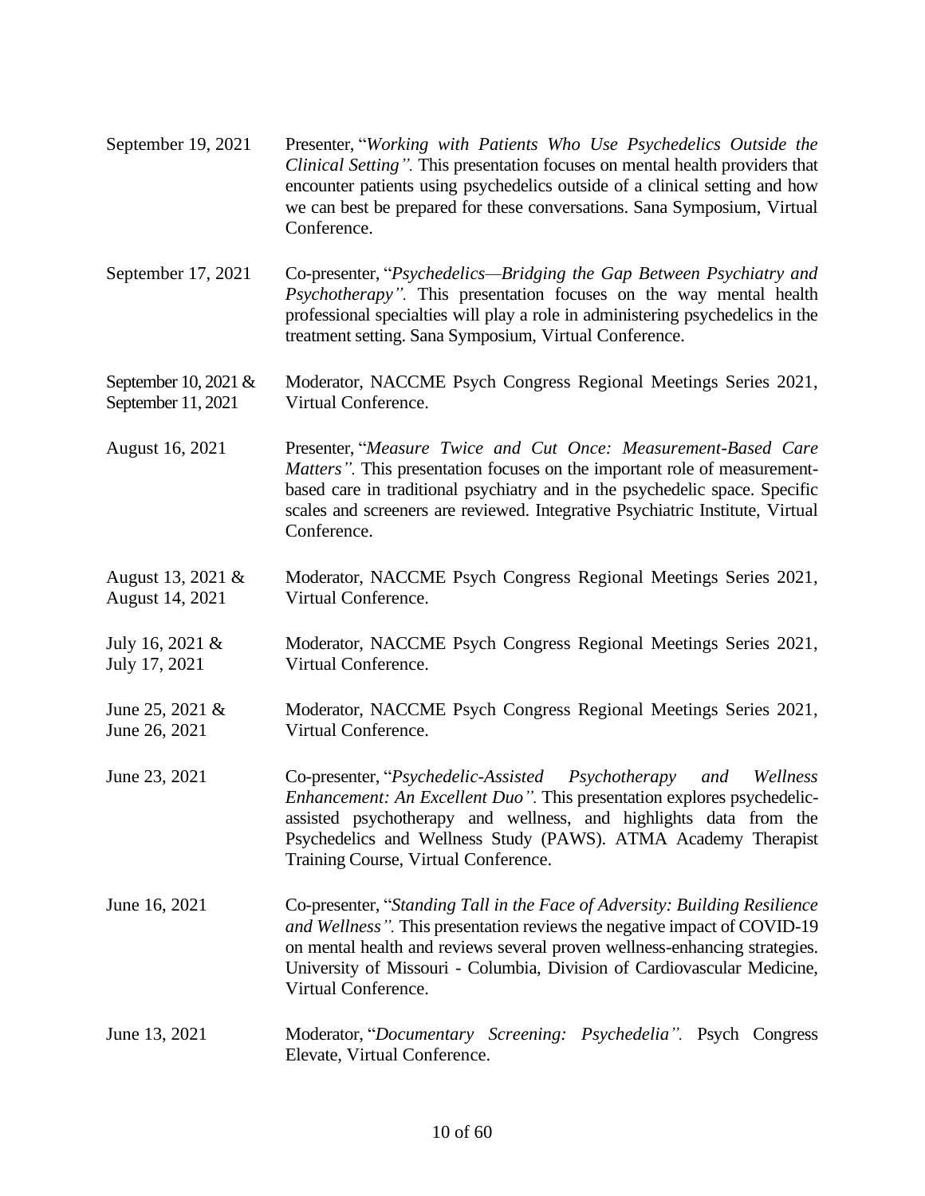September 19, 2021 — Presenter, "*Working with Patients Who Use Psychedelics Outside the Clinical Setting".* This presentation focuses on mental health providers that encounter patients using psychedelics outside of a clinical setting and how we can best be prepared for these conversations. Sana Symposium, Virtual Conference.

September 17, 2021 — Co-presenter, "*Psychedelics—Bridging the Gap Between Psychiatry and Psychotherapy".* This presentation focuses on the way mental health professional specialties will play a role in administering psychedelics in the treatment setting. Sana Symposium, Virtual Conference.

September 10, 2021 & September 11, 2021 — Moderator, NACCME Psych Congress Regional Meetings Series 2021, Virtual Conference.

August 16, 2021 — Presenter, "*Measure Twice and Cut Once: Measurement-Based Care Matters".* This presentation focuses on the important role of measurement-based care in traditional psychiatry and in the psychedelic space. Specific scales and screeners are reviewed. Integrative Psychiatric Institute, Virtual Conference.

August 13, 2021 & August 14, 2021 — Moderator, NACCME Psych Congress Regional Meetings Series 2021, Virtual Conference.

July 16, 2021 & July 17, 2021 — Moderator, NACCME Psych Congress Regional Meetings Series 2021, Virtual Conference.

June 25, 2021 & June 26, 2021 — Moderator, NACCME Psych Congress Regional Meetings Series 2021, Virtual Conference.

June 23, 2021 — Co-presenter, "*Psychedelic-Assisted Psychotherapy and Wellness Enhancement: An Excellent Duo".* This presentation explores psychedelic-assisted psychotherapy and wellness, and highlights data from the Psychedelics and Wellness Study (PAWS). ATMA Academy Therapist Training Course, Virtual Conference.

June 16, 2021 — Co-presenter, "*Standing Tall in the Face of Adversity: Building Resilience and Wellness".* This presentation reviews the negative impact of COVID-19 on mental health and reviews several proven wellness-enhancing strategies. University of Missouri - Columbia, Division of Cardiovascular Medicine, Virtual Conference.

June 13, 2021 — Moderator, "*Documentary Screening: Psychedelia".* Psych Congress Elevate, Virtual Conference.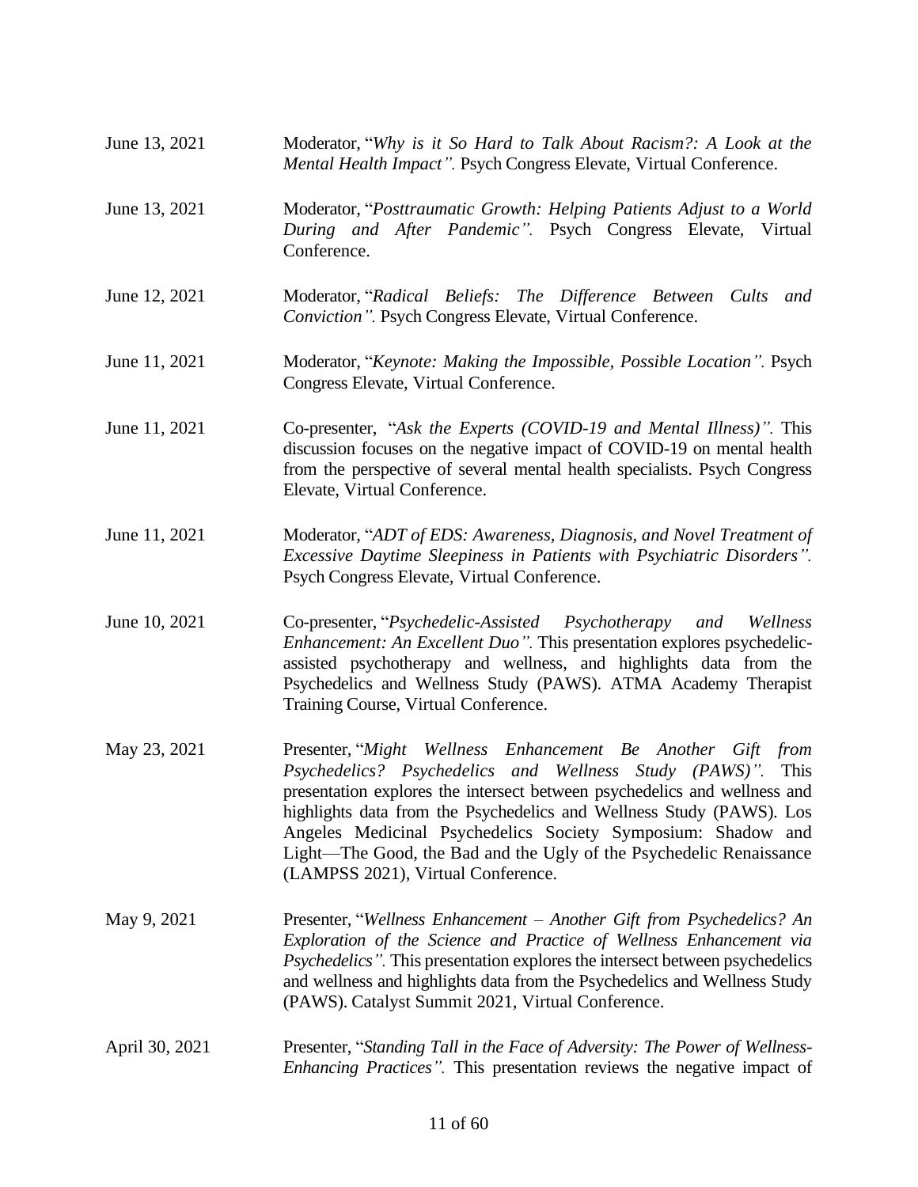June 13, 2021 Moderator, "*Why is it So Hard to Talk About Racism?: A Look at the Mental Health Impact*". Psych Congress Elevate, Virtual Conference.

June 13, 2021 Moderator, "*Posttraumatic Growth: Helping Patients Adjust to a World During and After Pandemic*". Psych Congress Elevate, Virtual Conference.

June 12, 2021 Moderator, "*Radical Beliefs: The Difference Between Cults and Conviction*". Psych Congress Elevate, Virtual Conference.

June 11, 2021 Moderator, "*Keynote: Making the Impossible, Possible Location*". Psych Congress Elevate, Virtual Conference.

June 11, 2021 Co-presenter, "*Ask the Experts (COVID-19 and Mental Illness)*". This discussion focuses on the negative impact of COVID-19 on mental health from the perspective of several mental health specialists. Psych Congress Elevate, Virtual Conference.

June 11, 2021 Moderator, "*ADT of EDS: Awareness, Diagnosis, and Novel Treatment of Excessive Daytime Sleepiness in Patients with Psychiatric Disorders*". Psych Congress Elevate, Virtual Conference.

June 10, 2021 Co-presenter, "*Psychedelic-Assisted Psychotherapy and Wellness Enhancement: An Excellent Duo*". This presentation explores psychedelic-assisted psychotherapy and wellness, and highlights data from the Psychedelics and Wellness Study (PAWS). ATMA Academy Therapist Training Course, Virtual Conference.

May 23, 2021 Presenter, "*Might Wellness Enhancement Be Another Gift from Psychedelics? Psychedelics and Wellness Study (PAWS)*". This presentation explores the intersect between psychedelics and wellness and highlights data from the Psychedelics and Wellness Study (PAWS). Los Angeles Medicinal Psychedelics Society Symposium: Shadow and Light—The Good, the Bad and the Ugly of the Psychedelic Renaissance (LAMPSS 2021), Virtual Conference.

May 9, 2021 Presenter, "*Wellness Enhancement – Another Gift from Psychedelics? An Exploration of the Science and Practice of Wellness Enhancement via Psychedelics*". This presentation explores the intersect between psychedelics and wellness and highlights data from the Psychedelics and Wellness Study (PAWS). Catalyst Summit 2021, Virtual Conference.

April 30, 2021 Presenter, "*Standing Tall in the Face of Adversity: The Power of Wellness-Enhancing Practices*". This presentation reviews the negative impact of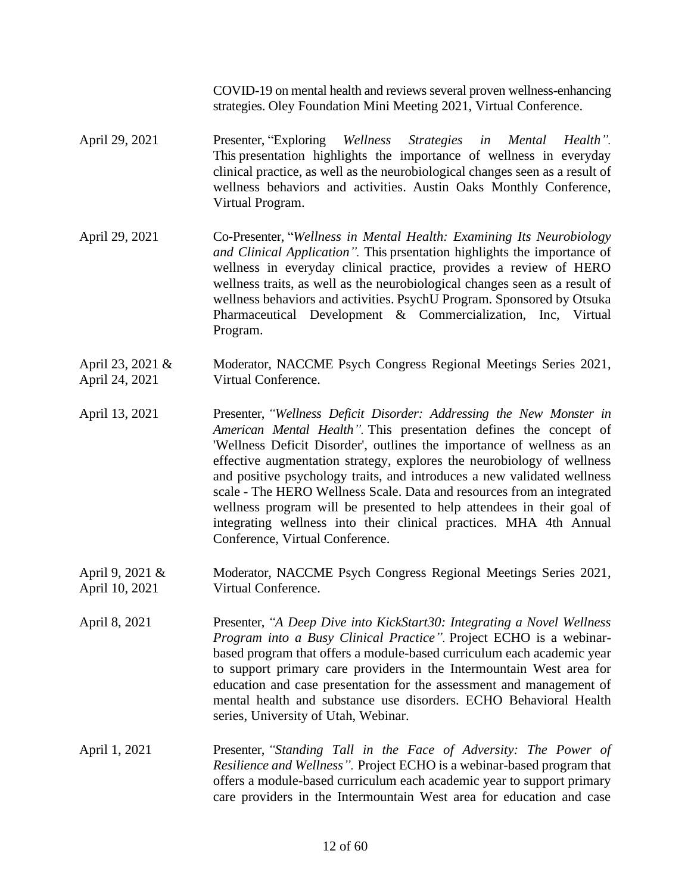COVID-19 on mental health and reviews several proven wellness-enhancing strategies. Oley Foundation Mini Meeting 2021, Virtual Conference.

| | |
|---|---|
| April 29, 2021 | Presenter, "Exploring *Wellness Strategies in Mental Health".* This presentation highlights the importance of wellness in everyday clinical practice, as well as the neurobiological changes seen as a result of wellness behaviors and activities. Austin Oaks Monthly Conference, Virtual Program. |
| April 29, 2021 | Co-Presenter, "*Wellness in Mental Health: Examining Its Neurobiology and Clinical Application".* This prsentation highlights the importance of wellness in everyday clinical practice, provides a review of HERO wellness traits, as well as the neurobiological changes seen as a result of wellness behaviors and activities. PsychU Program. Sponsored by Otsuka Pharmaceutical Development & Commercialization, Inc, Virtual Program. |
| April 23, 2021 & April 24, 2021 | Moderator, NACCME Psych Congress Regional Meetings Series 2021, Virtual Conference. |
| April 13, 2021 | Presenter, *"Wellness Deficit Disorder: Addressing the New Monster in American Mental Health".* This presentation defines the concept of 'Wellness Deficit Disorder', outlines the importance of wellness as an effective augmentation strategy, explores the neurobiology of wellness and positive psychology traits, and introduces a new validated wellness scale - The HERO Wellness Scale. Data and resources from an integrated wellness program will be presented to help attendees in their goal of integrating wellness into their clinical practices. MHA 4th Annual Conference, Virtual Conference. |
| April 9, 2021 & April 10, 2021 | Moderator, NACCME Psych Congress Regional Meetings Series 2021, Virtual Conference. |
| April 8, 2021 | Presenter, *"A Deep Dive into KickStart30: Integrating a Novel Wellness Program into a Busy Clinical Practice".* Project ECHO is a webinar-based program that offers a module-based curriculum each academic year to support primary care providers in the Intermountain West area for education and case presentation for the assessment and management of mental health and substance use disorders. ECHO Behavioral Health series, University of Utah, Webinar. |
| April 1, 2021 | Presenter, *"Standing Tall in the Face of Adversity: The Power of Resilience and Wellness".* Project ECHO is a webinar-based program that offers a module-based curriculum each academic year to support primary care providers in the Intermountain West area for education and case |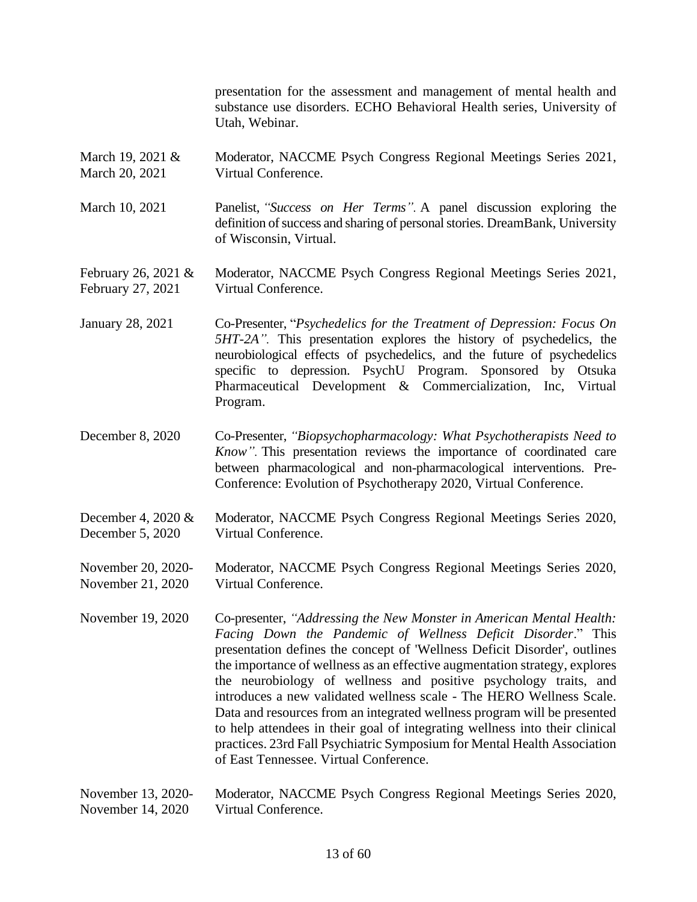presentation for the assessment and management of mental health and substance use disorders. ECHO Behavioral Health series, University of Utah, Webinar.

| | |
|---|---|
| March 19, 2021 & March 20, 2021 | Moderator, NACCME Psych Congress Regional Meetings Series 2021, Virtual Conference. |
| March 10, 2021 | Panelist, *"Success on Her Terms"*. A panel discussion exploring the definition of success and sharing of personal stories. DreamBank, University of Wisconsin, Virtual. |
| February 26, 2021 & February 27, 2021 | Moderator, NACCME Psych Congress Regional Meetings Series 2021, Virtual Conference. |
| January 28, 2021 | Co-Presenter, "*Psychedelics for the Treatment of Depression: Focus On 5HT-2A"*. This presentation explores the history of psychedelics, the neurobiological effects of psychedelics, and the future of psychedelics specific to depression. PsychU Program. Sponsored by Otsuka Pharmaceutical Development & Commercialization, Inc, Virtual Program. |
| December 8, 2020 | Co-Presenter, *"Biopsychopharmacology: What Psychotherapists Need to Know"*. This presentation reviews the importance of coordinated care between pharmacological and non-pharmacological interventions. Pre-Conference: Evolution of Psychotherapy 2020, Virtual Conference. |
| December 4, 2020 & December 5, 2020 | Moderator, NACCME Psych Congress Regional Meetings Series 2020, Virtual Conference. |
| November 20, 2020-November 21, 2020 | Moderator, NACCME Psych Congress Regional Meetings Series 2020, Virtual Conference. |
| November 19, 2020 | Co-presenter, *"Addressing the New Monster in American Mental Health: Facing Down the Pandemic of Wellness Deficit Disorder*." This presentation defines the concept of 'Wellness Deficit Disorder', outlines the importance of wellness as an effective augmentation strategy, explores the neurobiology of wellness and positive psychology traits, and introduces a new validated wellness scale - The HERO Wellness Scale. Data and resources from an integrated wellness program will be presented to help attendees in their goal of integrating wellness into their clinical practices. 23rd Fall Psychiatric Symposium for Mental Health Association of East Tennessee. Virtual Conference. |
| November 13, 2020-November 14, 2020 | Moderator, NACCME Psych Congress Regional Meetings Series 2020, Virtual Conference. |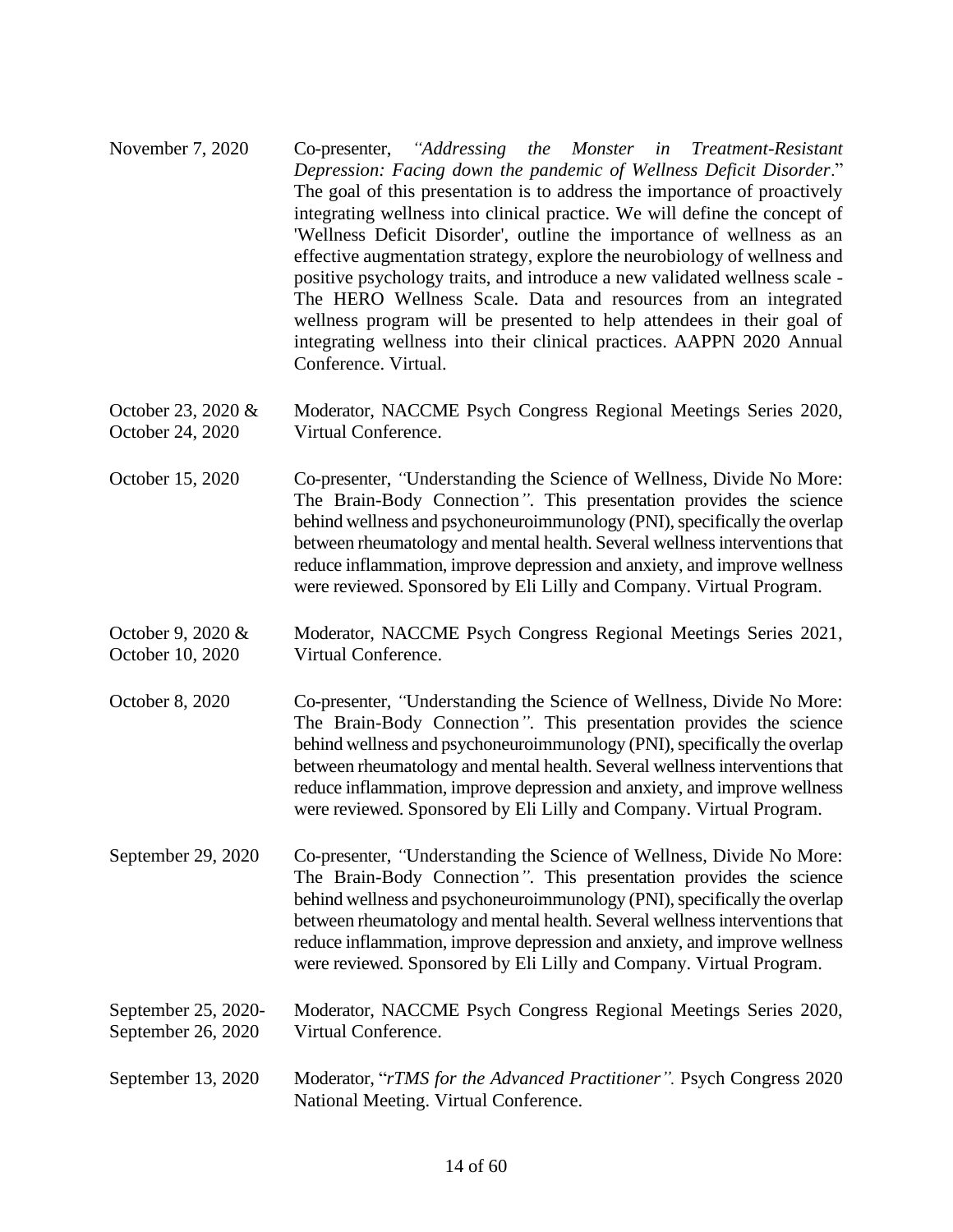| | |
|---|---|
| November 7, 2020 | Co-presenter, *"Addressing the Monster in Treatment-Resistant Depression: Facing down the pandemic of Wellness Deficit Disorder*." The goal of this presentation is to address the importance of proactively integrating wellness into clinical practice. We will define the concept of 'Wellness Deficit Disorder', outline the importance of wellness as an effective augmentation strategy, explore the neurobiology of wellness and positive psychology traits, and introduce a new validated wellness scale - The HERO Wellness Scale. Data and resources from an integrated wellness program will be presented to help attendees in their goal of integrating wellness into their clinical practices. AAPPN 2020 Annual Conference. Virtual. |
| October 23, 2020 & October 24, 2020 | Moderator, NACCME Psych Congress Regional Meetings Series 2020, Virtual Conference. |
| October 15, 2020 | Co-presenter, *"*Understanding the Science of Wellness, Divide No More: The Brain-Body Connection*"*. This presentation provides the science behind wellness and psychoneuroimmunology (PNI), specifically the overlap between rheumatology and mental health. Several wellness interventions that reduce inflammation, improve depression and anxiety, and improve wellness were reviewed. Sponsored by Eli Lilly and Company. Virtual Program. |
| October 9, 2020 & October 10, 2020 | Moderator, NACCME Psych Congress Regional Meetings Series 2021, Virtual Conference. |
| October 8, 2020 | Co-presenter, *"*Understanding the Science of Wellness, Divide No More: The Brain-Body Connection*"*. This presentation provides the science behind wellness and psychoneuroimmunology (PNI), specifically the overlap between rheumatology and mental health. Several wellness interventions that reduce inflammation, improve depression and anxiety, and improve wellness were reviewed. Sponsored by Eli Lilly and Company. Virtual Program. |
| September 29, 2020 | Co-presenter, *"*Understanding the Science of Wellness, Divide No More: The Brain-Body Connection*"*. This presentation provides the science behind wellness and psychoneuroimmunology (PNI), specifically the overlap between rheumatology and mental health. Several wellness interventions that reduce inflammation, improve depression and anxiety, and improve wellness were reviewed. Sponsored by Eli Lilly and Company. Virtual Program. |
| September 25, 2020- September 26, 2020 | Moderator, NACCME Psych Congress Regional Meetings Series 2020, Virtual Conference. |
| September 13, 2020 | Moderator, "*rTMS for the Advanced Practitioner".* Psych Congress 2020 National Meeting. Virtual Conference. |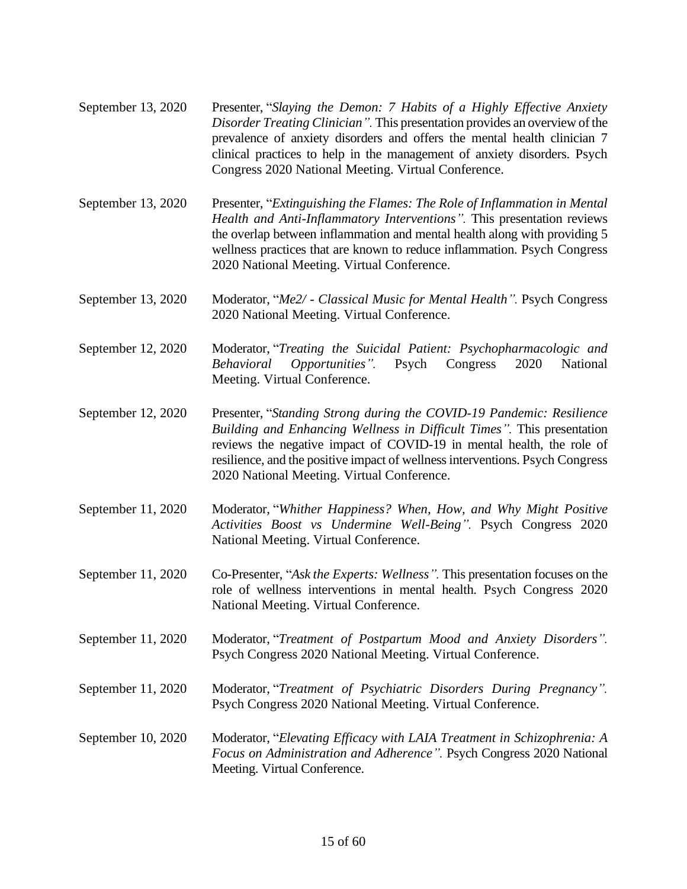September 13, 2020 Presenter, "*Slaying the Demon: 7 Habits of a Highly Effective Anxiety Disorder Treating Clinician".* This presentation provides an overview of the prevalence of anxiety disorders and offers the mental health clinician 7 clinical practices to help in the management of anxiety disorders. Psych Congress 2020 National Meeting. Virtual Conference.

September 13, 2020 Presenter, "*Extinguishing the Flames: The Role of Inflammation in Mental Health and Anti-Inflammatory Interventions".* This presentation reviews the overlap between inflammation and mental health along with providing 5 wellness practices that are known to reduce inflammation. Psych Congress 2020 National Meeting. Virtual Conference.

September 13, 2020 Moderator, "*Me2/ - Classical Music for Mental Health".* Psych Congress 2020 National Meeting. Virtual Conference.

September 12, 2020 Moderator, "*Treating the Suicidal Patient: Psychopharmacologic and Behavioral Opportunities".* Psych Congress 2020 National Meeting. Virtual Conference.

September 12, 2020 Presenter, "*Standing Strong during the COVID-19 Pandemic: Resilience Building and Enhancing Wellness in Difficult Times".* This presentation reviews the negative impact of COVID-19 in mental health, the role of resilience, and the positive impact of wellness interventions. Psych Congress 2020 National Meeting. Virtual Conference.

September 11, 2020 Moderator, "*Whither Happiness? When, How, and Why Might Positive Activities Boost vs Undermine Well-Being".* Psych Congress 2020 National Meeting. Virtual Conference.

September 11, 2020 Co-Presenter, "*Ask the Experts: Wellness".* This presentation focuses on the role of wellness interventions in mental health. Psych Congress 2020 National Meeting. Virtual Conference.

September 11, 2020 Moderator, "*Treatment of Postpartum Mood and Anxiety Disorders".* Psych Congress 2020 National Meeting. Virtual Conference.

September 11, 2020 Moderator, "*Treatment of Psychiatric Disorders During Pregnancy".* Psych Congress 2020 National Meeting. Virtual Conference.

September 10, 2020 Moderator, "*Elevating Efficacy with LAIA Treatment in Schizophrenia: A Focus on Administration and Adherence".* Psych Congress 2020 National Meeting. Virtual Conference.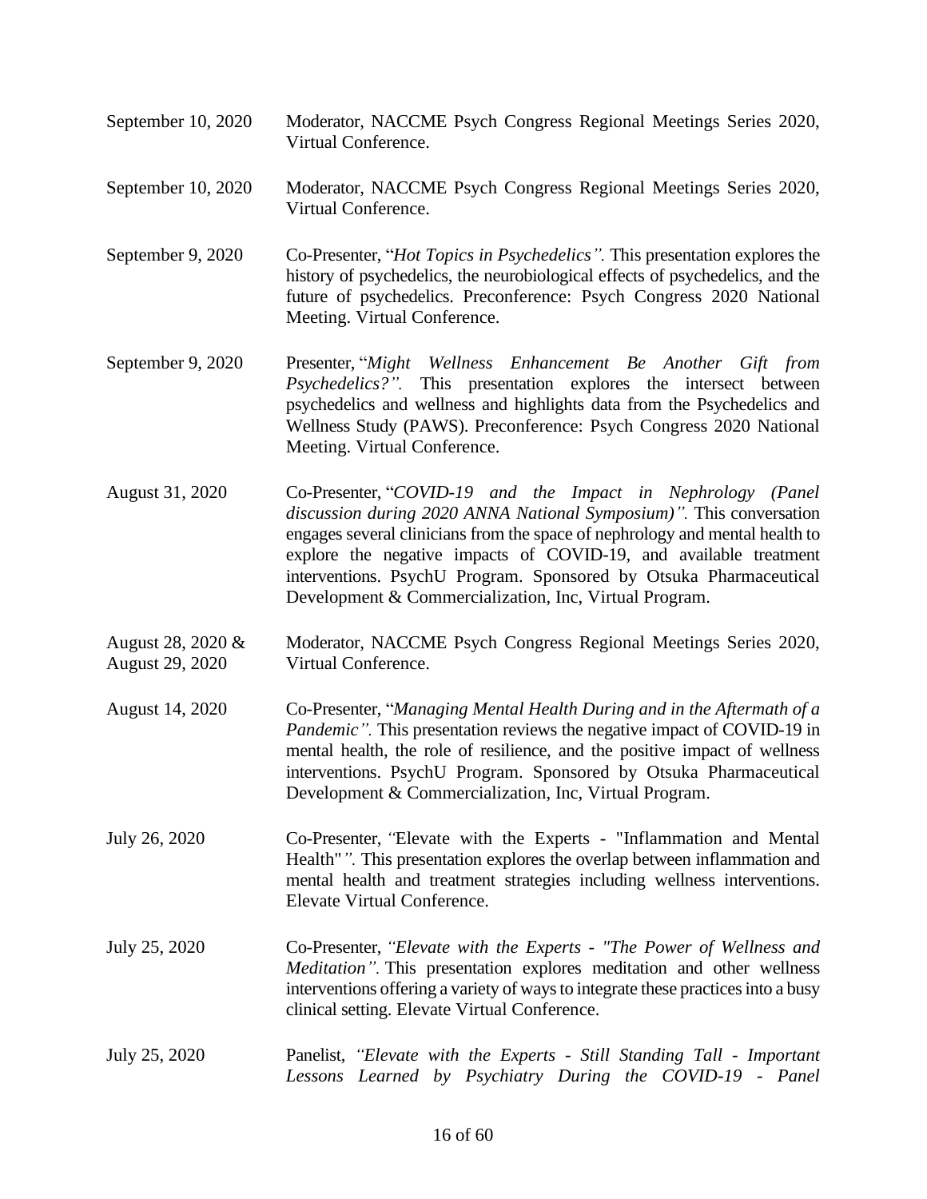September 10, 2020 — Moderator, NACCME Psych Congress Regional Meetings Series 2020, Virtual Conference.

September 10, 2020 — Moderator, NACCME Psych Congress Regional Meetings Series 2020, Virtual Conference.

September 9, 2020 — Co-Presenter, "*Hot Topics in Psychedelics".* This presentation explores the history of psychedelics, the neurobiological effects of psychedelics, and the future of psychedelics. Preconference: Psych Congress 2020 National Meeting. Virtual Conference.

September 9, 2020 — Presenter, "*Might Wellness Enhancement Be Another Gift from Psychedelics?".* This presentation explores the intersect between psychedelics and wellness and highlights data from the Psychedelics and Wellness Study (PAWS). Preconference: Psych Congress 2020 National Meeting. Virtual Conference.

August 31, 2020 — Co-Presenter, "*COVID-19 and the Impact in Nephrology (Panel discussion during 2020 ANNA National Symposium)".* This conversation engages several clinicians from the space of nephrology and mental health to explore the negative impacts of COVID-19, and available treatment interventions. PsychU Program. Sponsored by Otsuka Pharmaceutical Development & Commercialization, Inc, Virtual Program.

August 28, 2020 & August 29, 2020 — Moderator, NACCME Psych Congress Regional Meetings Series 2020, Virtual Conference.

August 14, 2020 — Co-Presenter, "*Managing Mental Health During and in the Aftermath of a Pandemic".* This presentation reviews the negative impact of COVID-19 in mental health, the role of resilience, and the positive impact of wellness interventions. PsychU Program. Sponsored by Otsuka Pharmaceutical Development & Commercialization, Inc, Virtual Program.

July 26, 2020 — Co-Presenter, *"*Elevate with the Experts - "Inflammation and Mental Health"*".* This presentation explores the overlap between inflammation and mental health and treatment strategies including wellness interventions. Elevate Virtual Conference.

July 25, 2020 — Co-Presenter, *"Elevate with the Experts - "The Power of Wellness and Meditation".* This presentation explores meditation and other wellness interventions offering a variety of ways to integrate these practices into a busy clinical setting. Elevate Virtual Conference.

July 25, 2020 — Panelist, *"Elevate with the Experts - Still Standing Tall - Important Lessons Learned by Psychiatry During the COVID-19 - Panel*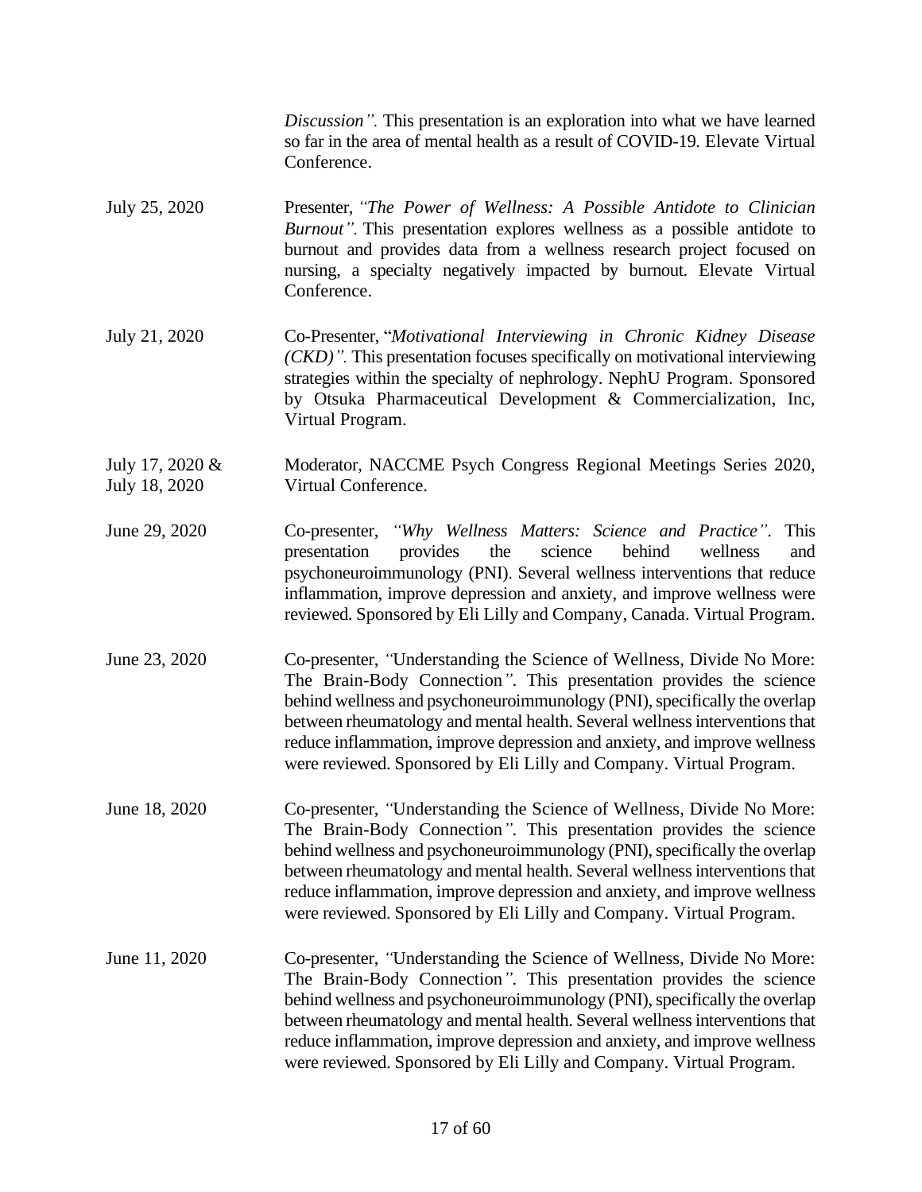*Discussion".* This presentation is an exploration into what we have learned so far in the area of mental health as a result of COVID-19. Elevate Virtual Conference.

| | |
|---|---|
| July 25, 2020 | Presenter, *"The Power of Wellness: A Possible Antidote to Clinician Burnout".* This presentation explores wellness as a possible antidote to burnout and provides data from a wellness research project focused on nursing, a specialty negatively impacted by burnout. Elevate Virtual Conference. |
| July 21, 2020 | Co-Presenter, "*Motivational Interviewing in Chronic Kidney Disease (CKD)".* This presentation focuses specifically on motivational interviewing strategies within the specialty of nephrology. NephU Program. Sponsored by Otsuka Pharmaceutical Development & Commercialization, Inc, Virtual Program. |
| July 17, 2020 & July 18, 2020 | Moderator, NACCME Psych Congress Regional Meetings Series 2020, Virtual Conference. |
| June 29, 2020 | Co-presenter, *"Why Wellness Matters: Science and Practice".* This presentation provides the science behind wellness and psychoneuroimmunology (PNI). Several wellness interventions that reduce inflammation, improve depression and anxiety, and improve wellness were reviewed. Sponsored by Eli Lilly and Company, Canada. Virtual Program. |
| June 23, 2020 | Co-presenter, "Understanding the Science of Wellness, Divide No More: The Brain-Body Connection". This presentation provides the science behind wellness and psychoneuroimmunology (PNI), specifically the overlap between rheumatology and mental health. Several wellness interventions that reduce inflammation, improve depression and anxiety, and improve wellness were reviewed. Sponsored by Eli Lilly and Company. Virtual Program. |
| June 18, 2020 | Co-presenter, "Understanding the Science of Wellness, Divide No More: The Brain-Body Connection". This presentation provides the science behind wellness and psychoneuroimmunology (PNI), specifically the overlap between rheumatology and mental health. Several wellness interventions that reduce inflammation, improve depression and anxiety, and improve wellness were reviewed. Sponsored by Eli Lilly and Company. Virtual Program. |
| June 11, 2020 | Co-presenter, "Understanding the Science of Wellness, Divide No More: The Brain-Body Connection". This presentation provides the science behind wellness and psychoneuroimmunology (PNI), specifically the overlap between rheumatology and mental health. Several wellness interventions that reduce inflammation, improve depression and anxiety, and improve wellness were reviewed. Sponsored by Eli Lilly and Company. Virtual Program. |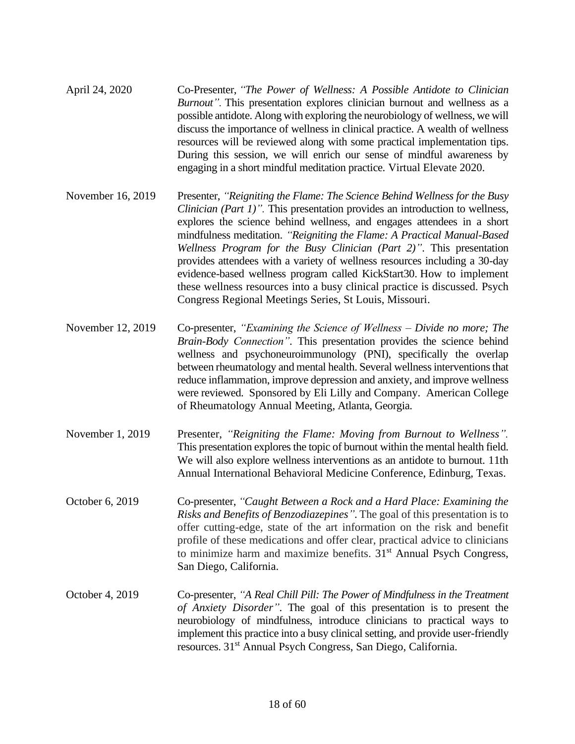April 24, 2020 Co-Presenter, *"The Power of Wellness: A Possible Antidote to Clinician Burnout"*. This presentation explores clinician burnout and wellness as a possible antidote. Along with exploring the neurobiology of wellness, we will discuss the importance of wellness in clinical practice. A wealth of wellness resources will be reviewed along with some practical implementation tips. During this session, we will enrich our sense of mindful awareness by engaging in a short mindful meditation practice. Virtual Elevate 2020.

November 16, 2019 Presenter, *"Reigniting the Flame: The Science Behind Wellness for the Busy Clinician (Part 1)"*. This presentation provides an introduction to wellness, explores the science behind wellness, and engages attendees in a short mindfulness meditation. *"Reigniting the Flame: A Practical Manual-Based Wellness Program for the Busy Clinician (Part 2)"*. This presentation provides attendees with a variety of wellness resources including a 30-day evidence-based wellness program called KickStart30. How to implement these wellness resources into a busy clinical practice is discussed. Psych Congress Regional Meetings Series, St Louis, Missouri.

November 12, 2019 Co-presenter, *"Examining the Science of Wellness – Divide no more; The Brain-Body Connection"*. This presentation provides the science behind wellness and psychoneuroimmunology (PNI), specifically the overlap between rheumatology and mental health. Several wellness interventions that reduce inflammation, improve depression and anxiety, and improve wellness were reviewed. Sponsored by Eli Lilly and Company. American College of Rheumatology Annual Meeting, Atlanta, Georgia.

November 1, 2019 Presenter, *"Reigniting the Flame: Moving from Burnout to Wellness"*. This presentation explores the topic of burnout within the mental health field. We will also explore wellness interventions as an antidote to burnout. 11th Annual International Behavioral Medicine Conference, Edinburg, Texas.

October 6, 2019 Co-presenter, *"Caught Between a Rock and a Hard Place: Examining the Risks and Benefits of Benzodiazepines"*. The goal of this presentation is to offer cutting-edge, state of the art information on the risk and benefit profile of these medications and offer clear, practical advice to clinicians to minimize harm and maximize benefits. 31st Annual Psych Congress, San Diego, California.

October 4, 2019 Co-presenter, *"A Real Chill Pill: The Power of Mindfulness in the Treatment of Anxiety Disorder"*. The goal of this presentation is to present the neurobiology of mindfulness, introduce clinicians to practical ways to implement this practice into a busy clinical setting, and provide user-friendly resources. 31st Annual Psych Congress, San Diego, California.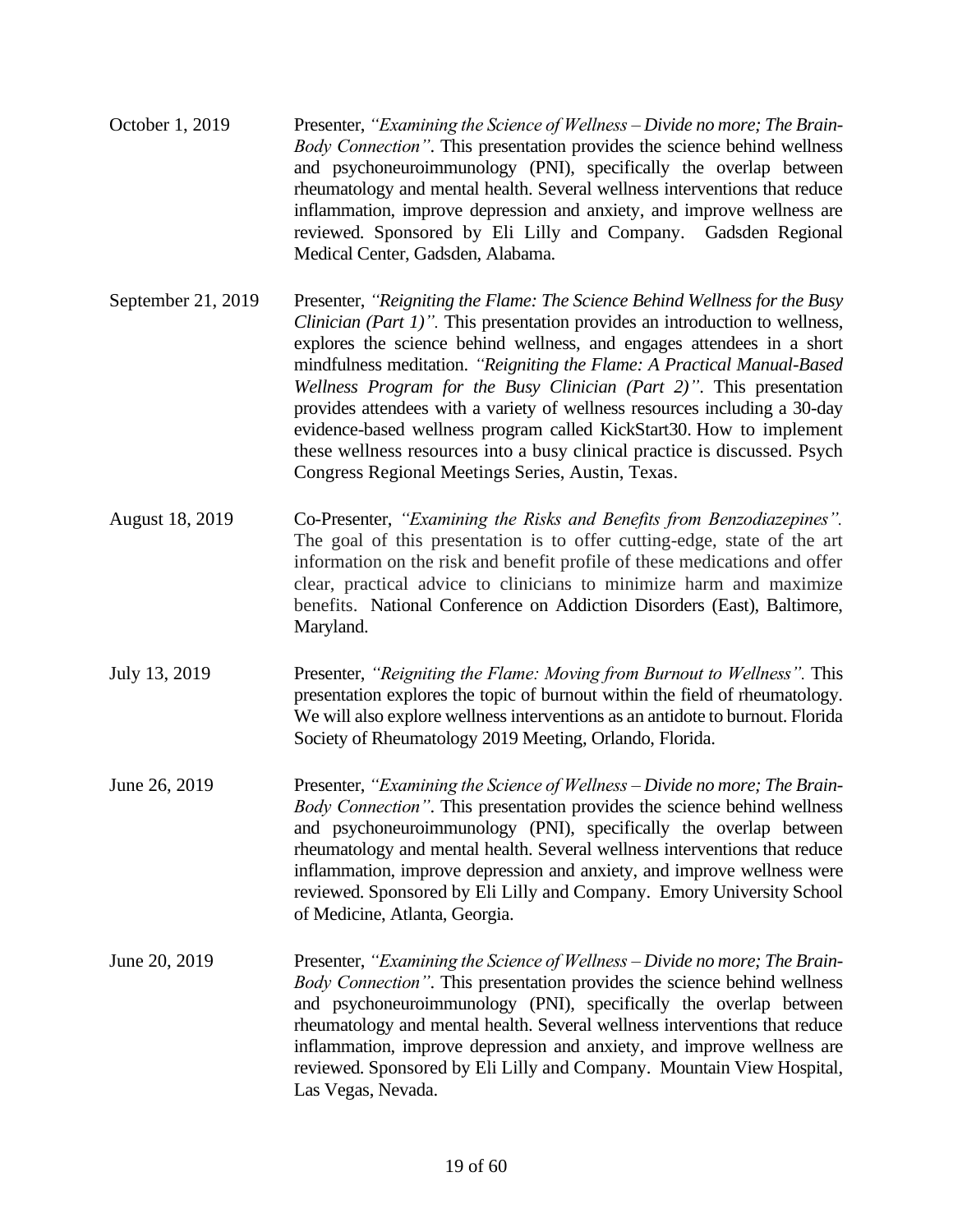October 1, 2019 Presenter, *"Examining the Science of Wellness – Divide no more; The Brain-Body Connection"*. This presentation provides the science behind wellness and psychoneuroimmunology (PNI), specifically the overlap between rheumatology and mental health. Several wellness interventions that reduce inflammation, improve depression and anxiety, and improve wellness are reviewed. Sponsored by Eli Lilly and Company. Gadsden Regional Medical Center, Gadsden, Alabama.

September 21, 2019 Presenter, *"Reigniting the Flame: The Science Behind Wellness for the Busy Clinician (Part 1)"*. This presentation provides an introduction to wellness, explores the science behind wellness, and engages attendees in a short mindfulness meditation. *"Reigniting the Flame: A Practical Manual-Based Wellness Program for the Busy Clinician (Part 2)"*. This presentation provides attendees with a variety of wellness resources including a 30-day evidence-based wellness program called KickStart30. How to implement these wellness resources into a busy clinical practice is discussed. Psych Congress Regional Meetings Series, Austin, Texas.

August 18, 2019 Co-Presenter, *"Examining the Risks and Benefits from Benzodiazepines"*. The goal of this presentation is to offer cutting-edge, state of the art information on the risk and benefit profile of these medications and offer clear, practical advice to clinicians to minimize harm and maximize benefits. National Conference on Addiction Disorders (East), Baltimore, Maryland.

July 13, 2019 Presenter, *"Reigniting the Flame: Moving from Burnout to Wellness"*. This presentation explores the topic of burnout within the field of rheumatology. We will also explore wellness interventions as an antidote to burnout. Florida Society of Rheumatology 2019 Meeting, Orlando, Florida.

June 26, 2019 Presenter, *"Examining the Science of Wellness – Divide no more; The Brain-Body Connection"*. This presentation provides the science behind wellness and psychoneuroimmunology (PNI), specifically the overlap between rheumatology and mental health. Several wellness interventions that reduce inflammation, improve depression and anxiety, and improve wellness were reviewed. Sponsored by Eli Lilly and Company. Emory University School of Medicine, Atlanta, Georgia.

June 20, 2019 Presenter, *"Examining the Science of Wellness – Divide no more; The Brain-Body Connection"*. This presentation provides the science behind wellness and psychoneuroimmunology (PNI), specifically the overlap between rheumatology and mental health. Several wellness interventions that reduce inflammation, improve depression and anxiety, and improve wellness are reviewed. Sponsored by Eli Lilly and Company. Mountain View Hospital, Las Vegas, Nevada.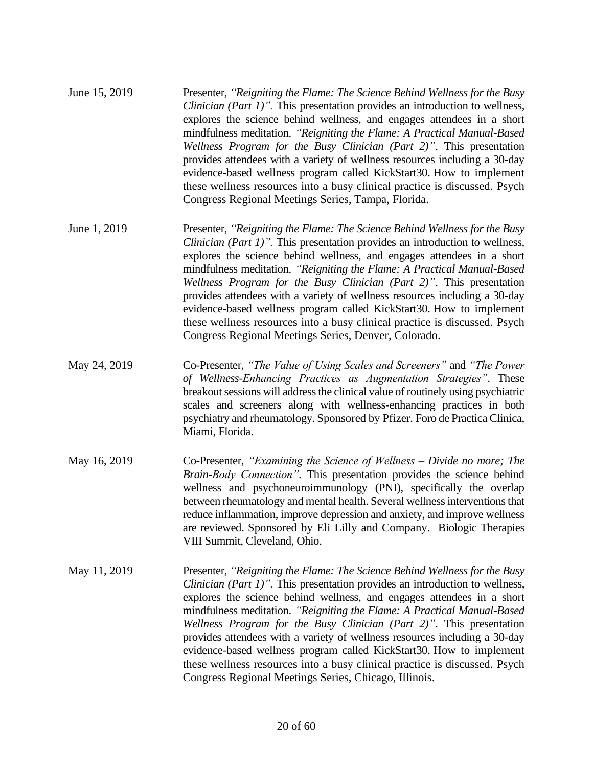June 15, 2019 Presenter, *"Reigniting the Flame: The Science Behind Wellness for the Busy Clinician (Part 1)"*. This presentation provides an introduction to wellness, explores the science behind wellness, and engages attendees in a short mindfulness meditation. *"Reigniting the Flame: A Practical Manual-Based Wellness Program for the Busy Clinician (Part 2)"*. This presentation provides attendees with a variety of wellness resources including a 30-day evidence-based wellness program called KickStart30. How to implement these wellness resources into a busy clinical practice is discussed. Psych Congress Regional Meetings Series, Tampa, Florida.

June 1, 2019 Presenter, *"Reigniting the Flame: The Science Behind Wellness for the Busy Clinician (Part 1)"*. This presentation provides an introduction to wellness, explores the science behind wellness, and engages attendees in a short mindfulness meditation. *"Reigniting the Flame: A Practical Manual-Based Wellness Program for the Busy Clinician (Part 2)"*. This presentation provides attendees with a variety of wellness resources including a 30-day evidence-based wellness program called KickStart30. How to implement these wellness resources into a busy clinical practice is discussed. Psych Congress Regional Meetings Series, Denver, Colorado.

May 24, 2019 Co-Presenter, *"The Value of Using Scales and Screeners"* and *"The Power of Wellness-Enhancing Practices as Augmentation Strategies"*. These breakout sessions will address the clinical value of routinely using psychiatric scales and screeners along with wellness-enhancing practices in both psychiatry and rheumatology. Sponsored by Pfizer. Foro de Practica Clinica, Miami, Florida.

May 16, 2019 Co-Presenter, *"Examining the Science of Wellness – Divide no more; The Brain-Body Connection"*. This presentation provides the science behind wellness and psychoneuroimmunology (PNI), specifically the overlap between rheumatology and mental health. Several wellness interventions that reduce inflammation, improve depression and anxiety, and improve wellness are reviewed. Sponsored by Eli Lilly and Company. Biologic Therapies VIII Summit, Cleveland, Ohio.

May 11, 2019 Presenter, *"Reigniting the Flame: The Science Behind Wellness for the Busy Clinician (Part 1)"*. This presentation provides an introduction to wellness, explores the science behind wellness, and engages attendees in a short mindfulness meditation. *"Reigniting the Flame: A Practical Manual-Based Wellness Program for the Busy Clinician (Part 2)"*. This presentation provides attendees with a variety of wellness resources including a 30-day evidence-based wellness program called KickStart30. How to implement these wellness resources into a busy clinical practice is discussed. Psych Congress Regional Meetings Series, Chicago, Illinois.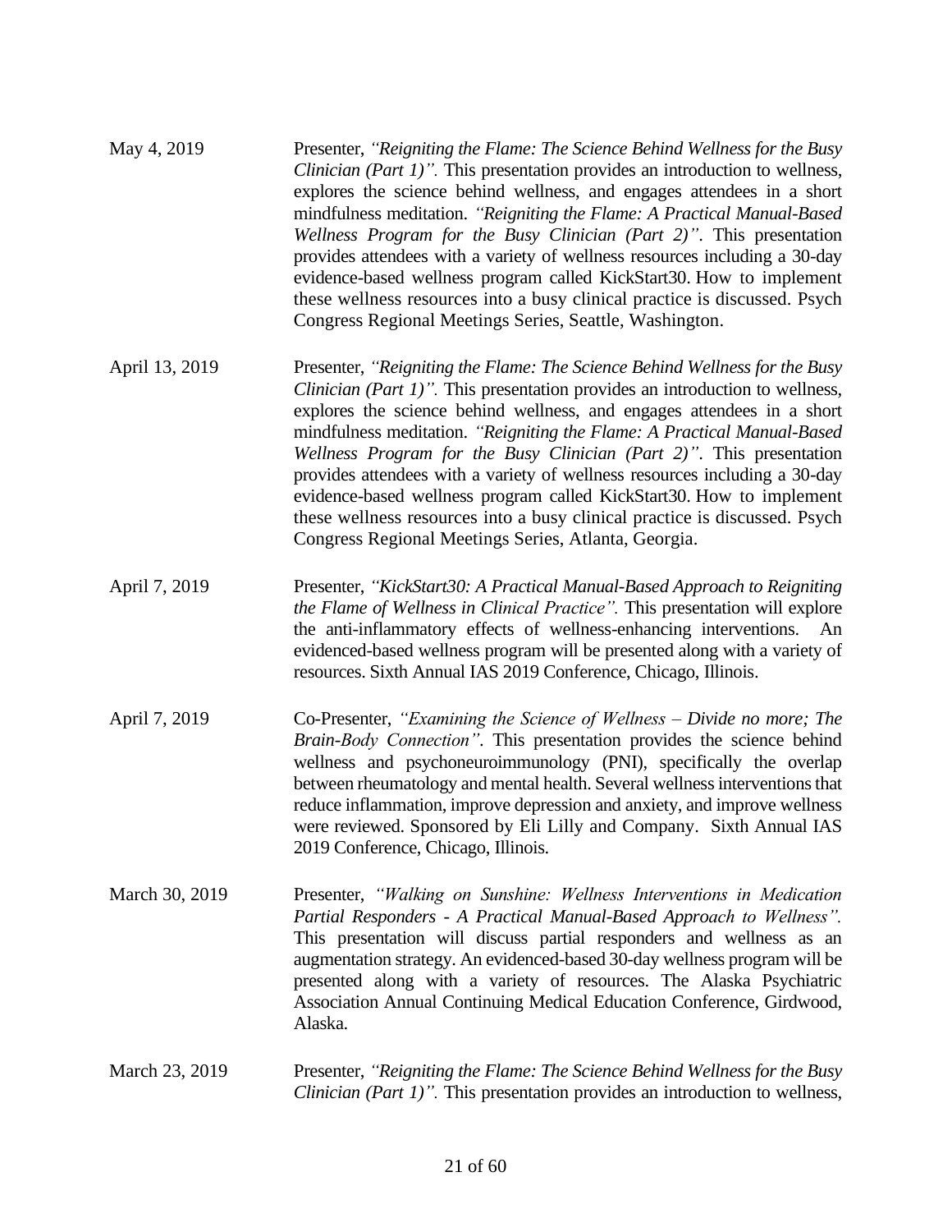May 4, 2019 — Presenter, *"Reigniting the Flame: The Science Behind Wellness for the Busy Clinician (Part 1)"*. This presentation provides an introduction to wellness, explores the science behind wellness, and engages attendees in a short mindfulness meditation. *"Reigniting the Flame: A Practical Manual-Based Wellness Program for the Busy Clinician (Part 2)"*. This presentation provides attendees with a variety of wellness resources including a 30-day evidence-based wellness program called KickStart30. How to implement these wellness resources into a busy clinical practice is discussed. Psych Congress Regional Meetings Series, Seattle, Washington.

April 13, 2019 — Presenter, *"Reigniting the Flame: The Science Behind Wellness for the Busy Clinician (Part 1)"*. This presentation provides an introduction to wellness, explores the science behind wellness, and engages attendees in a short mindfulness meditation. *"Reigniting the Flame: A Practical Manual-Based Wellness Program for the Busy Clinician (Part 2)"*. This presentation provides attendees with a variety of wellness resources including a 30-day evidence-based wellness program called KickStart30. How to implement these wellness resources into a busy clinical practice is discussed. Psych Congress Regional Meetings Series, Atlanta, Georgia.

April 7, 2019 — Presenter, *"KickStart30: A Practical Manual-Based Approach to Reigniting the Flame of Wellness in Clinical Practice"*. This presentation will explore the anti-inflammatory effects of wellness-enhancing interventions. An evidenced-based wellness program will be presented along with a variety of resources. Sixth Annual IAS 2019 Conference, Chicago, Illinois.

April 7, 2019 — Co-Presenter, *"Examining the Science of Wellness – Divide no more; The Brain-Body Connection"*. This presentation provides the science behind wellness and psychoneuroimmunology (PNI), specifically the overlap between rheumatology and mental health. Several wellness interventions that reduce inflammation, improve depression and anxiety, and improve wellness were reviewed. Sponsored by Eli Lilly and Company. Sixth Annual IAS 2019 Conference, Chicago, Illinois.

March 30, 2019 — Presenter, *"Walking on Sunshine: Wellness Interventions in Medication Partial Responders - A Practical Manual-Based Approach to Wellness"*. This presentation will discuss partial responders and wellness as an augmentation strategy. An evidenced-based 30-day wellness program will be presented along with a variety of resources. The Alaska Psychiatric Association Annual Continuing Medical Education Conference, Girdwood, Alaska.

March 23, 2019 — Presenter, *"Reigniting the Flame: The Science Behind Wellness for the Busy Clinician (Part 1)"*. This presentation provides an introduction to wellness,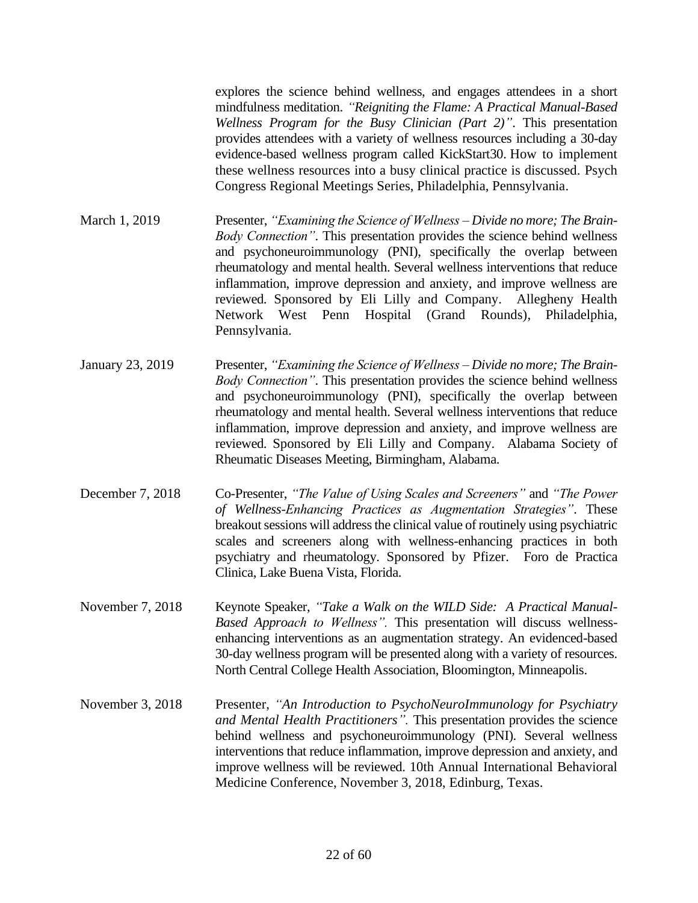explores the science behind wellness, and engages attendees in a short mindfulness meditation. *"Reigniting the Flame: A Practical Manual-Based Wellness Program for the Busy Clinician (Part 2)"*. This presentation provides attendees with a variety of wellness resources including a 30-day evidence-based wellness program called KickStart30. How to implement these wellness resources into a busy clinical practice is discussed. Psych Congress Regional Meetings Series, Philadelphia, Pennsylvania.

March 1, 2019 — Presenter, *"Examining the Science of Wellness – Divide no more; The Brain-Body Connection"*. This presentation provides the science behind wellness and psychoneuroimmunology (PNI), specifically the overlap between rheumatology and mental health. Several wellness interventions that reduce inflammation, improve depression and anxiety, and improve wellness are reviewed. Sponsored by Eli Lilly and Company. Allegheny Health Network West Penn Hospital (Grand Rounds), Philadelphia, Pennsylvania.

January 23, 2019 — Presenter, *"Examining the Science of Wellness – Divide no more; The Brain-Body Connection"*. This presentation provides the science behind wellness and psychoneuroimmunology (PNI), specifically the overlap between rheumatology and mental health. Several wellness interventions that reduce inflammation, improve depression and anxiety, and improve wellness are reviewed. Sponsored by Eli Lilly and Company. Alabama Society of Rheumatic Diseases Meeting, Birmingham, Alabama.

December 7, 2018 — Co-Presenter, *"The Value of Using Scales and Screeners"* and *"The Power of Wellness-Enhancing Practices as Augmentation Strategies"*. These breakout sessions will address the clinical value of routinely using psychiatric scales and screeners along with wellness-enhancing practices in both psychiatry and rheumatology. Sponsored by Pfizer. Foro de Practica Clinica, Lake Buena Vista, Florida.

November 7, 2018 — Keynote Speaker, *"Take a Walk on the WILD Side: A Practical Manual-Based Approach to Wellness"*. This presentation will discuss wellness-enhancing interventions as an augmentation strategy. An evidenced-based 30-day wellness program will be presented along with a variety of resources. North Central College Health Association, Bloomington, Minneapolis.

November 3, 2018 — Presenter, *"An Introduction to PsychoNeuroImmunology for Psychiatry and Mental Health Practitioners"*. This presentation provides the science behind wellness and psychoneuroimmunology (PNI). Several wellness interventions that reduce inflammation, improve depression and anxiety, and improve wellness will be reviewed. 10th Annual International Behavioral Medicine Conference, November 3, 2018, Edinburg, Texas.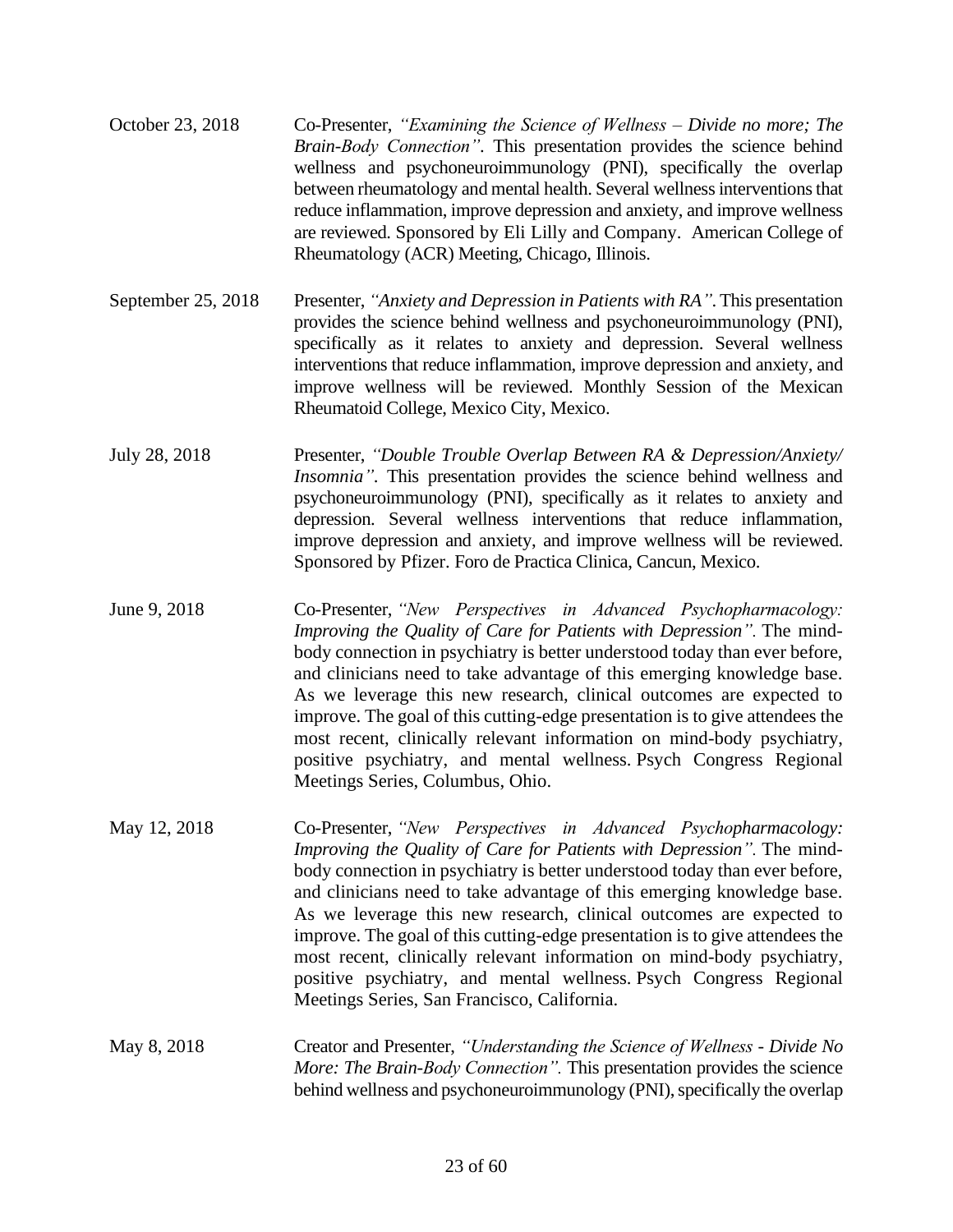October 23, 2018 Co-Presenter, *"Examining the Science of Wellness – Divide no more; The Brain-Body Connection"*. This presentation provides the science behind wellness and psychoneuroimmunology (PNI), specifically the overlap between rheumatology and mental health. Several wellness interventions that reduce inflammation, improve depression and anxiety, and improve wellness are reviewed. Sponsored by Eli Lilly and Company. American College of Rheumatology (ACR) Meeting, Chicago, Illinois.

September 25, 2018 Presenter, *"Anxiety and Depression in Patients with RA"*. This presentation provides the science behind wellness and psychoneuroimmunology (PNI), specifically as it relates to anxiety and depression. Several wellness interventions that reduce inflammation, improve depression and anxiety, and improve wellness will be reviewed. Monthly Session of the Mexican Rheumatoid College, Mexico City, Mexico.

July 28, 2018 Presenter, *"Double Trouble Overlap Between RA & Depression/Anxiety/ Insomnia"*. This presentation provides the science behind wellness and psychoneuroimmunology (PNI), specifically as it relates to anxiety and depression. Several wellness interventions that reduce inflammation, improve depression and anxiety, and improve wellness will be reviewed. Sponsored by Pfizer. Foro de Practica Clinica, Cancun, Mexico.

June 9, 2018 Co-Presenter, *"New Perspectives in Advanced Psychopharmacology: Improving the Quality of Care for Patients with Depression"*. The mind-body connection in psychiatry is better understood today than ever before, and clinicians need to take advantage of this emerging knowledge base. As we leverage this new research, clinical outcomes are expected to improve. The goal of this cutting-edge presentation is to give attendees the most recent, clinically relevant information on mind-body psychiatry, positive psychiatry, and mental wellness. Psych Congress Regional Meetings Series, Columbus, Ohio.

May 12, 2018 Co-Presenter, *"New Perspectives in Advanced Psychopharmacology: Improving the Quality of Care for Patients with Depression"*. The mind-body connection in psychiatry is better understood today than ever before, and clinicians need to take advantage of this emerging knowledge base. As we leverage this new research, clinical outcomes are expected to improve. The goal of this cutting-edge presentation is to give attendees the most recent, clinically relevant information on mind-body psychiatry, positive psychiatry, and mental wellness. Psych Congress Regional Meetings Series, San Francisco, California.

May 8, 2018 Creator and Presenter, *"Understanding the Science of Wellness - Divide No More: The Brain-Body Connection"*. This presentation provides the science behind wellness and psychoneuroimmunology (PNI), specifically the overlap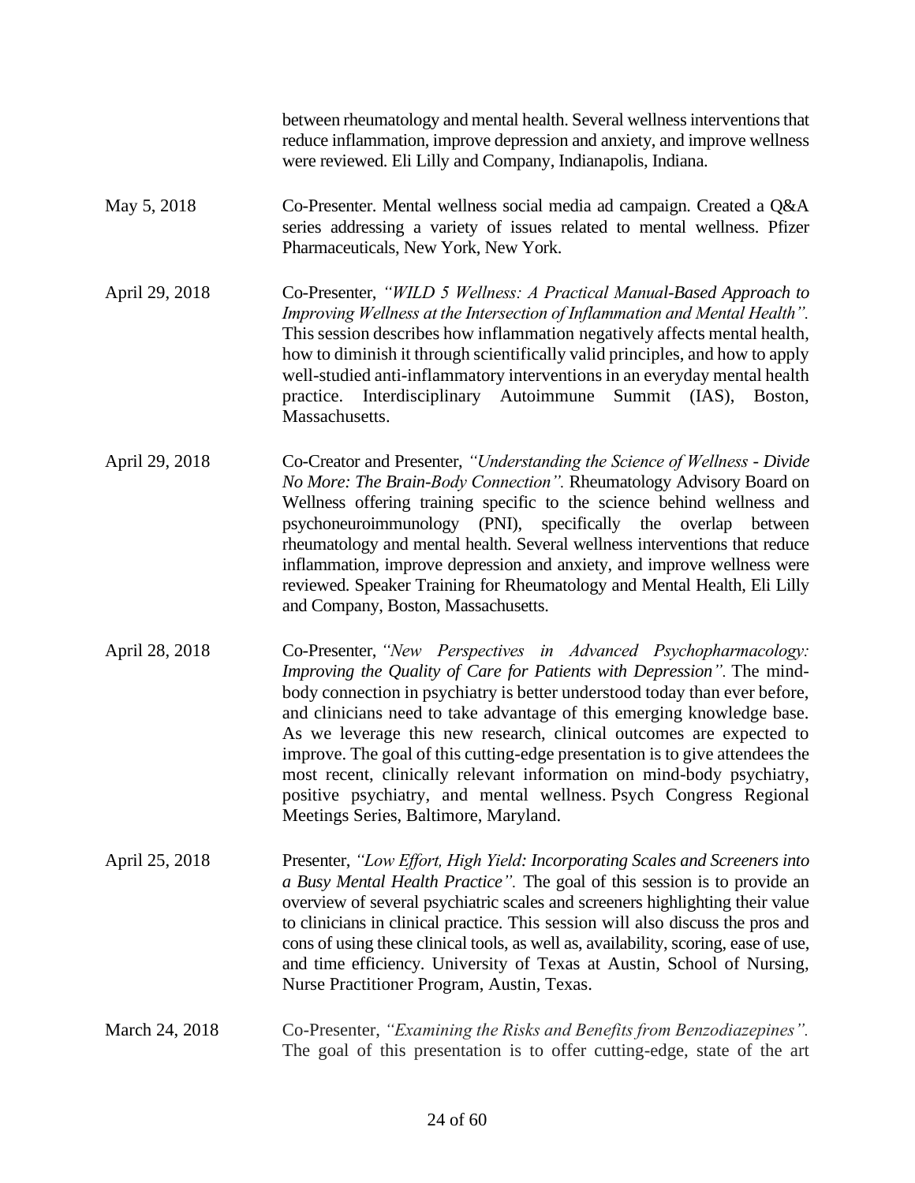between rheumatology and mental health. Several wellness interventions that reduce inflammation, improve depression and anxiety, and improve wellness were reviewed. Eli Lilly and Company, Indianapolis, Indiana.

| | |
|---|---|
| May 5, 2018 | Co-Presenter. Mental wellness social media ad campaign. Created a Q&A series addressing a variety of issues related to mental wellness. Pfizer Pharmaceuticals, New York, New York. |
| April 29, 2018 | Co-Presenter, *"WILD 5 Wellness: A Practical Manual-Based Approach to Improving Wellness at the Intersection of Inflammation and Mental Health".* This session describes how inflammation negatively affects mental health, how to diminish it through scientifically valid principles, and how to apply well-studied anti-inflammatory interventions in an everyday mental health practice. Interdisciplinary Autoimmune Summit (IAS), Boston, Massachusetts. |
| April 29, 2018 | Co-Creator and Presenter, *"Understanding the Science of Wellness - Divide No More: The Brain-Body Connection".* Rheumatology Advisory Board on Wellness offering training specific to the science behind wellness and psychoneuroimmunology (PNI), specifically the overlap between rheumatology and mental health. Several wellness interventions that reduce inflammation, improve depression and anxiety, and improve wellness were reviewed. Speaker Training for Rheumatology and Mental Health, Eli Lilly and Company, Boston, Massachusetts. |
| April 28, 2018 | Co-Presenter, *"New Perspectives in Advanced Psychopharmacology: Improving the Quality of Care for Patients with Depression".* The mind-body connection in psychiatry is better understood today than ever before, and clinicians need to take advantage of this emerging knowledge base. As we leverage this new research, clinical outcomes are expected to improve. The goal of this cutting-edge presentation is to give attendees the most recent, clinically relevant information on mind-body psychiatry, positive psychiatry, and mental wellness. Psych Congress Regional Meetings Series, Baltimore, Maryland. |
| April 25, 2018 | Presenter, *"Low Effort, High Yield: Incorporating Scales and Screeners into a Busy Mental Health Practice".* The goal of this session is to provide an overview of several psychiatric scales and screeners highlighting their value to clinicians in clinical practice. This session will also discuss the pros and cons of using these clinical tools, as well as, availability, scoring, ease of use, and time efficiency. University of Texas at Austin, School of Nursing, Nurse Practitioner Program, Austin, Texas. |
| March 24, 2018 | Co-Presenter, *"Examining the Risks and Benefits from Benzodiazepines".* The goal of this presentation is to offer cutting-edge, state of the art |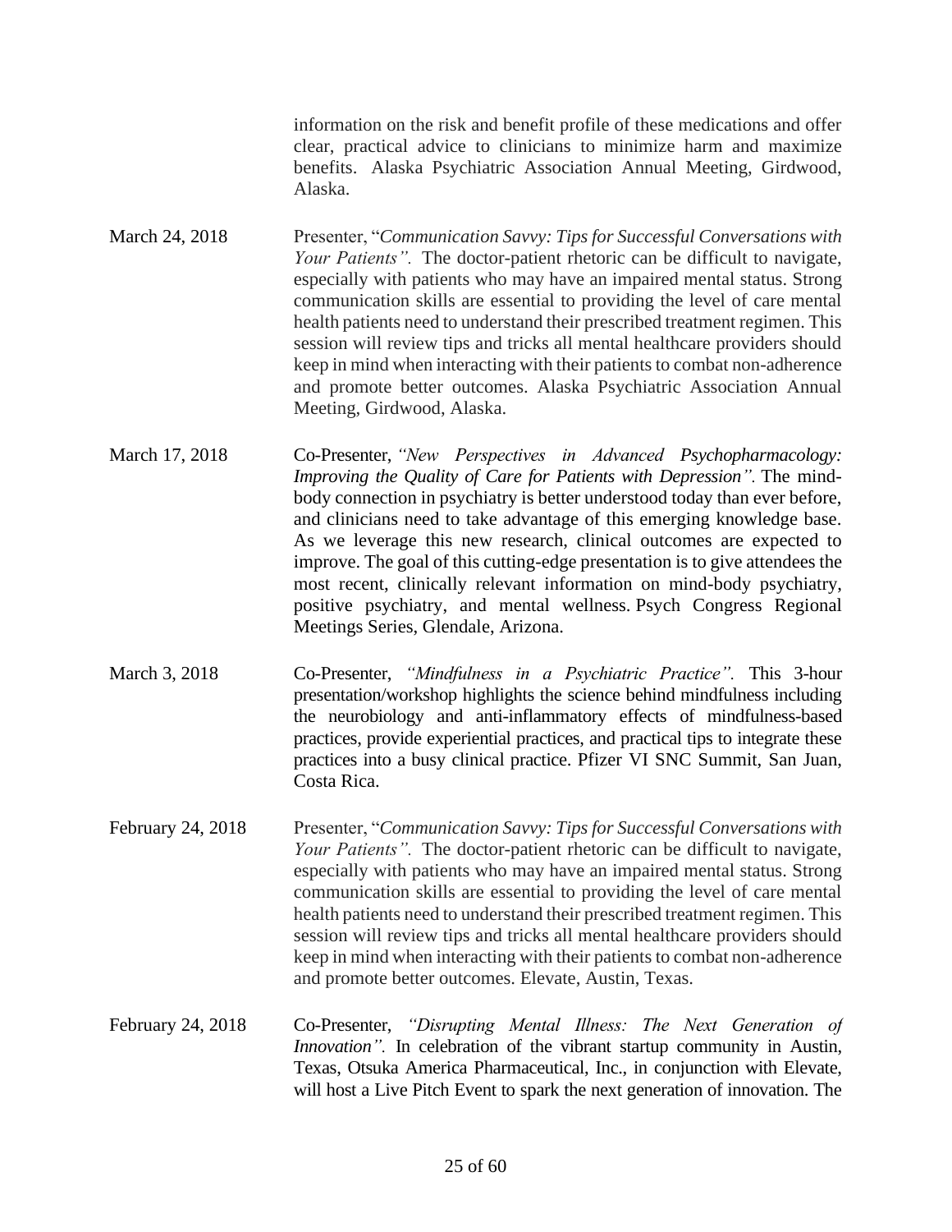information on the risk and benefit profile of these medications and offer clear, practical advice to clinicians to minimize harm and maximize benefits. Alaska Psychiatric Association Annual Meeting, Girdwood, Alaska.

March 24, 2018 — Presenter, "*Communication Savvy: Tips for Successful Conversations with Your Patients".* The doctor-patient rhetoric can be difficult to navigate, especially with patients who may have an impaired mental status. Strong communication skills are essential to providing the level of care mental health patients need to understand their prescribed treatment regimen. This session will review tips and tricks all mental healthcare providers should keep in mind when interacting with their patients to combat non-adherence and promote better outcomes. Alaska Psychiatric Association Annual Meeting, Girdwood, Alaska.

March 17, 2018 — Co-Presenter, *"New Perspectives in Advanced Psychopharmacology: Improving the Quality of Care for Patients with Depression".* The mind-body connection in psychiatry is better understood today than ever before, and clinicians need to take advantage of this emerging knowledge base. As we leverage this new research, clinical outcomes are expected to improve. The goal of this cutting-edge presentation is to give attendees the most recent, clinically relevant information on mind-body psychiatry, positive psychiatry, and mental wellness. Psych Congress Regional Meetings Series, Glendale, Arizona.

March 3, 2018 — Co-Presenter, *"Mindfulness in a Psychiatric Practice".* This 3-hour presentation/workshop highlights the science behind mindfulness including the neurobiology and anti-inflammatory effects of mindfulness-based practices, provide experiential practices, and practical tips to integrate these practices into a busy clinical practice. Pfizer VI SNC Summit, San Juan, Costa Rica.

February 24, 2018 — Presenter, "*Communication Savvy: Tips for Successful Conversations with Your Patients".* The doctor-patient rhetoric can be difficult to navigate, especially with patients who may have an impaired mental status. Strong communication skills are essential to providing the level of care mental health patients need to understand their prescribed treatment regimen. This session will review tips and tricks all mental healthcare providers should keep in mind when interacting with their patients to combat non-adherence and promote better outcomes. Elevate, Austin, Texas.

February 24, 2018 — Co-Presenter, *"Disrupting Mental Illness: The Next Generation of Innovation".* In celebration of the vibrant startup community in Austin, Texas, Otsuka America Pharmaceutical, Inc., in conjunction with Elevate, will host a Live Pitch Event to spark the next generation of innovation. The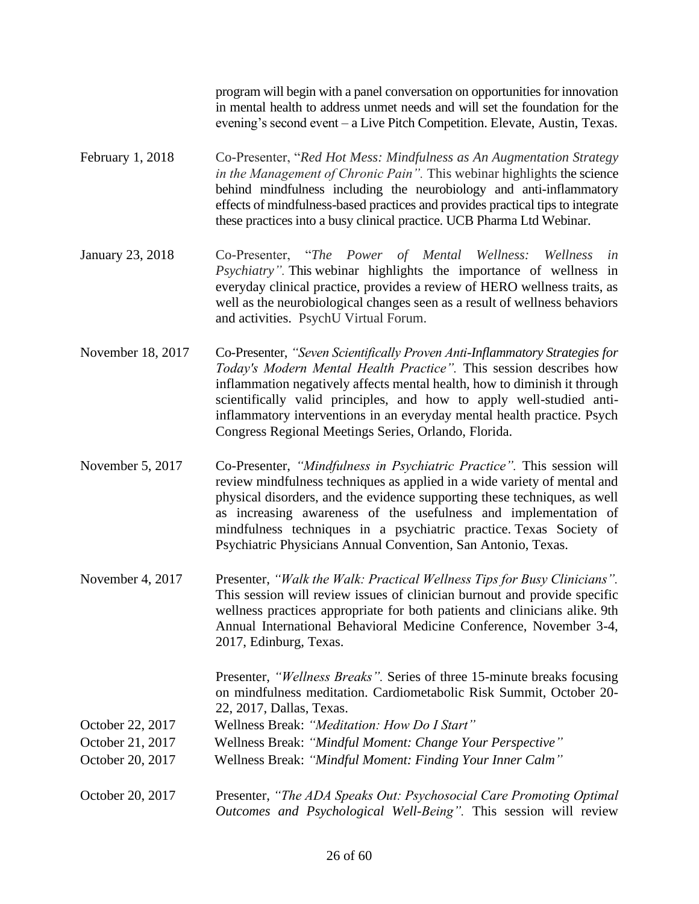program will begin with a panel conversation on opportunities for innovation in mental health to address unmet needs and will set the foundation for the evening's second event – a Live Pitch Competition. Elevate, Austin, Texas.

February 1, 2018 — Co-Presenter, "*Red Hot Mess: Mindfulness as An Augmentation Strategy in the Management of Chronic Pain".* This webinar highlights the science behind mindfulness including the neurobiology and anti-inflammatory effects of mindfulness-based practices and provides practical tips to integrate these practices into a busy clinical practice. UCB Pharma Ltd Webinar.

January 23, 2018 — Co-Presenter, "*The Power of Mental Wellness: Wellness in Psychiatry".* This webinar highlights the importance of wellness in everyday clinical practice, provides a review of HERO wellness traits, as well as the neurobiological changes seen as a result of wellness behaviors and activities. PsychU Virtual Forum.

November 18, 2017 — Co-Presenter, *"Seven Scientifically Proven Anti-Inflammatory Strategies for Today's Modern Mental Health Practice".* This session describes how inflammation negatively affects mental health, how to diminish it through scientifically valid principles, and how to apply well-studied anti-inflammatory interventions in an everyday mental health practice. Psych Congress Regional Meetings Series, Orlando, Florida.

November 5, 2017 — Co-Presenter, *"Mindfulness in Psychiatric Practice".* This session will review mindfulness techniques as applied in a wide variety of mental and physical disorders, and the evidence supporting these techniques, as well as increasing awareness of the usefulness and implementation of mindfulness techniques in a psychiatric practice. Texas Society of Psychiatric Physicians Annual Convention, San Antonio, Texas.

November 4, 2017 — Presenter, *"Walk the Walk: Practical Wellness Tips for Busy Clinicians".* This session will review issues of clinician burnout and provide specific wellness practices appropriate for both patients and clinicians alike. 9th Annual International Behavioral Medicine Conference, November 3-4, 2017, Edinburg, Texas.

Presenter, *"Wellness Breaks".* Series of three 15-minute breaks focusing on mindfulness meditation. Cardiometabolic Risk Summit, October 20-22, 2017, Dallas, Texas.

October 22, 2017 — Wellness Break: *"Meditation: How Do I Start"*

October 21, 2017 — Wellness Break: *"Mindful Moment: Change Your Perspective"*

October 20, 2017 — Wellness Break: *"Mindful Moment: Finding Your Inner Calm"*

October 20, 2017 — Presenter, *"The ADA Speaks Out: Psychosocial Care Promoting Optimal Outcomes and Psychological Well-Being".* This session will review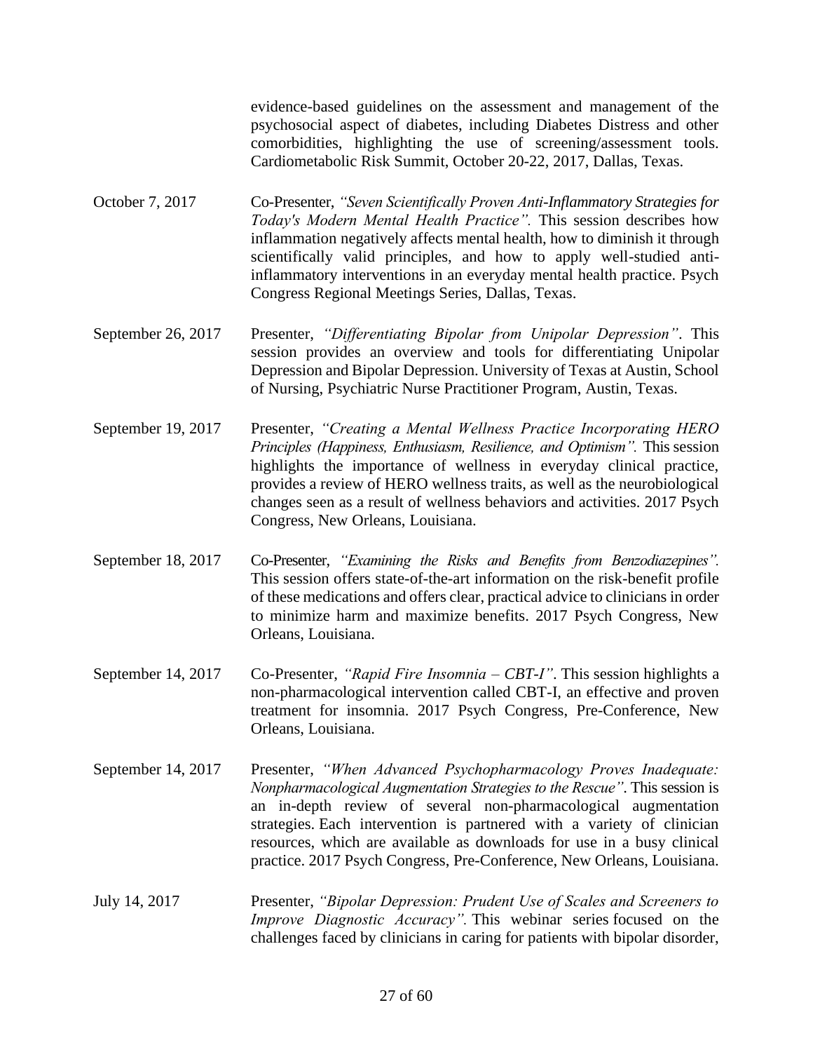evidence-based guidelines on the assessment and management of the psychosocial aspect of diabetes, including Diabetes Distress and other comorbidities, highlighting the use of screening/assessment tools. Cardiometabolic Risk Summit, October 20-22, 2017, Dallas, Texas.

October 7, 2017 — Co-Presenter, *"Seven Scientifically Proven Anti-Inflammatory Strategies for Today's Modern Mental Health Practice".* This session describes how inflammation negatively affects mental health, how to diminish it through scientifically valid principles, and how to apply well-studied anti-inflammatory interventions in an everyday mental health practice. Psych Congress Regional Meetings Series, Dallas, Texas.

September 26, 2017 — Presenter, *"Differentiating Bipolar from Unipolar Depression"*. This session provides an overview and tools for differentiating Unipolar Depression and Bipolar Depression. University of Texas at Austin, School of Nursing, Psychiatric Nurse Practitioner Program, Austin, Texas.

September 19, 2017 — Presenter, *"Creating a Mental Wellness Practice Incorporating HERO Principles (Happiness, Enthusiasm, Resilience, and Optimism".* This session highlights the importance of wellness in everyday clinical practice, provides a review of HERO wellness traits, as well as the neurobiological changes seen as a result of wellness behaviors and activities. 2017 Psych Congress, New Orleans, Louisiana.

September 18, 2017 — Co-Presenter, *"Examining the Risks and Benefits from Benzodiazepines".* This session offers state-of-the-art information on the risk-benefit profile of these medications and offers clear, practical advice to clinicians in order to minimize harm and maximize benefits. 2017 Psych Congress, New Orleans, Louisiana.

September 14, 2017 — Co-Presenter, *"Rapid Fire Insomnia – CBT-I"*. This session highlights a non-pharmacological intervention called CBT-I, an effective and proven treatment for insomnia. 2017 Psych Congress, Pre-Conference, New Orleans, Louisiana.

September 14, 2017 — Presenter, *"When Advanced Psychopharmacology Proves Inadequate: Nonpharmacological Augmentation Strategies to the Rescue"*. This session is an in-depth review of several non-pharmacological augmentation strategies. Each intervention is partnered with a variety of clinician resources, which are available as downloads for use in a busy clinical practice. 2017 Psych Congress, Pre-Conference, New Orleans, Louisiana.

July 14, 2017 — Presenter, *"Bipolar Depression: Prudent Use of Scales and Screeners to Improve Diagnostic Accuracy".* This webinar series focused on the challenges faced by clinicians in caring for patients with bipolar disorder,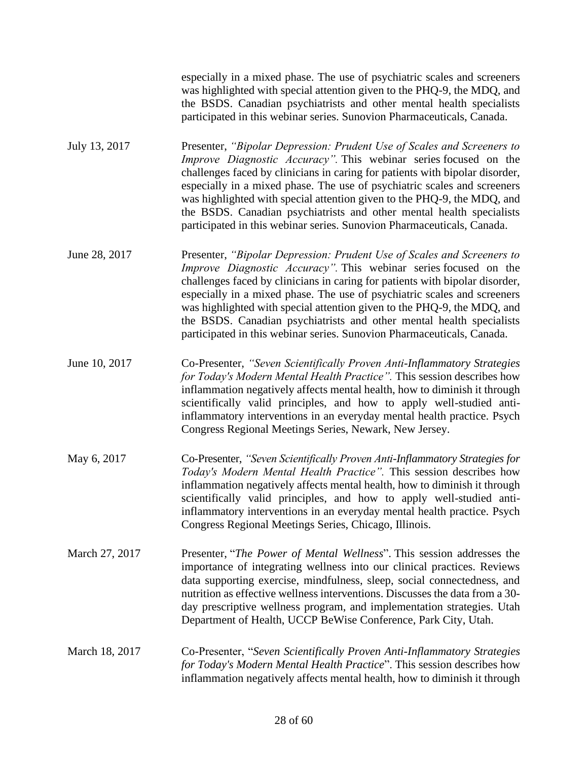especially in a mixed phase. The use of psychiatric scales and screeners was highlighted with special attention given to the PHQ-9, the MDQ, and the BSDS. Canadian psychiatrists and other mental health specialists participated in this webinar series. Sunovion Pharmaceuticals, Canada.

| | |
|---|---|
| July 13, 2017 | Presenter, *"Bipolar Depression: Prudent Use of Scales and Screeners to Improve Diagnostic Accuracy".* This webinar series focused on the challenges faced by clinicians in caring for patients with bipolar disorder, especially in a mixed phase. The use of psychiatric scales and screeners was highlighted with special attention given to the PHQ-9, the MDQ, and the BSDS. Canadian psychiatrists and other mental health specialists participated in this webinar series. Sunovion Pharmaceuticals, Canada. |
| June 28, 2017 | Presenter, *"Bipolar Depression: Prudent Use of Scales and Screeners to Improve Diagnostic Accuracy".* This webinar series focused on the challenges faced by clinicians in caring for patients with bipolar disorder, especially in a mixed phase. The use of psychiatric scales and screeners was highlighted with special attention given to the PHQ-9, the MDQ, and the BSDS. Canadian psychiatrists and other mental health specialists participated in this webinar series. Sunovion Pharmaceuticals, Canada. |
| June 10, 2017 | Co-Presenter, *"Seven Scientifically Proven Anti-Inflammatory Strategies for Today's Modern Mental Health Practice".* This session describes how inflammation negatively affects mental health, how to diminish it through scientifically valid principles, and how to apply well-studied anti-inflammatory interventions in an everyday mental health practice. Psych Congress Regional Meetings Series, Newark, New Jersey. |
| May 6, 2017 | Co-Presenter, *"Seven Scientifically Proven Anti-Inflammatory Strategies for Today's Modern Mental Health Practice".* This session describes how inflammation negatively affects mental health, how to diminish it through scientifically valid principles, and how to apply well-studied anti-inflammatory interventions in an everyday mental health practice. Psych Congress Regional Meetings Series, Chicago, Illinois. |
| March 27, 2017 | Presenter, "*The Power of Mental Wellness*". This session addresses the importance of integrating wellness into our clinical practices. Reviews data supporting exercise, mindfulness, sleep, social connectedness, and nutrition as effective wellness interventions. Discusses the data from a 30-day prescriptive wellness program, and implementation strategies. Utah Department of Health, UCCP BeWise Conference, Park City, Utah. |
| March 18, 2017 | Co-Presenter, "*Seven Scientifically Proven Anti-Inflammatory Strategies for Today's Modern Mental Health Practice*". This session describes how inflammation negatively affects mental health, how to diminish it through |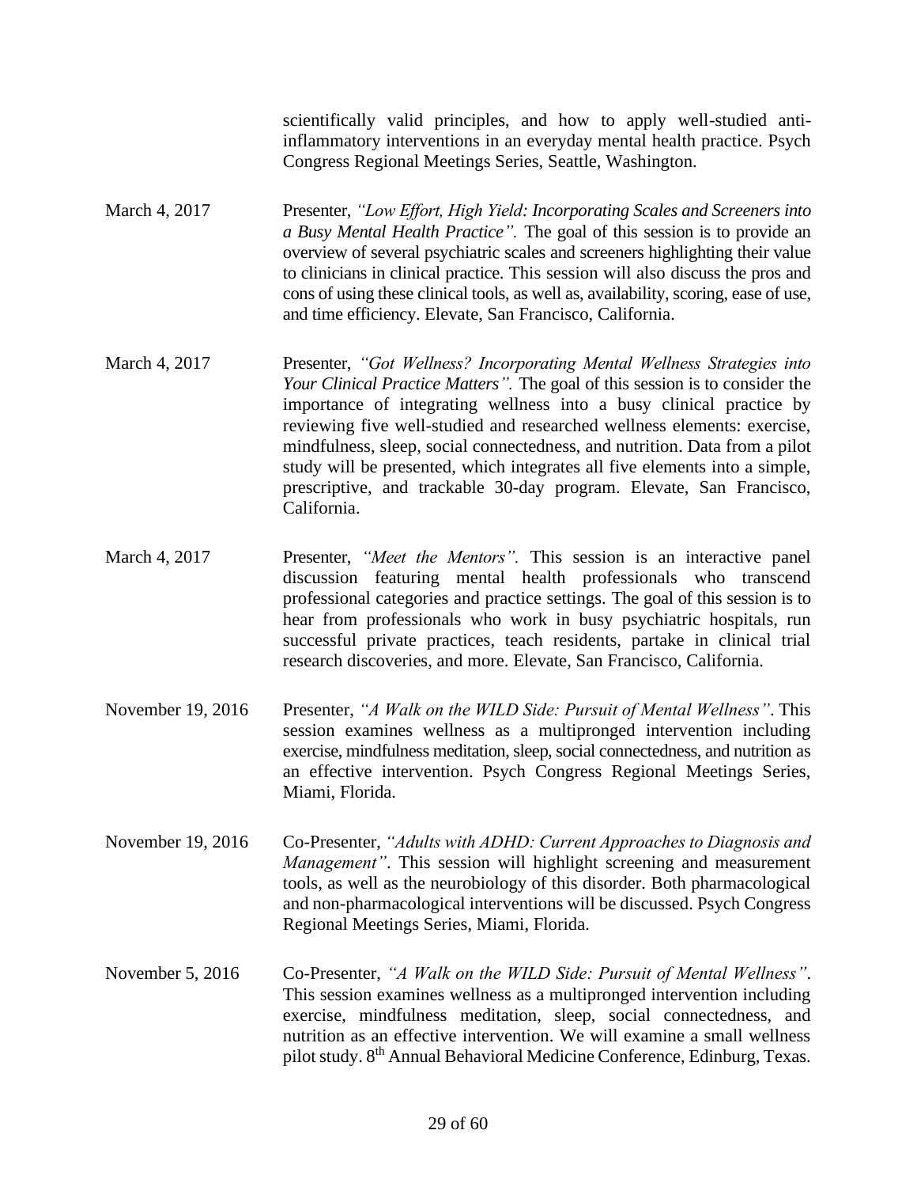scientifically valid principles, and how to apply well-studied anti-inflammatory interventions in an everyday mental health practice. Psych Congress Regional Meetings Series, Seattle, Washington.

March 4, 2017 — Presenter, *"Low Effort, High Yield: Incorporating Scales and Screeners into a Busy Mental Health Practice".* The goal of this session is to provide an overview of several psychiatric scales and screeners highlighting their value to clinicians in clinical practice. This session will also discuss the pros and cons of using these clinical tools, as well as, availability, scoring, ease of use, and time efficiency. Elevate, San Francisco, California.

March 4, 2017 — Presenter, *"Got Wellness? Incorporating Mental Wellness Strategies into Your Clinical Practice Matters".* The goal of this session is to consider the importance of integrating wellness into a busy clinical practice by reviewing five well-studied and researched wellness elements: exercise, mindfulness, sleep, social connectedness, and nutrition. Data from a pilot study will be presented, which integrates all five elements into a simple, prescriptive, and trackable 30-day program. Elevate, San Francisco, California.

March 4, 2017 — Presenter, *"Meet the Mentors".* This session is an interactive panel discussion featuring mental health professionals who transcend professional categories and practice settings. The goal of this session is to hear from professionals who work in busy psychiatric hospitals, run successful private practices, teach residents, partake in clinical trial research discoveries, and more. Elevate, San Francisco, California.

November 19, 2016 — Presenter, *"A Walk on the WILD Side: Pursuit of Mental Wellness"*. This session examines wellness as a multipronged intervention including exercise, mindfulness meditation, sleep, social connectedness, and nutrition as an effective intervention. Psych Congress Regional Meetings Series, Miami, Florida.

November 19, 2016 — Co-Presenter, *"Adults with ADHD: Current Approaches to Diagnosis and Management"*. This session will highlight screening and measurement tools, as well as the neurobiology of this disorder. Both pharmacological and non-pharmacological interventions will be discussed. Psych Congress Regional Meetings Series, Miami, Florida.

November 5, 2016 — Co-Presenter, *"A Walk on the WILD Side: Pursuit of Mental Wellness"*. This session examines wellness as a multipronged intervention including exercise, mindfulness meditation, sleep, social connectedness, and nutrition as an effective intervention. We will examine a small wellness pilot study. 8th Annual Behavioral Medicine Conference, Edinburg, Texas.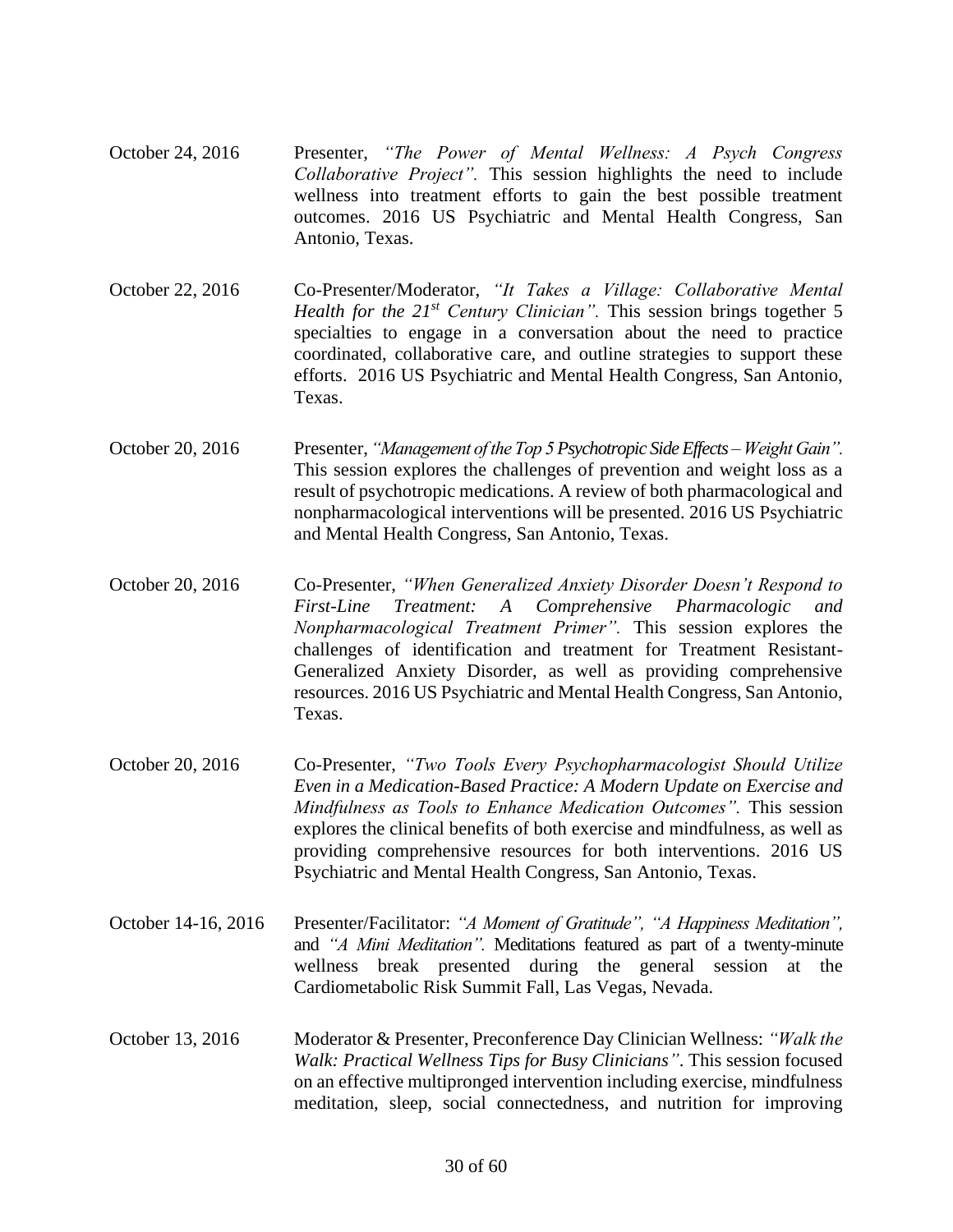October 24, 2016 Presenter, *"The Power of Mental Wellness: A Psych Congress Collaborative Project".* This session highlights the need to include wellness into treatment efforts to gain the best possible treatment outcomes. 2016 US Psychiatric and Mental Health Congress, San Antonio, Texas.

October 22, 2016 Co-Presenter/Moderator, *"It Takes a Village: Collaborative Mental Health for the 21st Century Clinician".* This session brings together 5 specialties to engage in a conversation about the need to practice coordinated, collaborative care, and outline strategies to support these efforts. 2016 US Psychiatric and Mental Health Congress, San Antonio, Texas.

October 20, 2016 Presenter, *"Management of the Top 5 Psychotropic Side Effects – Weight Gain".* This session explores the challenges of prevention and weight loss as a result of psychotropic medications. A review of both pharmacological and nonpharmacological interventions will be presented. 2016 US Psychiatric and Mental Health Congress, San Antonio, Texas.

October 20, 2016 Co-Presenter, *"When Generalized Anxiety Disorder Doesn't Respond to First-Line Treatment: A Comprehensive Pharmacologic and Nonpharmacological Treatment Primer".* This session explores the challenges of identification and treatment for Treatment Resistant-Generalized Anxiety Disorder, as well as providing comprehensive resources. 2016 US Psychiatric and Mental Health Congress, San Antonio, Texas.

October 20, 2016 Co-Presenter, *"Two Tools Every Psychopharmacologist Should Utilize Even in a Medication-Based Practice: A Modern Update on Exercise and Mindfulness as Tools to Enhance Medication Outcomes".* This session explores the clinical benefits of both exercise and mindfulness, as well as providing comprehensive resources for both interventions. 2016 US Psychiatric and Mental Health Congress, San Antonio, Texas.

October 14-16, 2016 Presenter/Facilitator: *"A Moment of Gratitude", "A Happiness Meditation",* and *"A Mini Meditation".* Meditations featured as part of a twenty-minute wellness break presented during the general session at the Cardiometabolic Risk Summit Fall, Las Vegas, Nevada.

October 13, 2016 Moderator & Presenter, Preconference Day Clinician Wellness: *"Walk the Walk: Practical Wellness Tips for Busy Clinicians".* This session focused on an effective multipronged intervention including exercise, mindfulness meditation, sleep, social connectedness, and nutrition for improving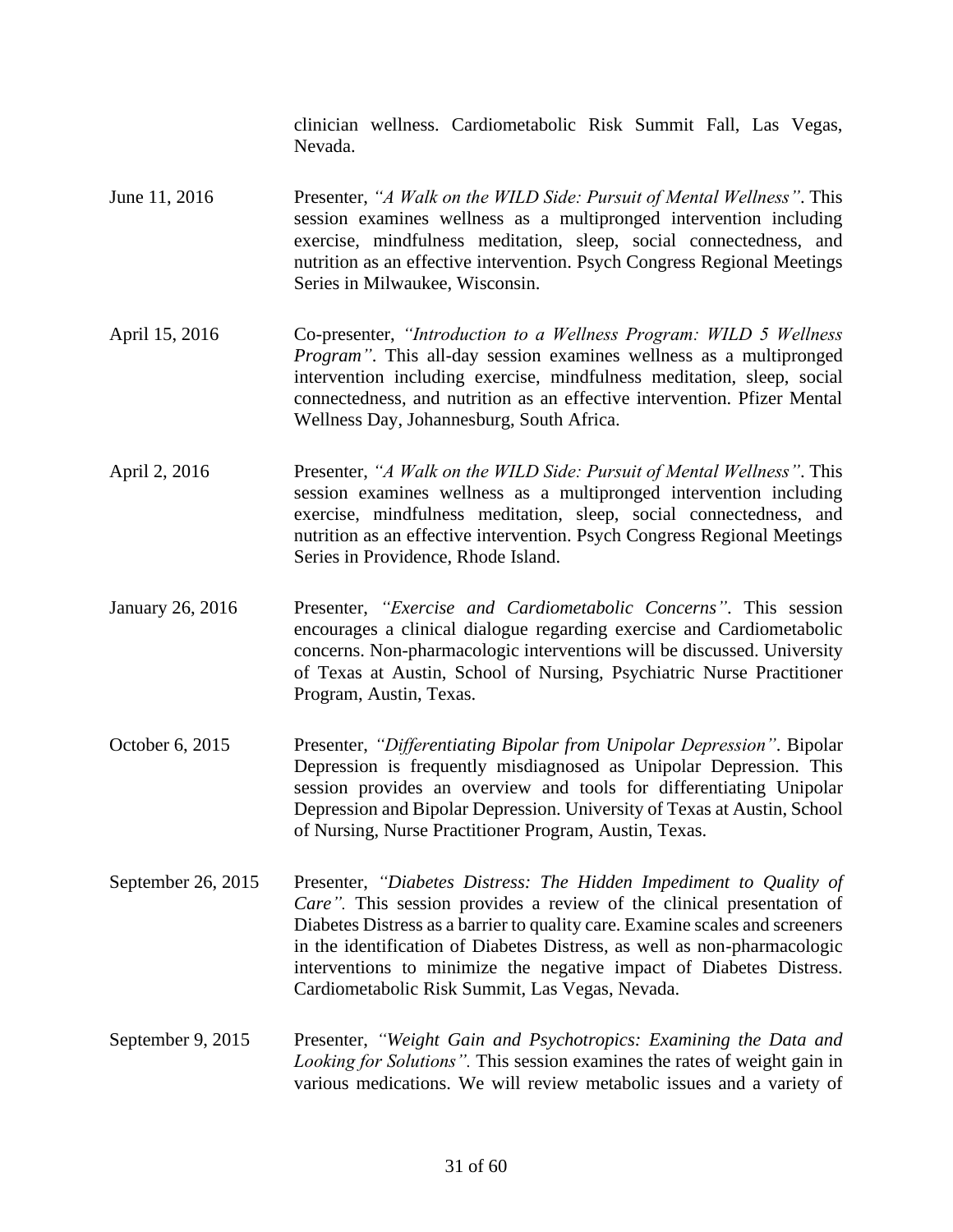clinician wellness. Cardiometabolic Risk Summit Fall, Las Vegas, Nevada.

June 11, 2016 — Presenter, *"A Walk on the WILD Side: Pursuit of Mental Wellness"*. This session examines wellness as a multipronged intervention including exercise, mindfulness meditation, sleep, social connectedness, and nutrition as an effective intervention. Psych Congress Regional Meetings Series in Milwaukee, Wisconsin.

April 15, 2016 — Co-presenter, *"Introduction to a Wellness Program: WILD 5 Wellness Program"*. This all-day session examines wellness as a multipronged intervention including exercise, mindfulness meditation, sleep, social connectedness, and nutrition as an effective intervention. Pfizer Mental Wellness Day, Johannesburg, South Africa.

April 2, 2016 — Presenter, *"A Walk on the WILD Side: Pursuit of Mental Wellness"*. This session examines wellness as a multipronged intervention including exercise, mindfulness meditation, sleep, social connectedness, and nutrition as an effective intervention. Psych Congress Regional Meetings Series in Providence, Rhode Island.

January 26, 2016 — Presenter, *"Exercise and Cardiometabolic Concerns"*. This session encourages a clinical dialogue regarding exercise and Cardiometabolic concerns. Non-pharmacologic interventions will be discussed. University of Texas at Austin, School of Nursing, Psychiatric Nurse Practitioner Program, Austin, Texas.

October 6, 2015 — Presenter, *"Differentiating Bipolar from Unipolar Depression"*. Bipolar Depression is frequently misdiagnosed as Unipolar Depression. This session provides an overview and tools for differentiating Unipolar Depression and Bipolar Depression. University of Texas at Austin, School of Nursing, Nurse Practitioner Program, Austin, Texas.

September 26, 2015 — Presenter, *"Diabetes Distress: The Hidden Impediment to Quality of Care".* This session provides a review of the clinical presentation of Diabetes Distress as a barrier to quality care. Examine scales and screeners in the identification of Diabetes Distress, as well as non-pharmacologic interventions to minimize the negative impact of Diabetes Distress. Cardiometabolic Risk Summit, Las Vegas, Nevada.

September 9, 2015 — Presenter, *"Weight Gain and Psychotropics: Examining the Data and Looking for Solutions".* This session examines the rates of weight gain in various medications. We will review metabolic issues and a variety of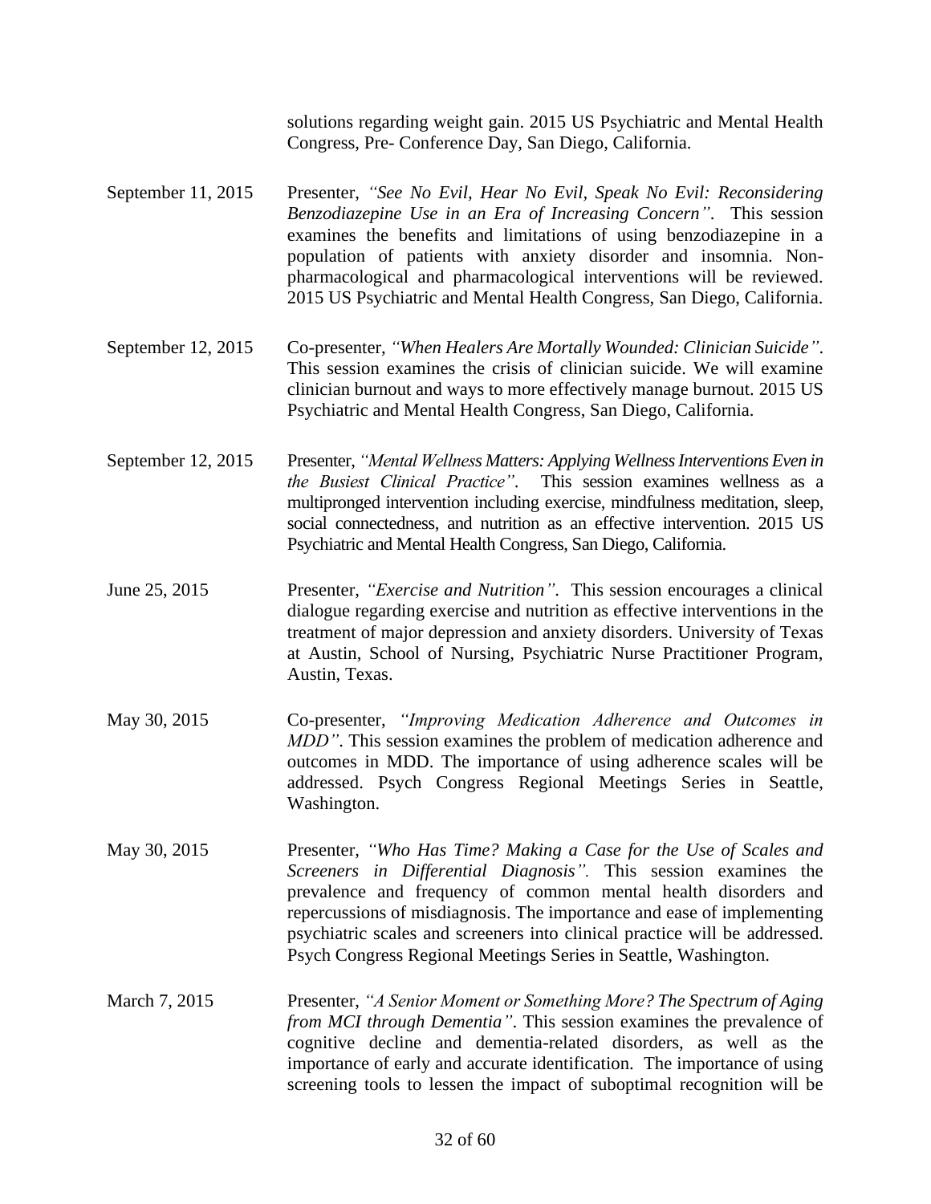solutions regarding weight gain. 2015 US Psychiatric and Mental Health Congress, Pre- Conference Day, San Diego, California.

September 11, 2015 — Presenter, *"See No Evil, Hear No Evil, Speak No Evil: Reconsidering Benzodiazepine Use in an Era of Increasing Concern"*. This session examines the benefits and limitations of using benzodiazepine in a population of patients with anxiety disorder and insomnia. Non-pharmacological and pharmacological interventions will be reviewed. 2015 US Psychiatric and Mental Health Congress, San Diego, California.

September 12, 2015 — Co-presenter, *"When Healers Are Mortally Wounded: Clinician Suicide"*. This session examines the crisis of clinician suicide. We will examine clinician burnout and ways to more effectively manage burnout. 2015 US Psychiatric and Mental Health Congress, San Diego, California.

September 12, 2015 — Presenter, *"Mental Wellness Matters: Applying Wellness Interventions Even in the Busiest Clinical Practice"*. This session examines wellness as a multipronged intervention including exercise, mindfulness meditation, sleep, social connectedness, and nutrition as an effective intervention. 2015 US Psychiatric and Mental Health Congress, San Diego, California.

June 25, 2015 — Presenter, *"Exercise and Nutrition"*. This session encourages a clinical dialogue regarding exercise and nutrition as effective interventions in the treatment of major depression and anxiety disorders. University of Texas at Austin, School of Nursing, Psychiatric Nurse Practitioner Program, Austin, Texas.

May 30, 2015 — Co-presenter, *"Improving Medication Adherence and Outcomes in MDD"*. This session examines the problem of medication adherence and outcomes in MDD. The importance of using adherence scales will be addressed. Psych Congress Regional Meetings Series in Seattle, Washington.

May 30, 2015 — Presenter, *"Who Has Time? Making a Case for the Use of Scales and Screeners in Differential Diagnosis"*. This session examines the prevalence and frequency of common mental health disorders and repercussions of misdiagnosis. The importance and ease of implementing psychiatric scales and screeners into clinical practice will be addressed. Psych Congress Regional Meetings Series in Seattle, Washington.

March 7, 2015 — Presenter, *"A Senior Moment or Something More? The Spectrum of Aging from MCI through Dementia"*. This session examines the prevalence of cognitive decline and dementia-related disorders, as well as the importance of early and accurate identification. The importance of using screening tools to lessen the impact of suboptimal recognition will be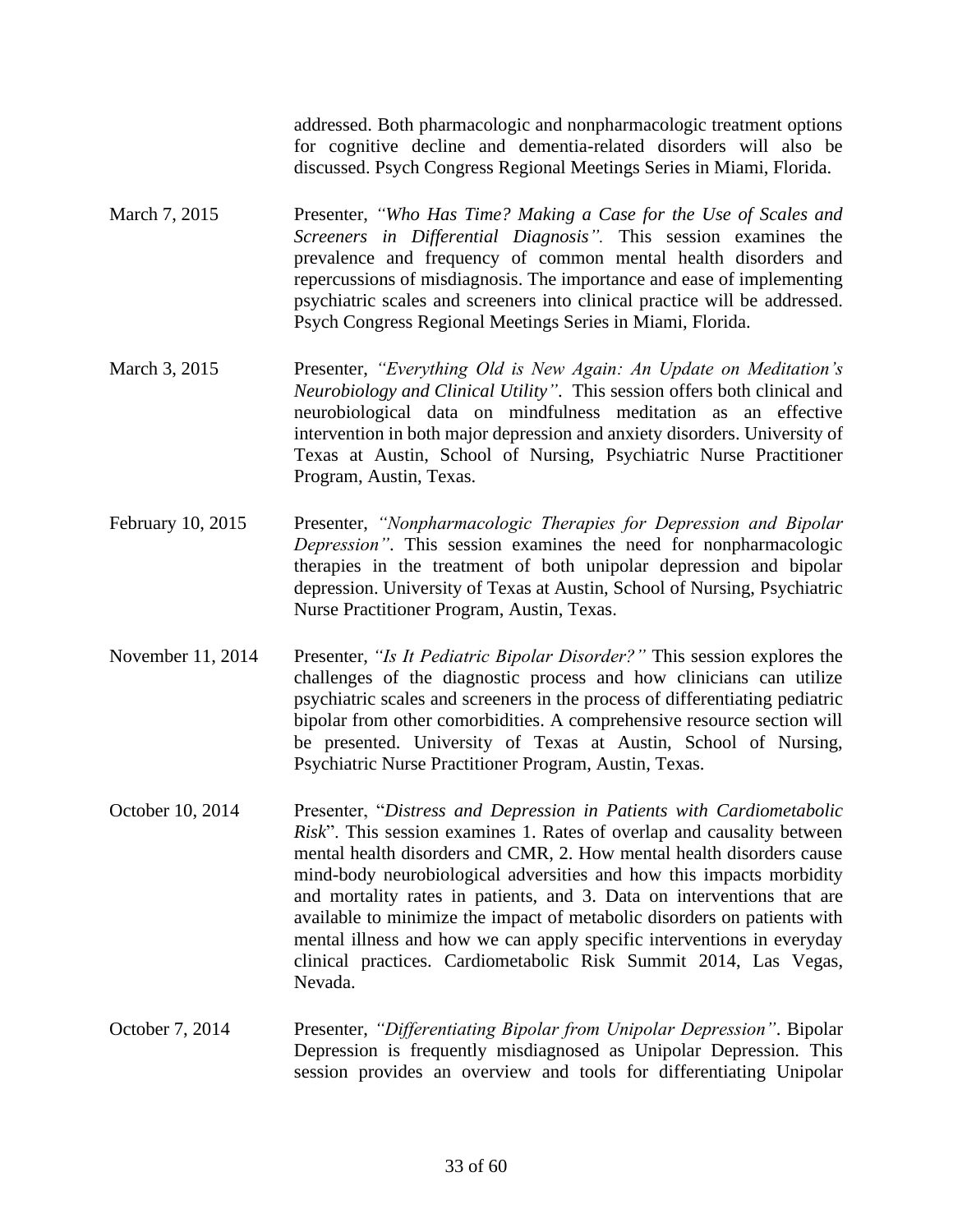addressed. Both pharmacologic and nonpharmacologic treatment options for cognitive decline and dementia-related disorders will also be discussed. Psych Congress Regional Meetings Series in Miami, Florida.

March 7, 2015 — Presenter, *"Who Has Time? Making a Case for the Use of Scales and Screeners in Differential Diagnosis"*. This session examines the prevalence and frequency of common mental health disorders and repercussions of misdiagnosis. The importance and ease of implementing psychiatric scales and screeners into clinical practice will be addressed. Psych Congress Regional Meetings Series in Miami, Florida.

March 3, 2015 — Presenter, *"Everything Old is New Again: An Update on Meditation's Neurobiology and Clinical Utility"*. This session offers both clinical and neurobiological data on mindfulness meditation as an effective intervention in both major depression and anxiety disorders. University of Texas at Austin, School of Nursing, Psychiatric Nurse Practitioner Program, Austin, Texas.

February 10, 2015 — Presenter, *"Nonpharmacologic Therapies for Depression and Bipolar Depression"*. This session examines the need for nonpharmacologic therapies in the treatment of both unipolar depression and bipolar depression. University of Texas at Austin, School of Nursing, Psychiatric Nurse Practitioner Program, Austin, Texas.

November 11, 2014 — Presenter, *"Is It Pediatric Bipolar Disorder?"* This session explores the challenges of the diagnostic process and how clinicians can utilize psychiatric scales and screeners in the process of differentiating pediatric bipolar from other comorbidities. A comprehensive resource section will be presented. University of Texas at Austin, School of Nursing, Psychiatric Nurse Practitioner Program, Austin, Texas.

October 10, 2014 — Presenter, "*Distress and Depression in Patients with Cardiometabolic Risk*". This session examines 1. Rates of overlap and causality between mental health disorders and CMR, 2. How mental health disorders cause mind-body neurobiological adversities and how this impacts morbidity and mortality rates in patients, and 3. Data on interventions that are available to minimize the impact of metabolic disorders on patients with mental illness and how we can apply specific interventions in everyday clinical practices. Cardiometabolic Risk Summit 2014, Las Vegas, Nevada.

October 7, 2014 — Presenter, *"Differentiating Bipolar from Unipolar Depression"*. Bipolar Depression is frequently misdiagnosed as Unipolar Depression. This session provides an overview and tools for differentiating Unipolar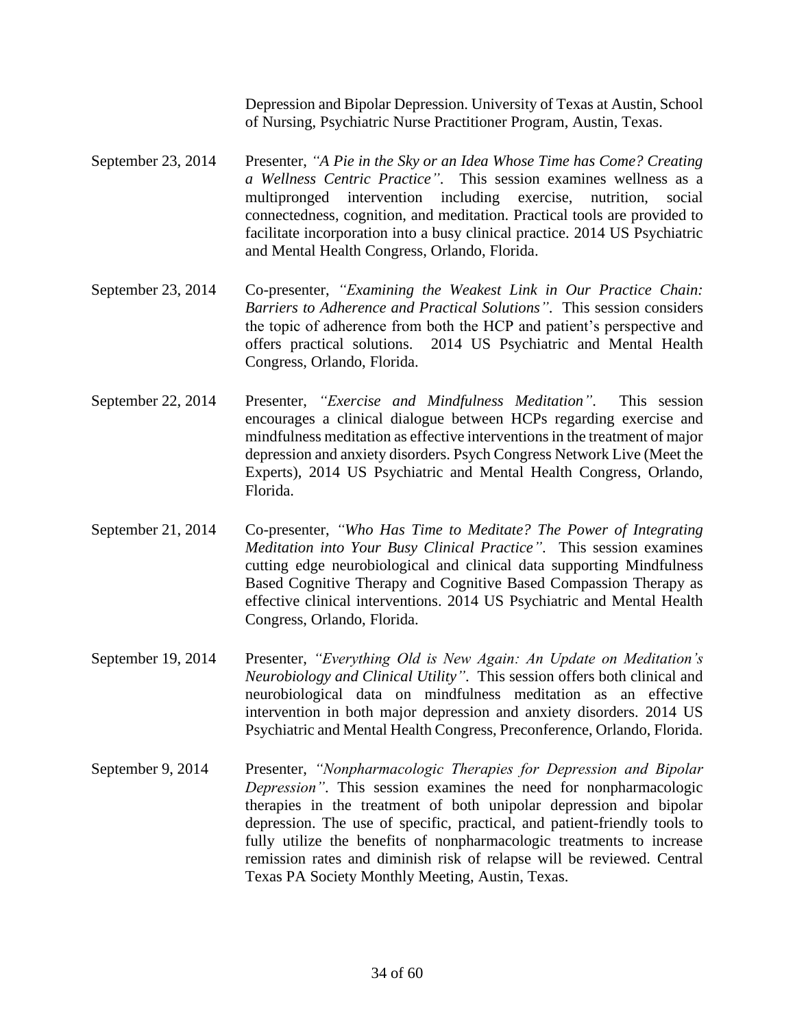Depression and Bipolar Depression. University of Texas at Austin, School of Nursing, Psychiatric Nurse Practitioner Program, Austin, Texas.

September 23, 2014 — Presenter, *"A Pie in the Sky or an Idea Whose Time has Come? Creating a Wellness Centric Practice"*. This session examines wellness as a multipronged intervention including exercise, nutrition, social connectedness, cognition, and meditation. Practical tools are provided to facilitate incorporation into a busy clinical practice. 2014 US Psychiatric and Mental Health Congress, Orlando, Florida.

September 23, 2014 — Co-presenter, *"Examining the Weakest Link in Our Practice Chain: Barriers to Adherence and Practical Solutions"*. This session considers the topic of adherence from both the HCP and patient's perspective and offers practical solutions. 2014 US Psychiatric and Mental Health Congress, Orlando, Florida.

September 22, 2014 — Presenter, *"Exercise and Mindfulness Meditation"*. This session encourages a clinical dialogue between HCPs regarding exercise and mindfulness meditation as effective interventions in the treatment of major depression and anxiety disorders. Psych Congress Network Live (Meet the Experts), 2014 US Psychiatric and Mental Health Congress, Orlando, Florida.

September 21, 2014 — Co-presenter, *"Who Has Time to Meditate? The Power of Integrating Meditation into Your Busy Clinical Practice"*. This session examines cutting edge neurobiological and clinical data supporting Mindfulness Based Cognitive Therapy and Cognitive Based Compassion Therapy as effective clinical interventions. 2014 US Psychiatric and Mental Health Congress, Orlando, Florida.

September 19, 2014 — Presenter, *"Everything Old is New Again: An Update on Meditation's Neurobiology and Clinical Utility"*. This session offers both clinical and neurobiological data on mindfulness meditation as an effective intervention in both major depression and anxiety disorders. 2014 US Psychiatric and Mental Health Congress, Preconference, Orlando, Florida.

September 9, 2014 — Presenter, *"Nonpharmacologic Therapies for Depression and Bipolar Depression"*. This session examines the need for nonpharmacologic therapies in the treatment of both unipolar depression and bipolar depression. The use of specific, practical, and patient-friendly tools to fully utilize the benefits of nonpharmacologic treatments to increase remission rates and diminish risk of relapse will be reviewed. Central Texas PA Society Monthly Meeting, Austin, Texas.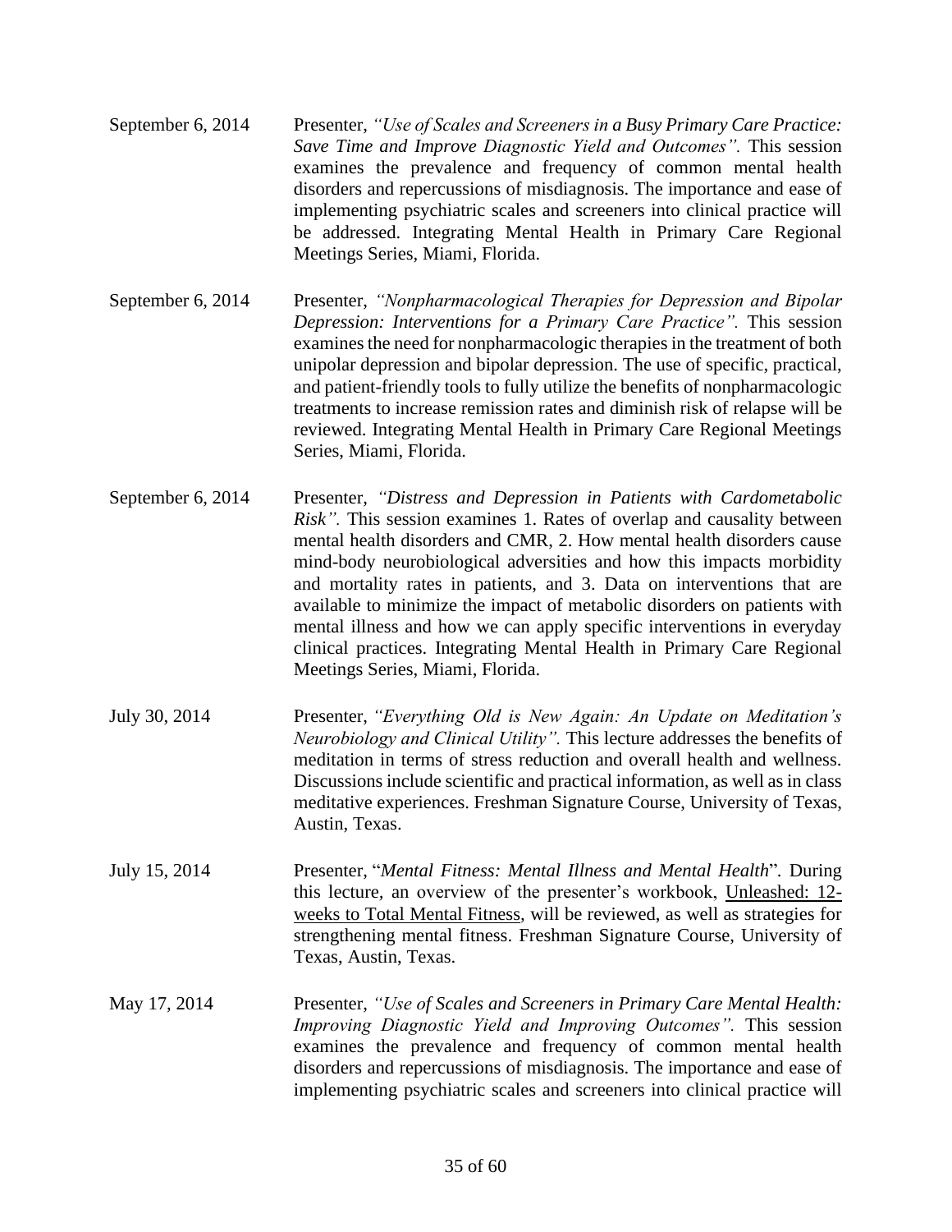September 6, 2014 Presenter, *"Use of Scales and Screeners in a Busy Primary Care Practice: Save Time and Improve Diagnostic Yield and Outcomes".* This session examines the prevalence and frequency of common mental health disorders and repercussions of misdiagnosis. The importance and ease of implementing psychiatric scales and screeners into clinical practice will be addressed. Integrating Mental Health in Primary Care Regional Meetings Series, Miami, Florida.

September 6, 2014 Presenter, *"Nonpharmacological Therapies for Depression and Bipolar Depression: Interventions for a Primary Care Practice".* This session examines the need for nonpharmacologic therapies in the treatment of both unipolar depression and bipolar depression. The use of specific, practical, and patient-friendly tools to fully utilize the benefits of nonpharmacologic treatments to increase remission rates and diminish risk of relapse will be reviewed. Integrating Mental Health in Primary Care Regional Meetings Series, Miami, Florida.

September 6, 2014 Presenter, *"Distress and Depression in Patients with Cardometabolic Risk".* This session examines 1. Rates of overlap and causality between mental health disorders and CMR, 2. How mental health disorders cause mind-body neurobiological adversities and how this impacts morbidity and mortality rates in patients, and 3. Data on interventions that are available to minimize the impact of metabolic disorders on patients with mental illness and how we can apply specific interventions in everyday clinical practices. Integrating Mental Health in Primary Care Regional Meetings Series, Miami, Florida.

July 30, 2014 Presenter, *"Everything Old is New Again: An Update on Meditation's Neurobiology and Clinical Utility".* This lecture addresses the benefits of meditation in terms of stress reduction and overall health and wellness. Discussions include scientific and practical information, as well as in class meditative experiences. Freshman Signature Course, University of Texas, Austin, Texas.

July 15, 2014 Presenter, "*Mental Fitness: Mental Illness and Mental Health*". During this lecture, an overview of the presenter's workbook, <u>Unleashed: 12-weeks to Total Mental Fitness</u>, will be reviewed, as well as strategies for strengthening mental fitness. Freshman Signature Course, University of Texas, Austin, Texas.

May 17, 2014 Presenter, *"Use of Scales and Screeners in Primary Care Mental Health: Improving Diagnostic Yield and Improving Outcomes".* This session examines the prevalence and frequency of common mental health disorders and repercussions of misdiagnosis. The importance and ease of implementing psychiatric scales and screeners into clinical practice will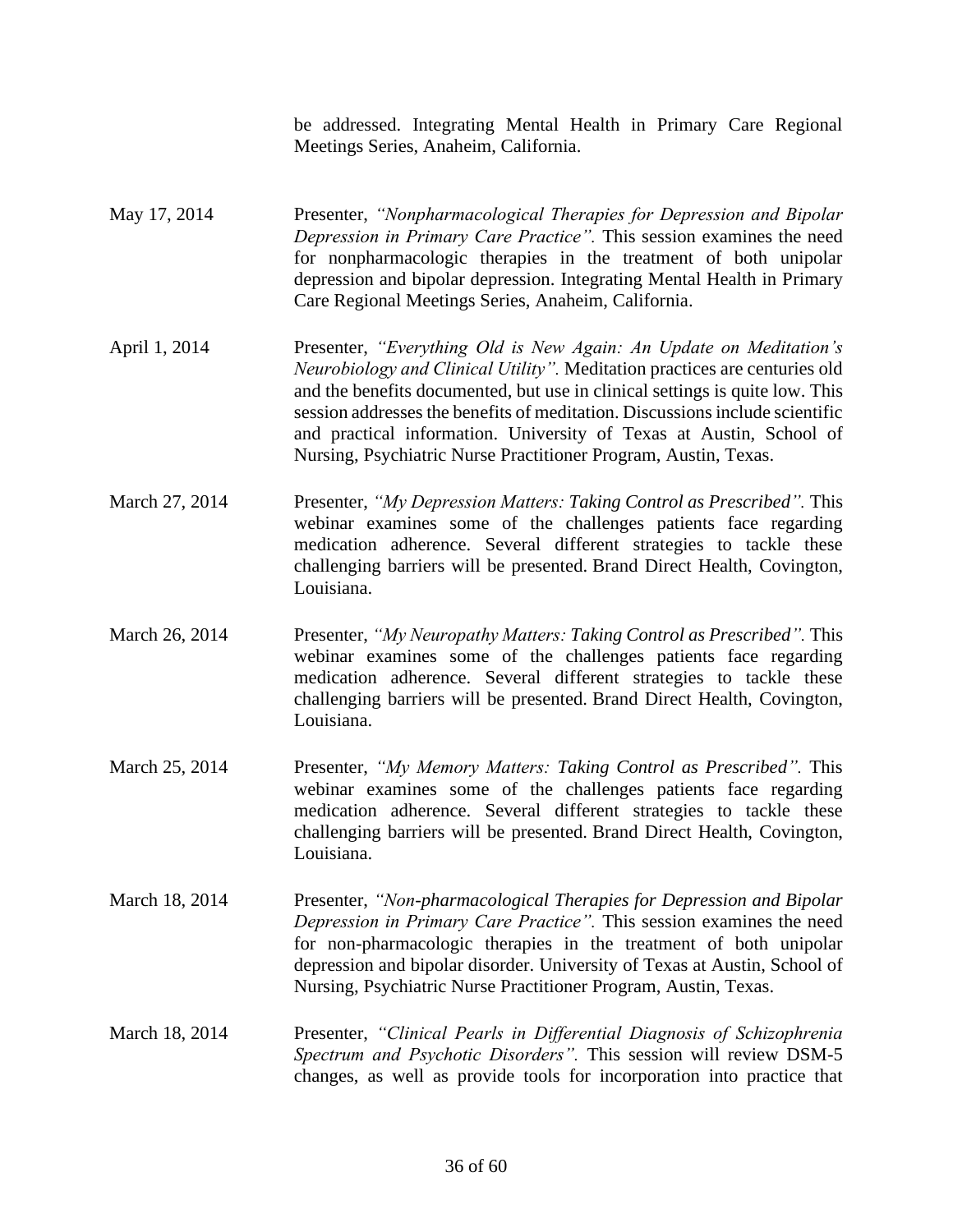be addressed. Integrating Mental Health in Primary Care Regional Meetings Series, Anaheim, California.

May 17, 2014 — Presenter, *"Nonpharmacological Therapies for Depression and Bipolar Depression in Primary Care Practice".* This session examines the need for nonpharmacologic therapies in the treatment of both unipolar depression and bipolar depression. Integrating Mental Health in Primary Care Regional Meetings Series, Anaheim, California.

April 1, 2014 — Presenter, *"Everything Old is New Again: An Update on Meditation's Neurobiology and Clinical Utility".* Meditation practices are centuries old and the benefits documented, but use in clinical settings is quite low. This session addresses the benefits of meditation. Discussions include scientific and practical information. University of Texas at Austin, School of Nursing, Psychiatric Nurse Practitioner Program, Austin, Texas.

March 27, 2014 — Presenter, *"My Depression Matters: Taking Control as Prescribed".* This webinar examines some of the challenges patients face regarding medication adherence. Several different strategies to tackle these challenging barriers will be presented. Brand Direct Health, Covington, Louisiana.

March 26, 2014 — Presenter, *"My Neuropathy Matters: Taking Control as Prescribed".* This webinar examines some of the challenges patients face regarding medication adherence. Several different strategies to tackle these challenging barriers will be presented. Brand Direct Health, Covington, Louisiana.

March 25, 2014 — Presenter, *"My Memory Matters: Taking Control as Prescribed".* This webinar examines some of the challenges patients face regarding medication adherence. Several different strategies to tackle these challenging barriers will be presented. Brand Direct Health, Covington, Louisiana.

March 18, 2014 — Presenter, *"Non-pharmacological Therapies for Depression and Bipolar Depression in Primary Care Practice".* This session examines the need for non-pharmacologic therapies in the treatment of both unipolar depression and bipolar disorder. University of Texas at Austin, School of Nursing, Psychiatric Nurse Practitioner Program, Austin, Texas.

March 18, 2014 — Presenter, *"Clinical Pearls in Differential Diagnosis of Schizophrenia Spectrum and Psychotic Disorders".* This session will review DSM-5 changes, as well as provide tools for incorporation into practice that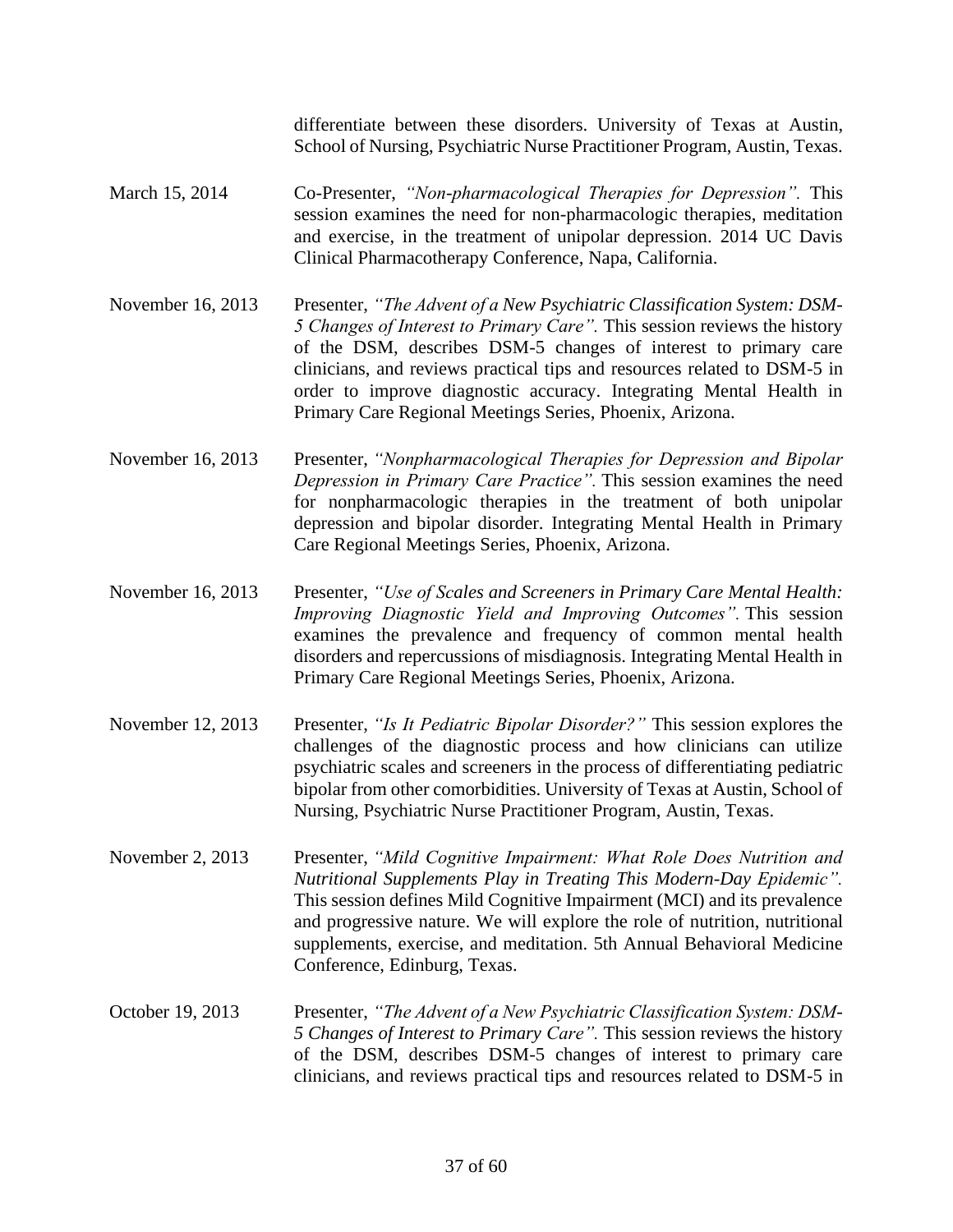differentiate between these disorders. University of Texas at Austin, School of Nursing, Psychiatric Nurse Practitioner Program, Austin, Texas.

March 15, 2014 — Co-Presenter, *"Non-pharmacological Therapies for Depression".* This session examines the need for non-pharmacologic therapies, meditation and exercise, in the treatment of unipolar depression. 2014 UC Davis Clinical Pharmacotherapy Conference, Napa, California.

November 16, 2013 — Presenter, *"The Advent of a New Psychiatric Classification System: DSM-5 Changes of Interest to Primary Care".* This session reviews the history of the DSM, describes DSM-5 changes of interest to primary care clinicians, and reviews practical tips and resources related to DSM-5 in order to improve diagnostic accuracy. Integrating Mental Health in Primary Care Regional Meetings Series, Phoenix, Arizona.

November 16, 2013 — Presenter, *"Nonpharmacological Therapies for Depression and Bipolar Depression in Primary Care Practice".* This session examines the need for nonpharmacologic therapies in the treatment of both unipolar depression and bipolar disorder. Integrating Mental Health in Primary Care Regional Meetings Series, Phoenix, Arizona.

November 16, 2013 — Presenter, *"Use of Scales and Screeners in Primary Care Mental Health: Improving Diagnostic Yield and Improving Outcomes".* This session examines the prevalence and frequency of common mental health disorders and repercussions of misdiagnosis. Integrating Mental Health in Primary Care Regional Meetings Series, Phoenix, Arizona.

November 12, 2013 — Presenter, *"Is It Pediatric Bipolar Disorder?"* This session explores the challenges of the diagnostic process and how clinicians can utilize psychiatric scales and screeners in the process of differentiating pediatric bipolar from other comorbidities. University of Texas at Austin, School of Nursing, Psychiatric Nurse Practitioner Program, Austin, Texas.

November 2, 2013 — Presenter, *"Mild Cognitive Impairment: What Role Does Nutrition and Nutritional Supplements Play in Treating This Modern-Day Epidemic".* This session defines Mild Cognitive Impairment (MCI) and its prevalence and progressive nature. We will explore the role of nutrition, nutritional supplements, exercise, and meditation. 5th Annual Behavioral Medicine Conference, Edinburg, Texas.

October 19, 2013 — Presenter, *"The Advent of a New Psychiatric Classification System: DSM-5 Changes of Interest to Primary Care".* This session reviews the history of the DSM, describes DSM-5 changes of interest to primary care clinicians, and reviews practical tips and resources related to DSM-5 in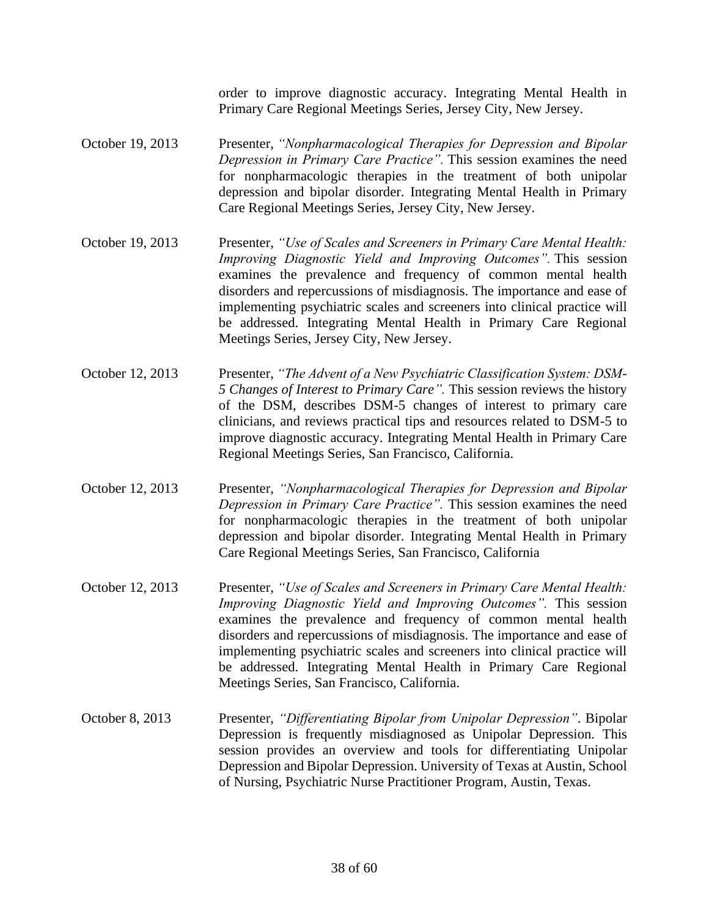order to improve diagnostic accuracy. Integrating Mental Health in Primary Care Regional Meetings Series, Jersey City, New Jersey.

| | |
|---|---|
| October 19, 2013 | Presenter, *"Nonpharmacological Therapies for Depression and Bipolar Depression in Primary Care Practice".* This session examines the need for nonpharmacologic therapies in the treatment of both unipolar depression and bipolar disorder. Integrating Mental Health in Primary Care Regional Meetings Series, Jersey City, New Jersey. |
| October 19, 2013 | Presenter, *"Use of Scales and Screeners in Primary Care Mental Health: Improving Diagnostic Yield and Improving Outcomes".* This session examines the prevalence and frequency of common mental health disorders and repercussions of misdiagnosis. The importance and ease of implementing psychiatric scales and screeners into clinical practice will be addressed. Integrating Mental Health in Primary Care Regional Meetings Series, Jersey City, New Jersey. |
| October 12, 2013 | Presenter, *"The Advent of a New Psychiatric Classification System: DSM-5 Changes of Interest to Primary Care".* This session reviews the history of the DSM, describes DSM-5 changes of interest to primary care clinicians, and reviews practical tips and resources related to DSM-5 to improve diagnostic accuracy. Integrating Mental Health in Primary Care Regional Meetings Series, San Francisco, California. |
| October 12, 2013 | Presenter, *"Nonpharmacological Therapies for Depression and Bipolar Depression in Primary Care Practice".* This session examines the need for nonpharmacologic therapies in the treatment of both unipolar depression and bipolar disorder. Integrating Mental Health in Primary Care Regional Meetings Series, San Francisco, California |
| October 12, 2013 | Presenter, *"Use of Scales and Screeners in Primary Care Mental Health: Improving Diagnostic Yield and Improving Outcomes".* This session examines the prevalence and frequency of common mental health disorders and repercussions of misdiagnosis. The importance and ease of implementing psychiatric scales and screeners into clinical practice will be addressed. Integrating Mental Health in Primary Care Regional Meetings Series, San Francisco, California. |
| October 8, 2013 | Presenter, *"Differentiating Bipolar from Unipolar Depression"*. Bipolar Depression is frequently misdiagnosed as Unipolar Depression. This session provides an overview and tools for differentiating Unipolar Depression and Bipolar Depression. University of Texas at Austin, School of Nursing, Psychiatric Nurse Practitioner Program, Austin, Texas. |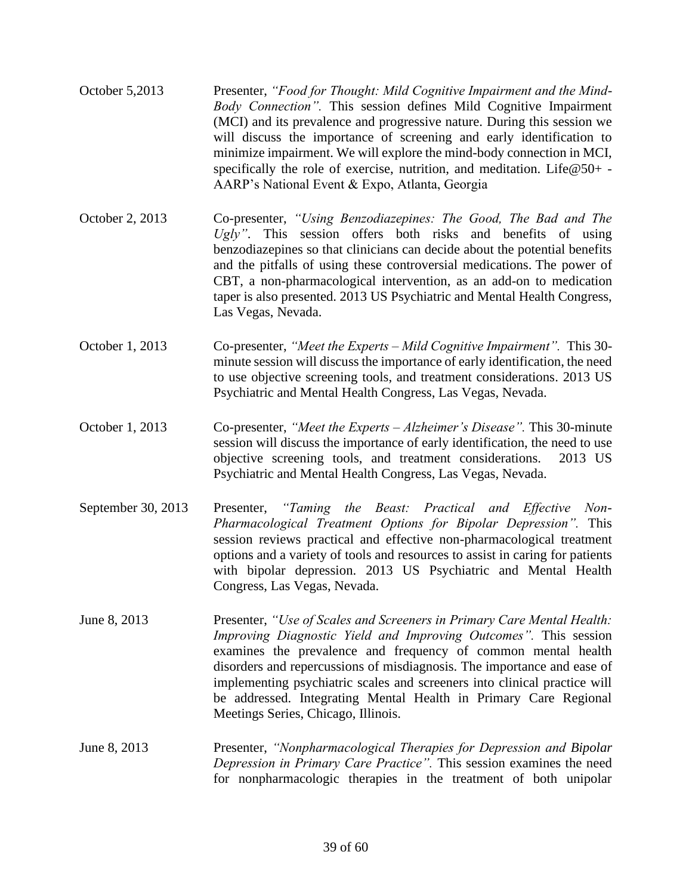October 5,2013 Presenter, *"Food for Thought: Mild Cognitive Impairment and the Mind-Body Connection".* This session defines Mild Cognitive Impairment (MCI) and its prevalence and progressive nature. During this session we will discuss the importance of screening and early identification to minimize impairment. We will explore the mind-body connection in MCI, specifically the role of exercise, nutrition, and meditation. Life@50+ - AARP's National Event & Expo, Atlanta, Georgia

October 2, 2013 Co-presenter, *"Using Benzodiazepines: The Good, The Bad and The Ugly".* This session offers both risks and benefits of using benzodiazepines so that clinicians can decide about the potential benefits and the pitfalls of using these controversial medications. The power of CBT, a non-pharmacological intervention, as an add-on to medication taper is also presented. 2013 US Psychiatric and Mental Health Congress, Las Vegas, Nevada.

October 1, 2013 Co-presenter, *"Meet the Experts – Mild Cognitive Impairment".* This 30-minute session will discuss the importance of early identification, the need to use objective screening tools, and treatment considerations. 2013 US Psychiatric and Mental Health Congress, Las Vegas, Nevada.

October 1, 2013 Co-presenter, *"Meet the Experts – Alzheimer's Disease".* This 30-minute session will discuss the importance of early identification, the need to use objective screening tools, and treatment considerations. 2013 US Psychiatric and Mental Health Congress, Las Vegas, Nevada.

September 30, 2013 Presenter, *"Taming the Beast: Practical and Effective Non-Pharmacological Treatment Options for Bipolar Depression".* This session reviews practical and effective non-pharmacological treatment options and a variety of tools and resources to assist in caring for patients with bipolar depression. 2013 US Psychiatric and Mental Health Congress, Las Vegas, Nevada.

June 8, 2013 Presenter, *"Use of Scales and Screeners in Primary Care Mental Health: Improving Diagnostic Yield and Improving Outcomes".* This session examines the prevalence and frequency of common mental health disorders and repercussions of misdiagnosis. The importance and ease of implementing psychiatric scales and screeners into clinical practice will be addressed. Integrating Mental Health in Primary Care Regional Meetings Series, Chicago, Illinois.

June 8, 2013 Presenter, *"Nonpharmacological Therapies for Depression and Bipolar Depression in Primary Care Practice".* This session examines the need for nonpharmacologic therapies in the treatment of both unipolar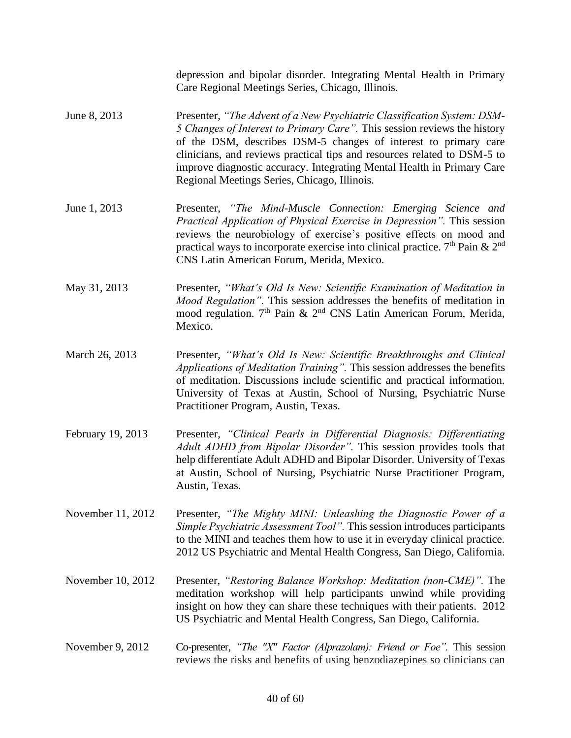depression and bipolar disorder. Integrating Mental Health in Primary Care Regional Meetings Series, Chicago, Illinois.

June 8, 2013 — Presenter, *"The Advent of a New Psychiatric Classification System: DSM-5 Changes of Interest to Primary Care".* This session reviews the history of the DSM, describes DSM-5 changes of interest to primary care clinicians, and reviews practical tips and resources related to DSM-5 to improve diagnostic accuracy. Integrating Mental Health in Primary Care Regional Meetings Series, Chicago, Illinois.

June 1, 2013 — Presenter, *"The Mind-Muscle Connection: Emerging Science and Practical Application of Physical Exercise in Depression".* This session reviews the neurobiology of exercise's positive effects on mood and practical ways to incorporate exercise into clinical practice. 7th Pain & 2nd CNS Latin American Forum, Merida, Mexico.

May 31, 2013 — Presenter, *"What's Old Is New: Scientific Examination of Meditation in Mood Regulation".* This session addresses the benefits of meditation in mood regulation. 7th Pain & 2nd CNS Latin American Forum, Merida, Mexico.

March 26, 2013 — Presenter, *"What's Old Is New: Scientific Breakthroughs and Clinical Applications of Meditation Training".* This session addresses the benefits of meditation. Discussions include scientific and practical information. University of Texas at Austin, School of Nursing, Psychiatric Nurse Practitioner Program, Austin, Texas.

February 19, 2013 — Presenter, *"Clinical Pearls in Differential Diagnosis: Differentiating Adult ADHD from Bipolar Disorder".* This session provides tools that help differentiate Adult ADHD and Bipolar Disorder. University of Texas at Austin, School of Nursing, Psychiatric Nurse Practitioner Program, Austin, Texas.

November 11, 2012 — Presenter, *"The Mighty MINI: Unleashing the Diagnostic Power of a Simple Psychiatric Assessment Tool".* This session introduces participants to the MINI and teaches them how to use it in everyday clinical practice. 2012 US Psychiatric and Mental Health Congress, San Diego, California.

November 10, 2012 — Presenter, *"Restoring Balance Workshop: Meditation (non-CME)".* The meditation workshop will help participants unwind while providing insight on how they can share these techniques with their patients. 2012 US Psychiatric and Mental Health Congress, San Diego, California.

November 9, 2012 — Co-presenter, *"The "X" Factor (Alprazolam): Friend or Foe".* This session reviews the risks and benefits of using benzodiazepines so clinicians can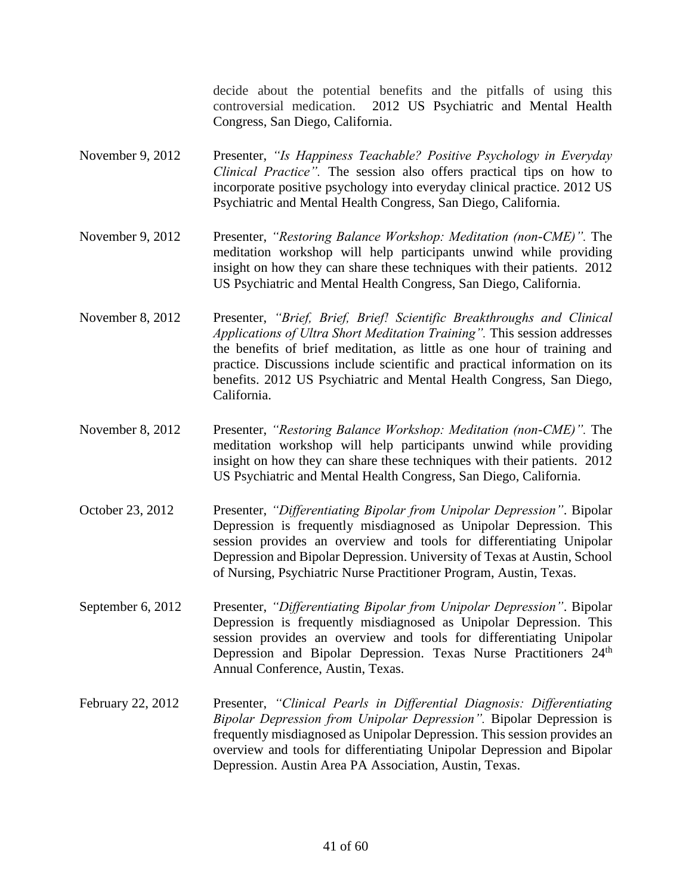decide about the potential benefits and the pitfalls of using this controversial medication. 2012 US Psychiatric and Mental Health Congress, San Diego, California.

November 9, 2012 — Presenter, *"Is Happiness Teachable? Positive Psychology in Everyday Clinical Practice".* The session also offers practical tips on how to incorporate positive psychology into everyday clinical practice. 2012 US Psychiatric and Mental Health Congress, San Diego, California.

November 9, 2012 — Presenter, *"Restoring Balance Workshop: Meditation (non-CME)".* The meditation workshop will help participants unwind while providing insight on how they can share these techniques with their patients. 2012 US Psychiatric and Mental Health Congress, San Diego, California.

November 8, 2012 — Presenter, *"Brief, Brief, Brief! Scientific Breakthroughs and Clinical Applications of Ultra Short Meditation Training".* This session addresses the benefits of brief meditation, as little as one hour of training and practice. Discussions include scientific and practical information on its benefits. 2012 US Psychiatric and Mental Health Congress, San Diego, California.

November 8, 2012 — Presenter, *"Restoring Balance Workshop: Meditation (non-CME)".* The meditation workshop will help participants unwind while providing insight on how they can share these techniques with their patients. 2012 US Psychiatric and Mental Health Congress, San Diego, California.

October 23, 2012 — Presenter, *"Differentiating Bipolar from Unipolar Depression"*. Bipolar Depression is frequently misdiagnosed as Unipolar Depression. This session provides an overview and tools for differentiating Unipolar Depression and Bipolar Depression. University of Texas at Austin, School of Nursing, Psychiatric Nurse Practitioner Program, Austin, Texas.

September 6, 2012 — Presenter, *"Differentiating Bipolar from Unipolar Depression"*. Bipolar Depression is frequently misdiagnosed as Unipolar Depression. This session provides an overview and tools for differentiating Unipolar Depression and Bipolar Depression. Texas Nurse Practitioners 24th Annual Conference, Austin, Texas.

February 22, 2012 — Presenter, *"Clinical Pearls in Differential Diagnosis: Differentiating Bipolar Depression from Unipolar Depression".* Bipolar Depression is frequently misdiagnosed as Unipolar Depression. This session provides an overview and tools for differentiating Unipolar Depression and Bipolar Depression. Austin Area PA Association, Austin, Texas.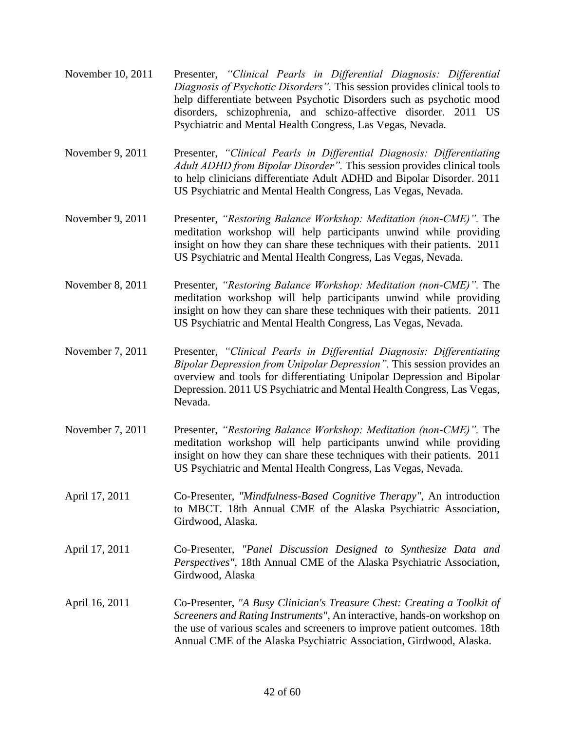November 10, 2011 Presenter, *"Clinical Pearls in Differential Diagnosis: Differential Diagnosis of Psychotic Disorders".* This session provides clinical tools to help differentiate between Psychotic Disorders such as psychotic mood disorders, schizophrenia, and schizo-affective disorder. 2011 US Psychiatric and Mental Health Congress, Las Vegas, Nevada.

November 9, 2011 Presenter, *"Clinical Pearls in Differential Diagnosis: Differentiating Adult ADHD from Bipolar Disorder".* This session provides clinical tools to help clinicians differentiate Adult ADHD and Bipolar Disorder. 2011 US Psychiatric and Mental Health Congress, Las Vegas, Nevada.

November 9, 2011 Presenter, *"Restoring Balance Workshop: Meditation (non-CME)".* The meditation workshop will help participants unwind while providing insight on how they can share these techniques with their patients. 2011 US Psychiatric and Mental Health Congress, Las Vegas, Nevada.

November 8, 2011 Presenter, *"Restoring Balance Workshop: Meditation (non-CME)".* The meditation workshop will help participants unwind while providing insight on how they can share these techniques with their patients. 2011 US Psychiatric and Mental Health Congress, Las Vegas, Nevada.

November 7, 2011 Presenter, *"Clinical Pearls in Differential Diagnosis: Differentiating Bipolar Depression from Unipolar Depression".* This session provides an overview and tools for differentiating Unipolar Depression and Bipolar Depression. 2011 US Psychiatric and Mental Health Congress, Las Vegas, Nevada.

November 7, 2011 Presenter, *"Restoring Balance Workshop: Meditation (non-CME)".* The meditation workshop will help participants unwind while providing insight on how they can share these techniques with their patients. 2011 US Psychiatric and Mental Health Congress, Las Vegas, Nevada.

April 17, 2011 Co-Presenter, *"Mindfulness-Based Cognitive Therapy"*, An introduction to MBCT. 18th Annual CME of the Alaska Psychiatric Association, Girdwood, Alaska.

April 17, 2011 Co-Presenter, *"Panel Discussion Designed to Synthesize Data and Perspectives"*, 18th Annual CME of the Alaska Psychiatric Association, Girdwood, Alaska

April 16, 2011 Co-Presenter, *"A Busy Clinician's Treasure Chest: Creating a Toolkit of Screeners and Rating Instruments"*, An interactive, hands-on workshop on the use of various scales and screeners to improve patient outcomes. 18th Annual CME of the Alaska Psychiatric Association, Girdwood, Alaska.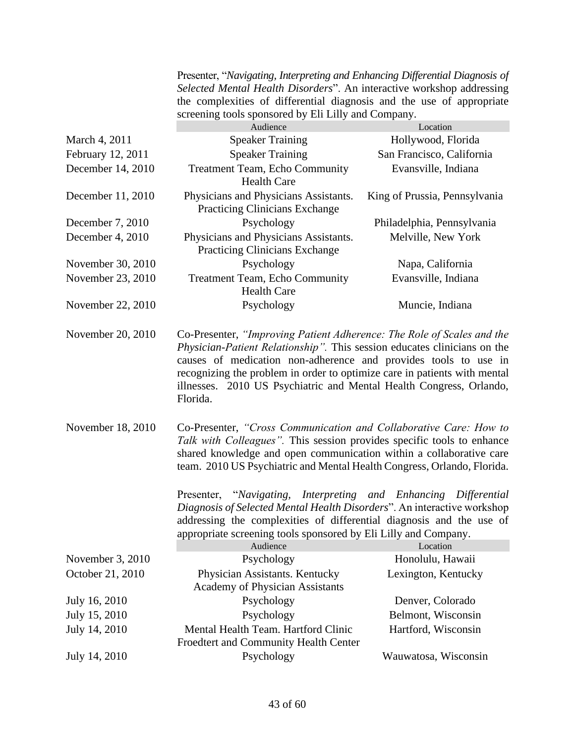Presenter, "*Navigating, Interpreting and Enhancing Differential Diagnosis of Selected Mental Health Disorders*". An interactive workshop addressing the complexities of differential diagnosis and the use of appropriate screening tools sponsored by Eli Lilly and Company.

| | Audience | Location |
|---|---|---|
| March 4, 2011 | Speaker Training | Hollywood, Florida |
| February 12, 2011 | Speaker Training | San Francisco, California |
| December 14, 2010 | Treatment Team, Echo Community Health Care | Evansville, Indiana |
| December 11, 2010 | Physicians and Physicians Assistants. Practicing Clinicians Exchange | King of Prussia, Pennsylvania |
| December 7, 2010 | Psychology | Philadelphia, Pennsylvania |
| December 4, 2010 | Physicians and Physicians Assistants. Practicing Clinicians Exchange | Melville, New York |
| November 30, 2010 | Psychology | Napa, California |
| November 23, 2010 | Treatment Team, Echo Community Health Care | Evansville, Indiana |
| November 22, 2010 | Psychology | Muncie, Indiana |

November 20, 2010 — Co-Presenter, *"Improving Patient Adherence: The Role of Scales and the Physician-Patient Relationship".* This session educates clinicians on the causes of medication non-adherence and provides tools to use in recognizing the problem in order to optimize care in patients with mental illnesses. 2010 US Psychiatric and Mental Health Congress, Orlando, Florida.

November 18, 2010 — Co-Presenter, *"Cross Communication and Collaborative Care: How to Talk with Colleagues".* This session provides specific tools to enhance shared knowledge and open communication within a collaborative care team. 2010 US Psychiatric and Mental Health Congress, Orlando, Florida.

Presenter, "*Navigating, Interpreting and Enhancing Differential Diagnosis of Selected Mental Health Disorders*". An interactive workshop addressing the complexities of differential diagnosis and the use of appropriate screening tools sponsored by Eli Lilly and Company.

| | Audience | Location |
|---|---|---|
| November 3, 2010 | Psychology | Honolulu, Hawaii |
| October 21, 2010 | Physician Assistants. Kentucky Academy of Physician Assistants | Lexington, Kentucky |
| July 16, 2010 | Psychology | Denver, Colorado |
| July 15, 2010 | Psychology | Belmont, Wisconsin |
| July 14, 2010 | Mental Health Team. Hartford Clinic Froedtert and Community Health Center | Hartford, Wisconsin |
| July 14, 2010 | Psychology | Wauwatosa, Wisconsin |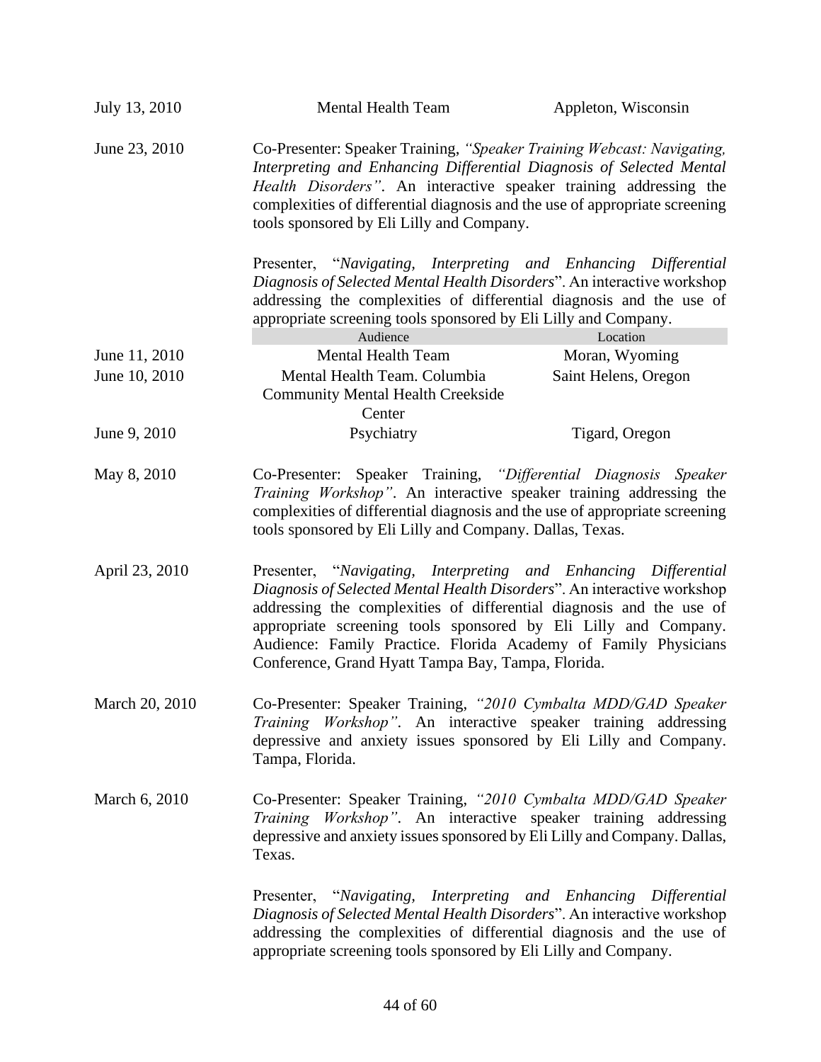| | | |
|---|---|---|
| July 13, 2010 | Mental Health Team | Appleton, Wisconsin |

June 23, 2010 Co-Presenter: Speaker Training, *"Speaker Training Webcast: Navigating, Interpreting and Enhancing Differential Diagnosis of Selected Mental Health Disorders"*. An interactive speaker training addressing the complexities of differential diagnosis and the use of appropriate screening tools sponsored by Eli Lilly and Company.

Presenter, "*Navigating, Interpreting and Enhancing Differential Diagnosis of Selected Mental Health Disorders*". An interactive workshop addressing the complexities of differential diagnosis and the use of appropriate screening tools sponsored by Eli Lilly and Company.

| | Audience | Location |
|---|---|---|
| June 11, 2010 | Mental Health Team | Moran, Wyoming |
| June 10, 2010 | Mental Health Team. Columbia Community Mental Health Creekside Center | Saint Helens, Oregon |
| June 9, 2010 | Psychiatry | Tigard, Oregon |

May 8, 2010 Co-Presenter: Speaker Training, *"Differential Diagnosis Speaker Training Workshop"*. An interactive speaker training addressing the complexities of differential diagnosis and the use of appropriate screening tools sponsored by Eli Lilly and Company. Dallas, Texas.

April 23, 2010 Presenter, "*Navigating, Interpreting and Enhancing Differential Diagnosis of Selected Mental Health Disorders*". An interactive workshop addressing the complexities of differential diagnosis and the use of appropriate screening tools sponsored by Eli Lilly and Company. Audience: Family Practice. Florida Academy of Family Physicians Conference, Grand Hyatt Tampa Bay, Tampa, Florida.

March 20, 2010 Co-Presenter: Speaker Training, *"2010 Cymbalta MDD/GAD Speaker Training Workshop"*. An interactive speaker training addressing depressive and anxiety issues sponsored by Eli Lilly and Company. Tampa, Florida.

March 6, 2010 Co-Presenter: Speaker Training, *"2010 Cymbalta MDD/GAD Speaker Training Workshop"*. An interactive speaker training addressing depressive and anxiety issues sponsored by Eli Lilly and Company. Dallas, Texas.

Presenter, "*Navigating, Interpreting and Enhancing Differential Diagnosis of Selected Mental Health Disorders*". An interactive workshop addressing the complexities of differential diagnosis and the use of appropriate screening tools sponsored by Eli Lilly and Company.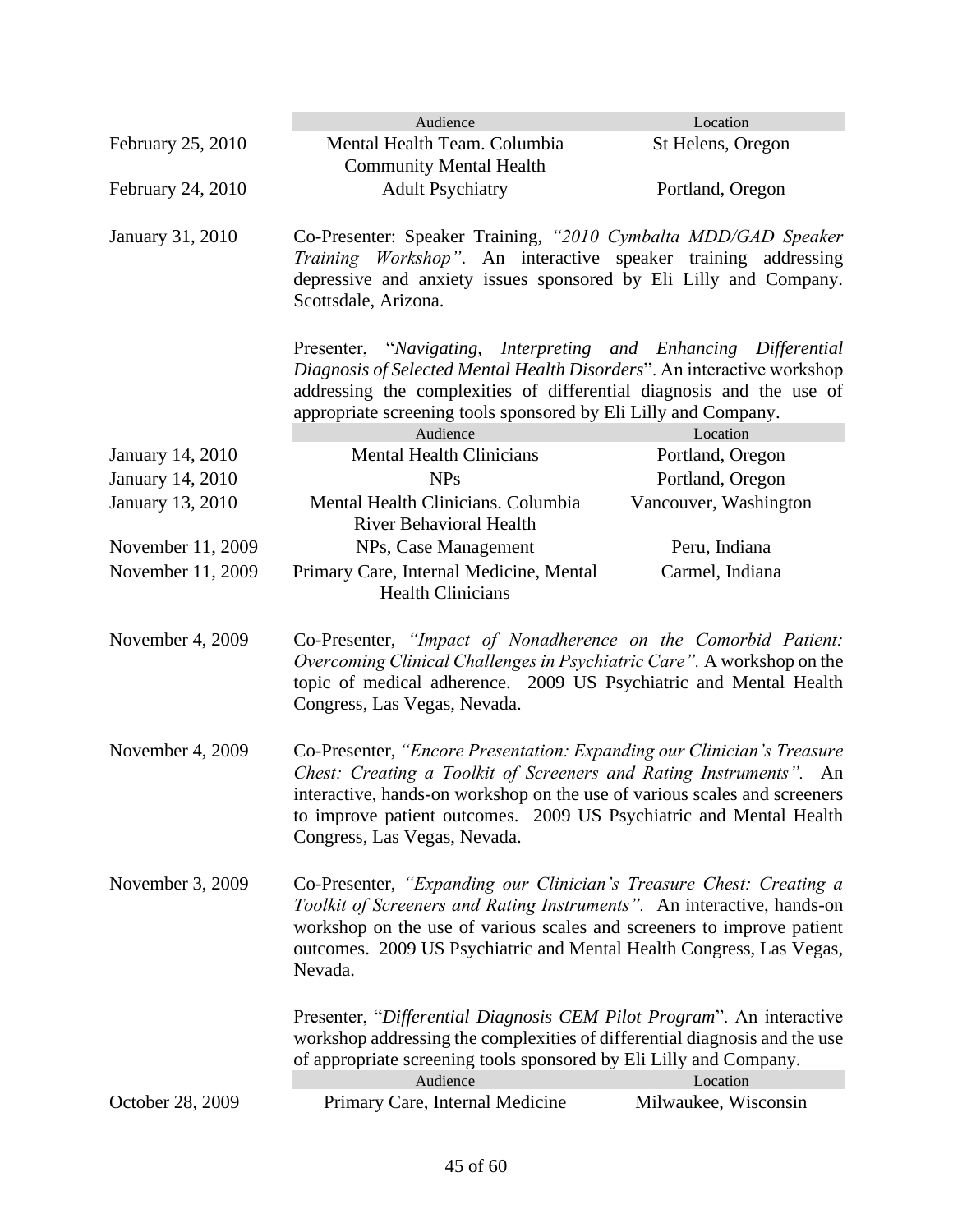| | Audience | Location |
|---|---|---|
| February 25, 2010 | Mental Health Team. Columbia Community Mental Health | St Helens, Oregon |
| February 24, 2010 | Adult Psychiatry | Portland, Oregon |

January 31, 2010 — Co-Presenter: Speaker Training, *"2010 Cymbalta MDD/GAD Speaker Training Workshop"*. An interactive speaker training addressing depressive and anxiety issues sponsored by Eli Lilly and Company. Scottsdale, Arizona.

Presenter, "*Navigating, Interpreting and Enhancing Differential Diagnosis of Selected Mental Health Disorders*". An interactive workshop addressing the complexities of differential diagnosis and the use of appropriate screening tools sponsored by Eli Lilly and Company.

| | Audience | Location |
|---|---|---|
| January 14, 2010 | Mental Health Clinicians | Portland, Oregon |
| January 14, 2010 | NPs | Portland, Oregon |
| January 13, 2010 | Mental Health Clinicians. Columbia River Behavioral Health | Vancouver, Washington |
| November 11, 2009 | NPs, Case Management | Peru, Indiana |
| November 11, 2009 | Primary Care, Internal Medicine, Mental Health Clinicians | Carmel, Indiana |

November 4, 2009 — Co-Presenter, *"Impact of Nonadherence on the Comorbid Patient: Overcoming Clinical Challenges in Psychiatric Care"*. A workshop on the topic of medical adherence. 2009 US Psychiatric and Mental Health Congress, Las Vegas, Nevada.

November 4, 2009 — Co-Presenter, *"Encore Presentation: Expanding our Clinician's Treasure Chest: Creating a Toolkit of Screeners and Rating Instruments"*. An interactive, hands-on workshop on the use of various scales and screeners to improve patient outcomes. 2009 US Psychiatric and Mental Health Congress, Las Vegas, Nevada.

November 3, 2009 — Co-Presenter, *"Expanding our Clinician's Treasure Chest: Creating a Toolkit of Screeners and Rating Instruments"*. An interactive, hands-on workshop on the use of various scales and screeners to improve patient outcomes. 2009 US Psychiatric and Mental Health Congress, Las Vegas, Nevada.

Presenter, "*Differential Diagnosis CEM Pilot Program*". An interactive workshop addressing the complexities of differential diagnosis and the use of appropriate screening tools sponsored by Eli Lilly and Company.

| | Audience | Location |
|---|---|---|
| October 28, 2009 | Primary Care, Internal Medicine | Milwaukee, Wisconsin |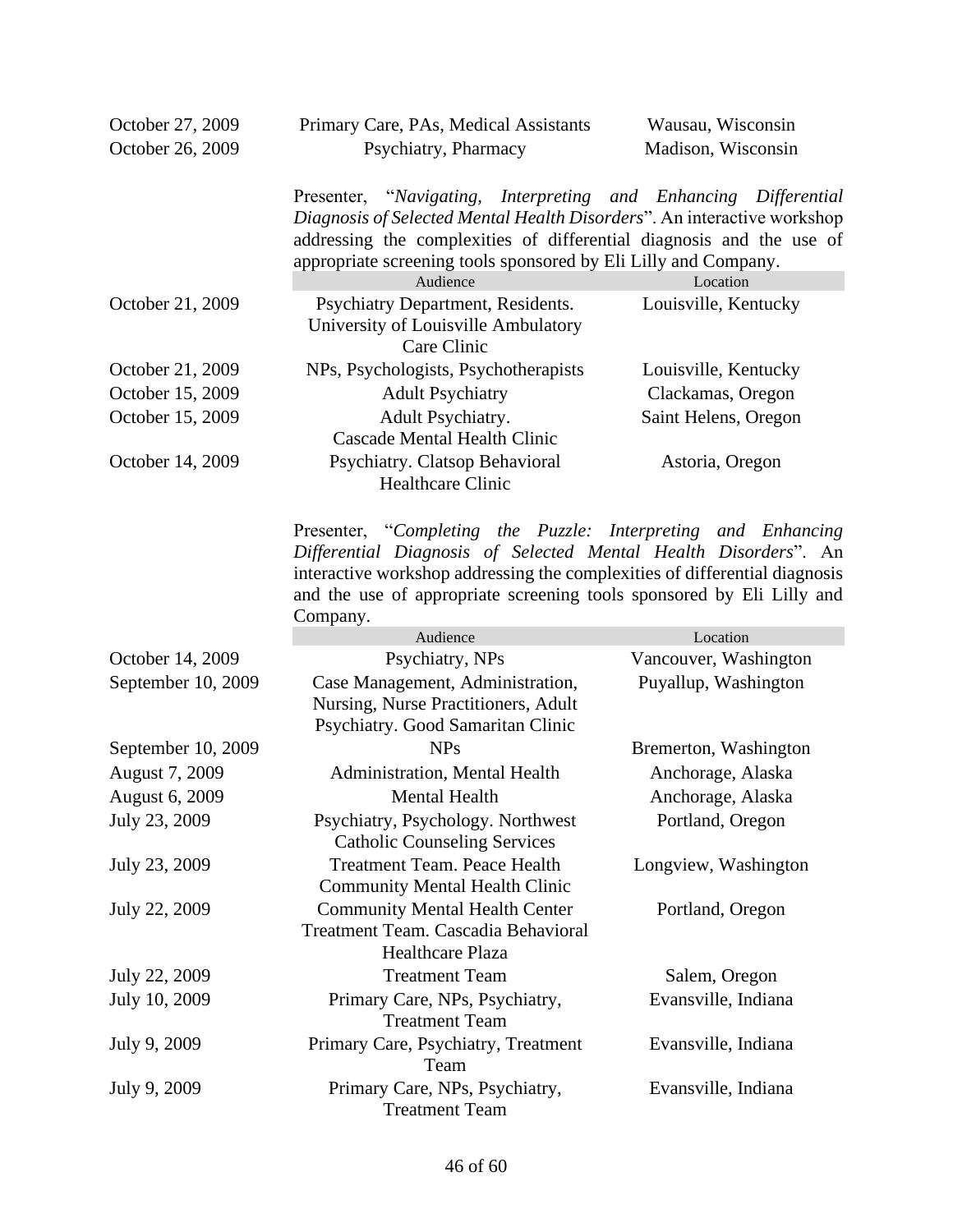| | | |
|---|---|---|
| October 27, 2009 | Primary Care, PAs, Medical Assistants | Wausau, Wisconsin |
| October 26, 2009 | Psychiatry, Pharmacy | Madison, Wisconsin |

Presenter, "*Navigating, Interpreting and Enhancing Differential Diagnosis of Selected Mental Health Disorders*". An interactive workshop addressing the complexities of differential diagnosis and the use of appropriate screening tools sponsored by Eli Lilly and Company.

| | Audience | Location |
|---|---|---|
| October 21, 2009 | Psychiatry Department, Residents. University of Louisville Ambulatory Care Clinic | Louisville, Kentucky |
| October 21, 2009 | NPs, Psychologists, Psychotherapists | Louisville, Kentucky |
| October 15, 2009 | Adult Psychiatry | Clackamas, Oregon |
| October 15, 2009 | Adult Psychiatry. Cascade Mental Health Clinic | Saint Helens, Oregon |
| October 14, 2009 | Psychiatry. Clatsop Behavioral Healthcare Clinic | Astoria, Oregon |

Presenter, "*Completing the Puzzle: Interpreting and Enhancing Differential Diagnosis of Selected Mental Health Disorders*". An interactive workshop addressing the complexities of differential diagnosis and the use of appropriate screening tools sponsored by Eli Lilly and Company.

| | Audience | Location |
|---|---|---|
| October 14, 2009 | Psychiatry, NPs | Vancouver, Washington |
| September 10, 2009 | Case Management, Administration, Nursing, Nurse Practitioners, Adult Psychiatry. Good Samaritan Clinic | Puyallup, Washington |
| September 10, 2009 | NPs | Bremerton, Washington |
| August 7, 2009 | Administration, Mental Health | Anchorage, Alaska |
| August 6, 2009 | Mental Health | Anchorage, Alaska |
| July 23, 2009 | Psychiatry, Psychology. Northwest Catholic Counseling Services | Portland, Oregon |
| July 23, 2009 | Treatment Team. Peace Health Community Mental Health Clinic | Longview, Washington |
| July 22, 2009 | Community Mental Health Center Treatment Team. Cascadia Behavioral Healthcare Plaza | Portland, Oregon |
| July 22, 2009 | Treatment Team | Salem, Oregon |
| July 10, 2009 | Primary Care, NPs, Psychiatry, Treatment Team | Evansville, Indiana |
| July 9, 2009 | Primary Care, Psychiatry, Treatment Team | Evansville, Indiana |
| July 9, 2009 | Primary Care, NPs, Psychiatry, Treatment Team | Evansville, Indiana |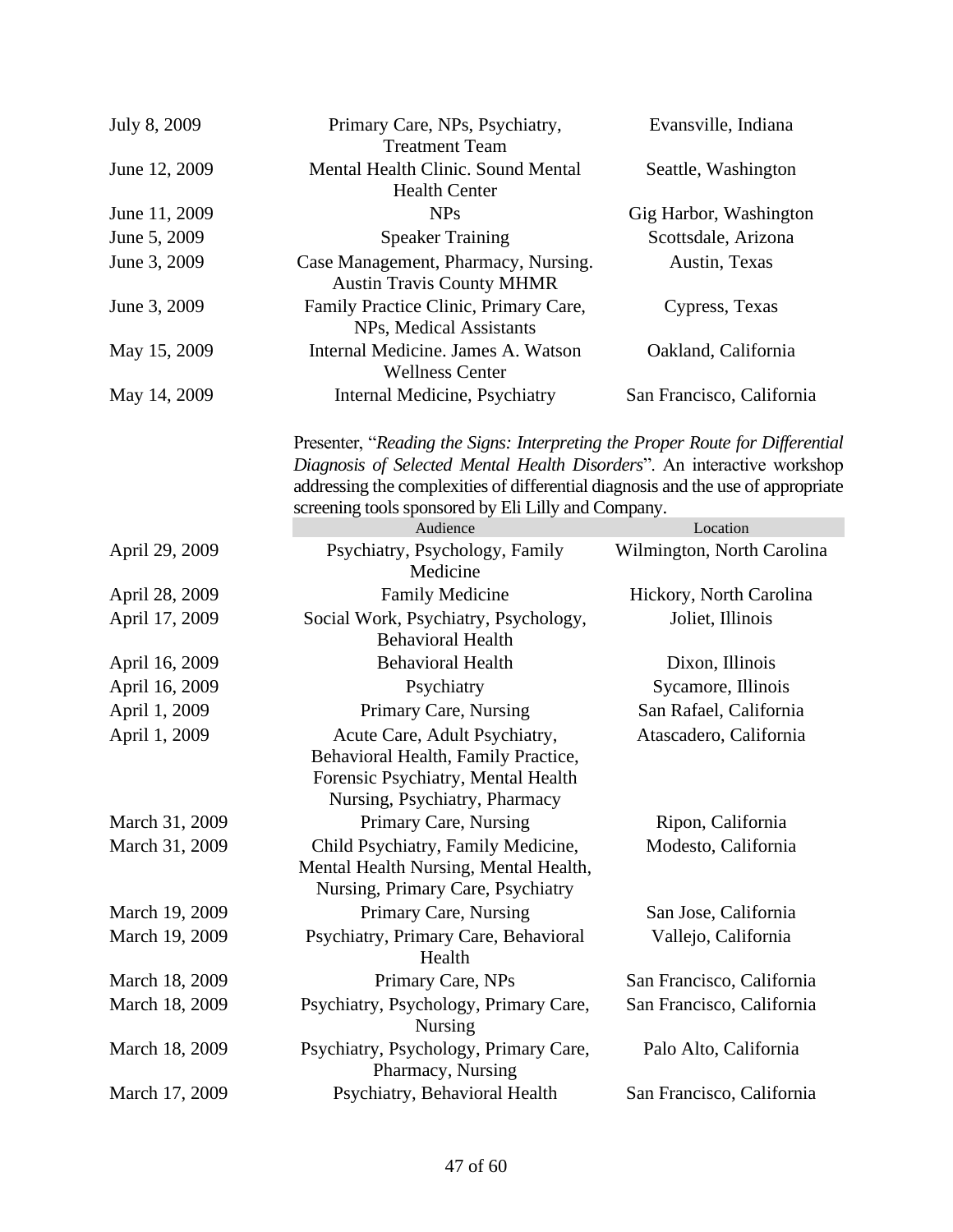| | | |
|---|---|---|
| July 8, 2009 | Primary Care, NPs, Psychiatry, Treatment Team | Evansville, Indiana |
| June 12, 2009 | Mental Health Clinic. Sound Mental Health Center | Seattle, Washington |
| June 11, 2009 | NPs | Gig Harbor, Washington |
| June 5, 2009 | Speaker Training | Scottsdale, Arizona |
| June 3, 2009 | Case Management, Pharmacy, Nursing. Austin Travis County MHMR | Austin, Texas |
| June 3, 2009 | Family Practice Clinic, Primary Care, NPs, Medical Assistants | Cypress, Texas |
| May 15, 2009 | Internal Medicine. James A. Watson Wellness Center | Oakland, California |
| May 14, 2009 | Internal Medicine, Psychiatry | San Francisco, California |

Presenter, "*Reading the Signs: Interpreting the Proper Route for Differential Diagnosis of Selected Mental Health Disorders*". An interactive workshop addressing the complexities of differential diagnosis and the use of appropriate screening tools sponsored by Eli Lilly and Company.

| | Audience | Location |
|---|---|---|
| April 29, 2009 | Psychiatry, Psychology, Family Medicine | Wilmington, North Carolina |
| April 28, 2009 | Family Medicine | Hickory, North Carolina |
| April 17, 2009 | Social Work, Psychiatry, Psychology, Behavioral Health | Joliet, Illinois |
| April 16, 2009 | Behavioral Health | Dixon, Illinois |
| April 16, 2009 | Psychiatry | Sycamore, Illinois |
| April 1, 2009 | Primary Care, Nursing | San Rafael, California |
| April 1, 2009 | Acute Care, Adult Psychiatry, Behavioral Health, Family Practice, Forensic Psychiatry, Mental Health Nursing, Psychiatry, Pharmacy | Atascadero, California |
| March 31, 2009 | Primary Care, Nursing | Ripon, California |
| March 31, 2009 | Child Psychiatry, Family Medicine, Mental Health Nursing, Mental Health, Nursing, Primary Care, Psychiatry | Modesto, California |
| March 19, 2009 | Primary Care, Nursing | San Jose, California |
| March 19, 2009 | Psychiatry, Primary Care, Behavioral Health | Vallejo, California |
| March 18, 2009 | Primary Care, NPs | San Francisco, California |
| March 18, 2009 | Psychiatry, Psychology, Primary Care, Nursing | San Francisco, California |
| March 18, 2009 | Psychiatry, Psychology, Primary Care, Pharmacy, Nursing | Palo Alto, California |
| March 17, 2009 | Psychiatry, Behavioral Health | San Francisco, California |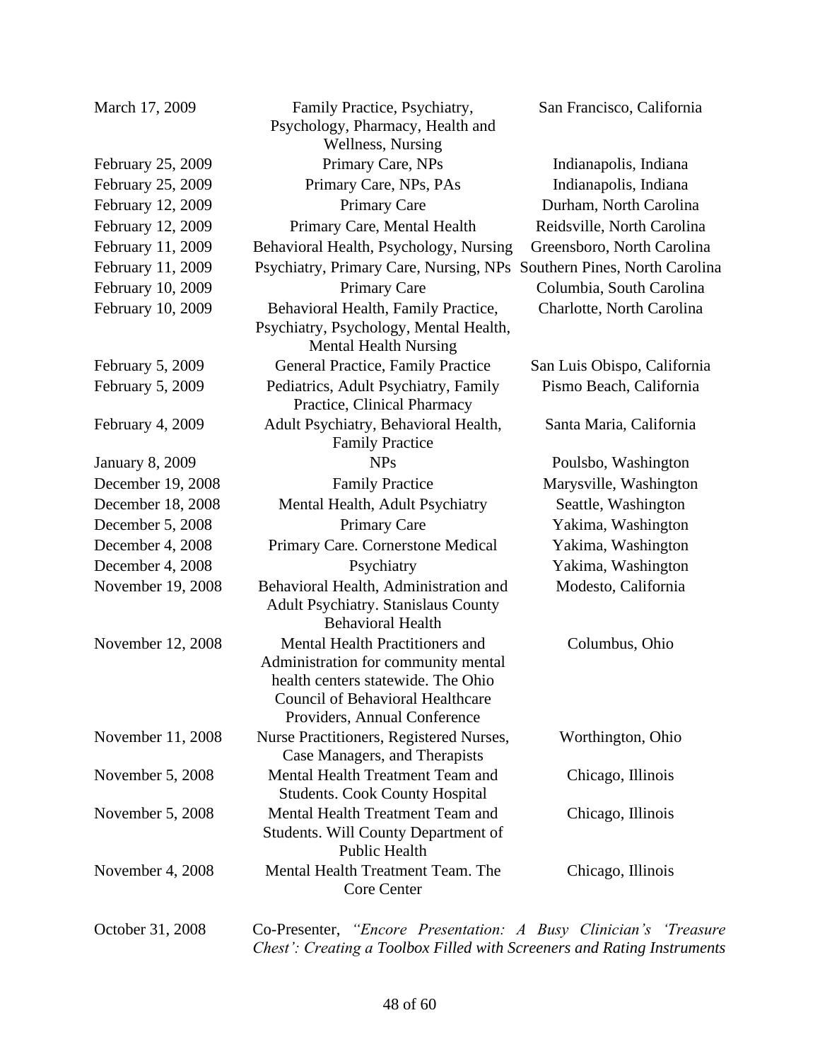| | | |
|---|---|---|
| March 17, 2009 | Family Practice, Psychiatry, Psychology, Pharmacy, Health and Wellness, Nursing | San Francisco, California |
| February 25, 2009 | Primary Care, NPs | Indianapolis, Indiana |
| February 25, 2009 | Primary Care, NPs, PAs | Indianapolis, Indiana |
| February 12, 2009 | Primary Care | Durham, North Carolina |
| February 12, 2009 | Primary Care, Mental Health | Reidsville, North Carolina |
| February 11, 2009 | Behavioral Health, Psychology, Nursing | Greensboro, North Carolina |
| February 11, 2009 | Psychiatry, Primary Care, Nursing, NPs | Southern Pines, North Carolina |
| February 10, 2009 | Primary Care | Columbia, South Carolina |
| February 10, 2009 | Behavioral Health, Family Practice, Psychiatry, Psychology, Mental Health, Mental Health Nursing | Charlotte, North Carolina |
| February 5, 2009 | General Practice, Family Practice | San Luis Obispo, California |
| February 5, 2009 | Pediatrics, Adult Psychiatry, Family Practice, Clinical Pharmacy | Pismo Beach, California |
| February 4, 2009 | Adult Psychiatry, Behavioral Health, Family Practice | Santa Maria, California |
| January 8, 2009 | NPs | Poulsbo, Washington |
| December 19, 2008 | Family Practice | Marysville, Washington |
| December 18, 2008 | Mental Health, Adult Psychiatry | Seattle, Washington |
| December 5, 2008 | Primary Care | Yakima, Washington |
| December 4, 2008 | Primary Care. Cornerstone Medical | Yakima, Washington |
| December 4, 2008 | Psychiatry | Yakima, Washington |
| November 19, 2008 | Behavioral Health, Administration and Adult Psychiatry. Stanislaus County Behavioral Health | Modesto, California |
| November 12, 2008 | Mental Health Practitioners and Administration for community mental health centers statewide. The Ohio Council of Behavioral Healthcare Providers, Annual Conference | Columbus, Ohio |
| November 11, 2008 | Nurse Practitioners, Registered Nurses, Case Managers, and Therapists | Worthington, Ohio |
| November 5, 2008 | Mental Health Treatment Team and Students. Cook County Hospital | Chicago, Illinois |
| November 5, 2008 | Mental Health Treatment Team and Students. Will County Department of Public Health | Chicago, Illinois |
| November 4, 2008 | Mental Health Treatment Team. The Core Center | Chicago, Illinois |

October 31, 2008 — Co-Presenter, *"Encore Presentation: A Busy Clinician's 'Treasure Chest': Creating a Toolbox Filled with Screeners and Rating Instruments*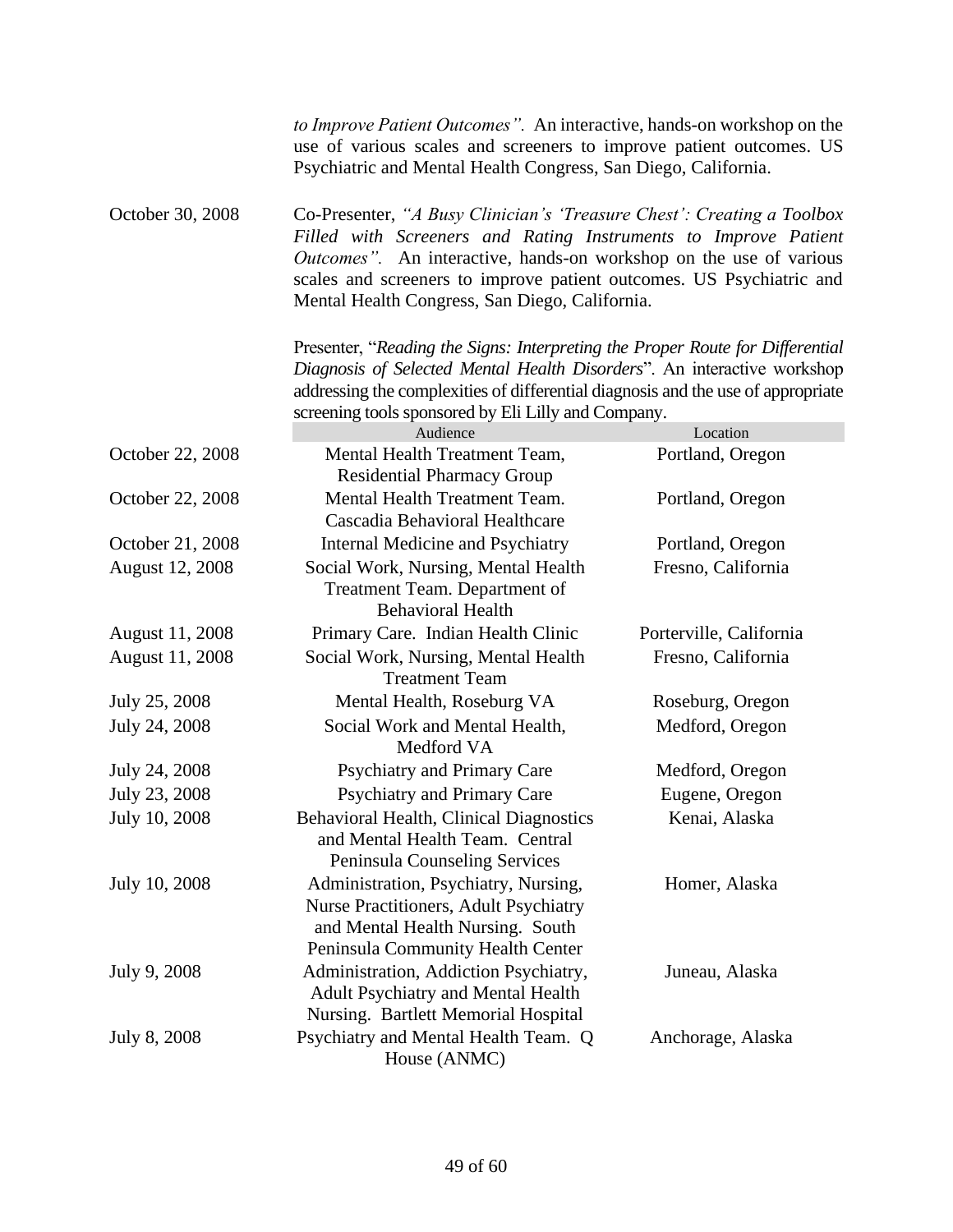*to Improve Patient Outcomes".* An interactive, hands-on workshop on the use of various scales and screeners to improve patient outcomes. US Psychiatric and Mental Health Congress, San Diego, California.

October 30, 2008 — Co-Presenter, *"A Busy Clinician's 'Treasure Chest': Creating a Toolbox Filled with Screeners and Rating Instruments to Improve Patient Outcomes".* An interactive, hands-on workshop on the use of various scales and screeners to improve patient outcomes. US Psychiatric and Mental Health Congress, San Diego, California.

Presenter, "*Reading the Signs: Interpreting the Proper Route for Differential Diagnosis of Selected Mental Health Disorders*". An interactive workshop addressing the complexities of differential diagnosis and the use of appropriate screening tools sponsored by Eli Lilly and Company.

| | Audience | Location |
|---|---|---|
| October 22, 2008 | Mental Health Treatment Team, Residential Pharmacy Group | Portland, Oregon |
| October 22, 2008 | Mental Health Treatment Team. Cascadia Behavioral Healthcare | Portland, Oregon |
| October 21, 2008 | Internal Medicine and Psychiatry | Portland, Oregon |
| August 12, 2008 | Social Work, Nursing, Mental Health Treatment Team. Department of Behavioral Health | Fresno, California |
| August 11, 2008 | Primary Care. Indian Health Clinic | Porterville, California |
| August 11, 2008 | Social Work, Nursing, Mental Health Treatment Team | Fresno, California |
| July 25, 2008 | Mental Health, Roseburg VA | Roseburg, Oregon |
| July 24, 2008 | Social Work and Mental Health, Medford VA | Medford, Oregon |
| July 24, 2008 | Psychiatry and Primary Care | Medford, Oregon |
| July 23, 2008 | Psychiatry and Primary Care | Eugene, Oregon |
| July 10, 2008 | Behavioral Health, Clinical Diagnostics and Mental Health Team. Central Peninsula Counseling Services | Kenai, Alaska |
| July 10, 2008 | Administration, Psychiatry, Nursing, Nurse Practitioners, Adult Psychiatry and Mental Health Nursing. South Peninsula Community Health Center | Homer, Alaska |
| July 9, 2008 | Administration, Addiction Psychiatry, Adult Psychiatry and Mental Health Nursing. Bartlett Memorial Hospital | Juneau, Alaska |
| July 8, 2008 | Psychiatry and Mental Health Team. Q House (ANMC) | Anchorage, Alaska |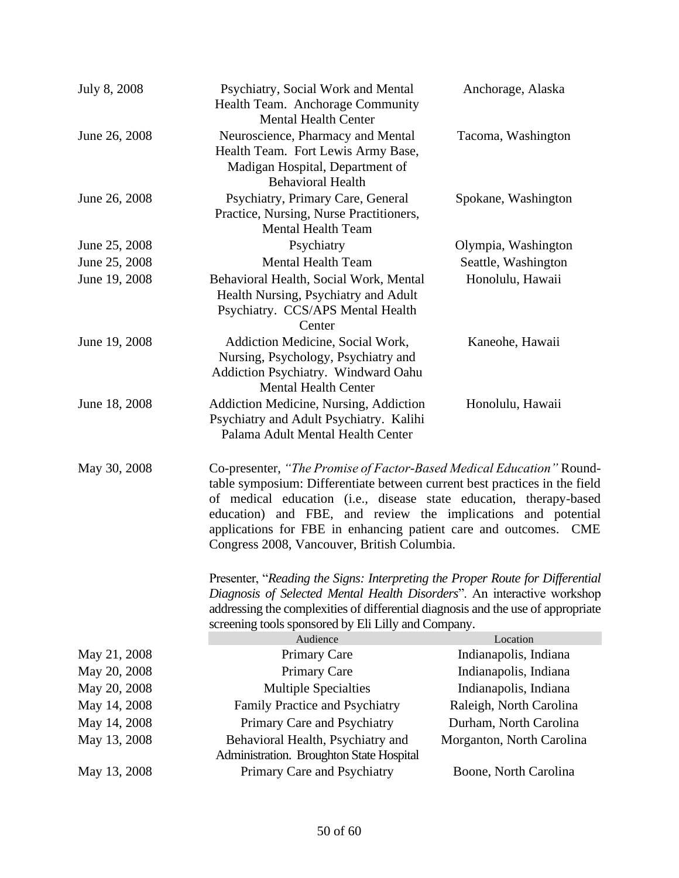| | | |
|---|---|---|
| July 8, 2008 | Psychiatry, Social Work and Mental Health Team. Anchorage Community Mental Health Center | Anchorage, Alaska |
| June 26, 2008 | Neuroscience, Pharmacy and Mental Health Team. Fort Lewis Army Base, Madigan Hospital, Department of Behavioral Health | Tacoma, Washington |
| June 26, 2008 | Psychiatry, Primary Care, General Practice, Nursing, Nurse Practitioners, Mental Health Team | Spokane, Washington |
| June 25, 2008 | Psychiatry | Olympia, Washington |
| June 25, 2008 | Mental Health Team | Seattle, Washington |
| June 19, 2008 | Behavioral Health, Social Work, Mental Health Nursing, Psychiatry and Adult Psychiatry. CCS/APS Mental Health Center | Honolulu, Hawaii |
| June 19, 2008 | Addiction Medicine, Social Work, Nursing, Psychology, Psychiatry and Addiction Psychiatry. Windward Oahu Mental Health Center | Kaneohe, Hawaii |
| June 18, 2008 | Addiction Medicine, Nursing, Addiction Psychiatry and Adult Psychiatry. Kalihi Palama Adult Mental Health Center | Honolulu, Hawaii |

May 30, 2008 — Co-presenter, *"The Promise of Factor-Based Medical Education"* Round-table symposium: Differentiate between current best practices in the field of medical education (i.e., disease state education, therapy-based education) and FBE, and review the implications and potential applications for FBE in enhancing patient care and outcomes. CME Congress 2008, Vancouver, British Columbia.

Presenter, "*Reading the Signs: Interpreting the Proper Route for Differential Diagnosis of Selected Mental Health Disorders*". An interactive workshop addressing the complexities of differential diagnosis and the use of appropriate screening tools sponsored by Eli Lilly and Company.

| | Audience | Location |
|---|---|---|
| May 21, 2008 | Primary Care | Indianapolis, Indiana |
| May 20, 2008 | Primary Care | Indianapolis, Indiana |
| May 20, 2008 | Multiple Specialties | Indianapolis, Indiana |
| May 14, 2008 | Family Practice and Psychiatry | Raleigh, North Carolina |
| May 14, 2008 | Primary Care and Psychiatry | Durham, North Carolina |
| May 13, 2008 | Behavioral Health, Psychiatry and Administration. Broughton State Hospital | Morganton, North Carolina |
| May 13, 2008 | Primary Care and Psychiatry | Boone, North Carolina |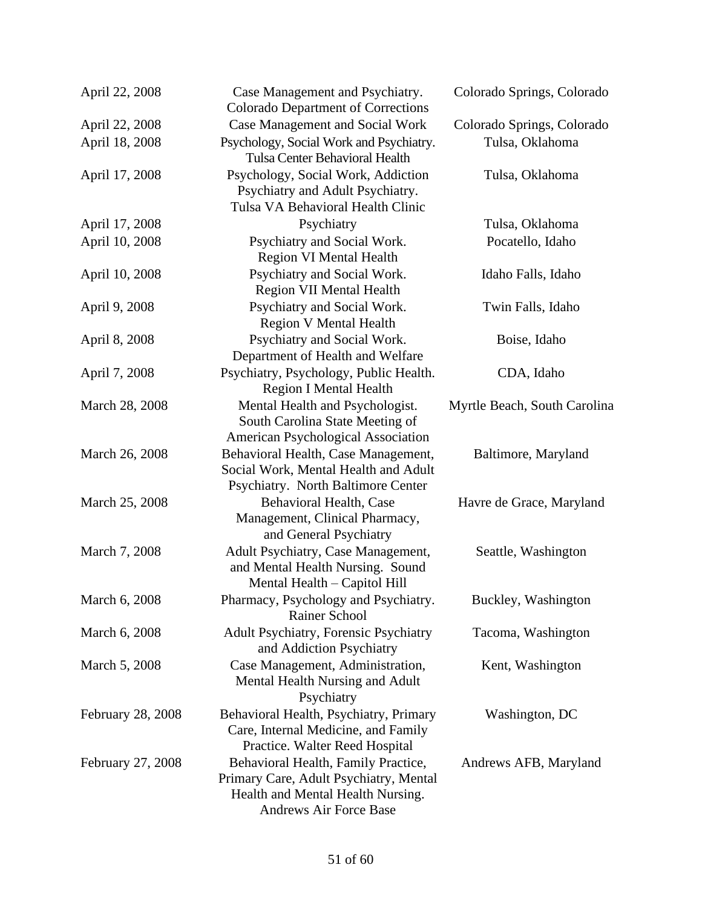| | | |
|---|---|---|
| April 22, 2008 | Case Management and Psychiatry. Colorado Department of Corrections | Colorado Springs, Colorado |
| April 22, 2008 | Case Management and Social Work | Colorado Springs, Colorado |
| April 18, 2008 | Psychology, Social Work and Psychiatry. Tulsa Center Behavioral Health | Tulsa, Oklahoma |
| April 17, 2008 | Psychology, Social Work, Addiction Psychiatry and Adult Psychiatry. Tulsa VA Behavioral Health Clinic | Tulsa, Oklahoma |
| April 17, 2008 | Psychiatry | Tulsa, Oklahoma |
| April 10, 2008 | Psychiatry and Social Work. Region VI Mental Health | Pocatello, Idaho |
| April 10, 2008 | Psychiatry and Social Work. Region VII Mental Health | Idaho Falls, Idaho |
| April 9, 2008 | Psychiatry and Social Work. Region V Mental Health | Twin Falls, Idaho |
| April 8, 2008 | Psychiatry and Social Work. Department of Health and Welfare | Boise, Idaho |
| April 7, 2008 | Psychiatry, Psychology, Public Health. Region I Mental Health | CDA, Idaho |
| March 28, 2008 | Mental Health and Psychologist. South Carolina State Meeting of American Psychological Association | Myrtle Beach, South Carolina |
| March 26, 2008 | Behavioral Health, Case Management, Social Work, Mental Health and Adult Psychiatry. North Baltimore Center | Baltimore, Maryland |
| March 25, 2008 | Behavioral Health, Case Management, Clinical Pharmacy, and General Psychiatry | Havre de Grace, Maryland |
| March 7, 2008 | Adult Psychiatry, Case Management, and Mental Health Nursing. Sound Mental Health – Capitol Hill | Seattle, Washington |
| March 6, 2008 | Pharmacy, Psychology and Psychiatry. Rainer School | Buckley, Washington |
| March 6, 2008 | Adult Psychiatry, Forensic Psychiatry and Addiction Psychiatry | Tacoma, Washington |
| March 5, 2008 | Case Management, Administration, Mental Health Nursing and Adult Psychiatry | Kent, Washington |
| February 28, 2008 | Behavioral Health, Psychiatry, Primary Care, Internal Medicine, and Family Practice. Walter Reed Hospital | Washington, DC |
| February 27, 2008 | Behavioral Health, Family Practice, Primary Care, Adult Psychiatry, Mental Health and Mental Health Nursing. Andrews Air Force Base | Andrews AFB, Maryland |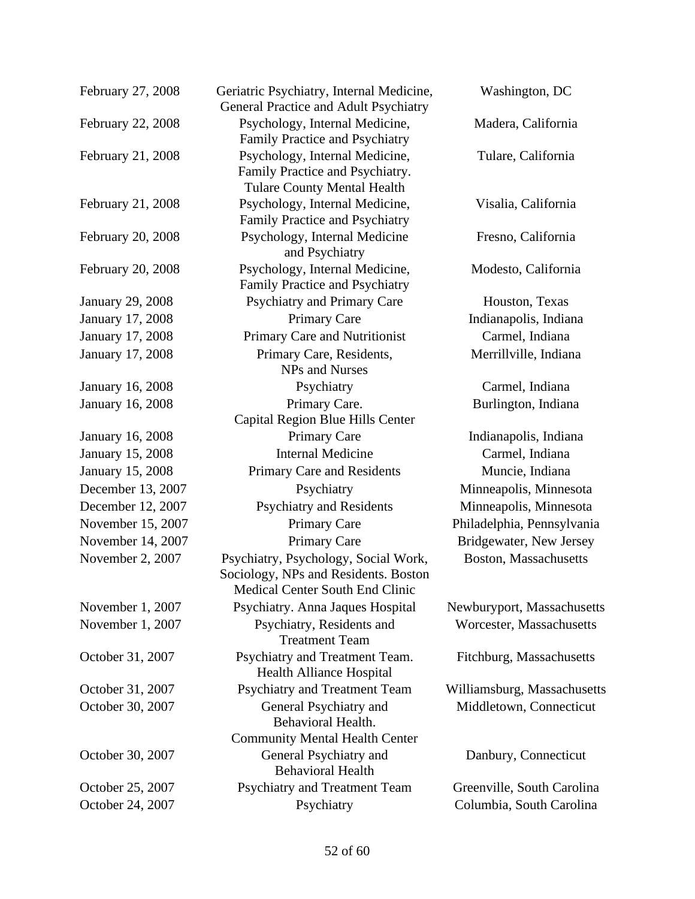| | | |
|---|---|---|
| February 27, 2008 | Geriatric Psychiatry, Internal Medicine, General Practice and Adult Psychiatry | Washington, DC |
| February 22, 2008 | Psychology, Internal Medicine, Family Practice and Psychiatry | Madera, California |
| February 21, 2008 | Psychology, Internal Medicine, Family Practice and Psychiatry. Tulare County Mental Health | Tulare, California |
| February 21, 2008 | Psychology, Internal Medicine, Family Practice and Psychiatry | Visalia, California |
| February 20, 2008 | Psychology, Internal Medicine and Psychiatry | Fresno, California |
| February 20, 2008 | Psychology, Internal Medicine, Family Practice and Psychiatry | Modesto, California |
| January 29, 2008 | Psychiatry and Primary Care | Houston, Texas |
| January 17, 2008 | Primary Care | Indianapolis, Indiana |
| January 17, 2008 | Primary Care and Nutritionist | Carmel, Indiana |
| January 17, 2008 | Primary Care, Residents, NPs and Nurses | Merrillville, Indiana |
| January 16, 2008 | Psychiatry | Carmel, Indiana |
| January 16, 2008 | Primary Care. Capital Region Blue Hills Center | Burlington, Indiana |
| January 16, 2008 | Primary Care | Indianapolis, Indiana |
| January 15, 2008 | Internal Medicine | Carmel, Indiana |
| January 15, 2008 | Primary Care and Residents | Muncie, Indiana |
| December 13, 2007 | Psychiatry | Minneapolis, Minnesota |
| December 12, 2007 | Psychiatry and Residents | Minneapolis, Minnesota |
| November 15, 2007 | Primary Care | Philadelphia, Pennsylvania |
| November 14, 2007 | Primary Care | Bridgewater, New Jersey |
| November 2, 2007 | Psychiatry, Psychology, Social Work, Sociology, NPs and Residents. Boston Medical Center South End Clinic | Boston, Massachusetts |
| November 1, 2007 | Psychiatry. Anna Jaques Hospital | Newburyport, Massachusetts |
| November 1, 2007 | Psychiatry, Residents and Treatment Team | Worcester, Massachusetts |
| October 31, 2007 | Psychiatry and Treatment Team. Health Alliance Hospital | Fitchburg, Massachusetts |
| October 31, 2007 | Psychiatry and Treatment Team | Williamsburg, Massachusetts |
| October 30, 2007 | General Psychiatry and Behavioral Health. Community Mental Health Center | Middletown, Connecticut |
| October 30, 2007 | General Psychiatry and Behavioral Health | Danbury, Connecticut |
| October 25, 2007 | Psychiatry and Treatment Team | Greenville, South Carolina |
| October 24, 2007 | Psychiatry | Columbia, South Carolina |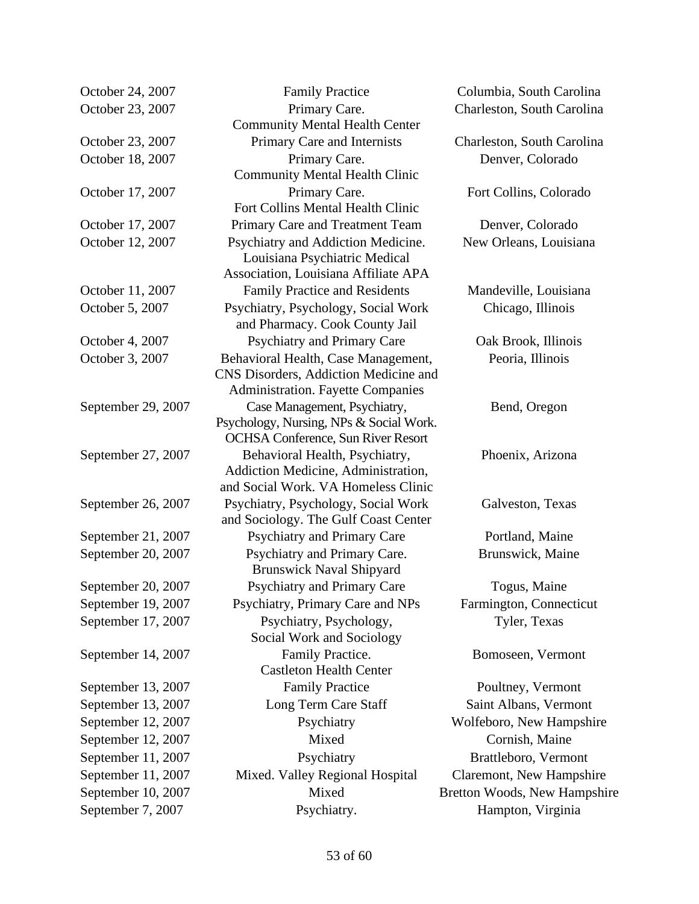| | | |
|---|---|---|
| October 24, 2007 | Family Practice | Columbia, South Carolina |
| October 23, 2007 | Primary Care. Community Mental Health Center | Charleston, South Carolina |
| October 23, 2007 | Primary Care and Internists | Charleston, South Carolina |
| October 18, 2007 | Primary Care. Community Mental Health Clinic | Denver, Colorado |
| October 17, 2007 | Primary Care. Fort Collins Mental Health Clinic | Fort Collins, Colorado |
| October 17, 2007 | Primary Care and Treatment Team | Denver, Colorado |
| October 12, 2007 | Psychiatry and Addiction Medicine. Louisiana Psychiatric Medical Association, Louisiana Affiliate APA | New Orleans, Louisiana |
| October 11, 2007 | Family Practice and Residents | Mandeville, Louisiana |
| October 5, 2007 | Psychiatry, Psychology, Social Work and Pharmacy. Cook County Jail | Chicago, Illinois |
| October 4, 2007 | Psychiatry and Primary Care | Oak Brook, Illinois |
| October 3, 2007 | Behavioral Health, Case Management, CNS Disorders, Addiction Medicine and Administration. Fayette Companies | Peoria, Illinois |
| September 29, 2007 | Case Management, Psychiatry, Psychology, Nursing, NPs & Social Work. OCHSA Conference, Sun River Resort | Bend, Oregon |
| September 27, 2007 | Behavioral Health, Psychiatry, Addiction Medicine, Administration, and Social Work. VA Homeless Clinic | Phoenix, Arizona |
| September 26, 2007 | Psychiatry, Psychology, Social Work and Sociology. The Gulf Coast Center | Galveston, Texas |
| September 21, 2007 | Psychiatry and Primary Care | Portland, Maine |
| September 20, 2007 | Psychiatry and Primary Care. Brunswick Naval Shipyard | Brunswick, Maine |
| September 20, 2007 | Psychiatry and Primary Care | Togus, Maine |
| September 19, 2007 | Psychiatry, Primary Care and NPs | Farmington, Connecticut |
| September 17, 2007 | Psychiatry, Psychology, Social Work and Sociology | Tyler, Texas |
| September 14, 2007 | Family Practice. Castleton Health Center | Bomoseen, Vermont |
| September 13, 2007 | Family Practice | Poultney, Vermont |
| September 13, 2007 | Long Term Care Staff | Saint Albans, Vermont |
| September 12, 2007 | Psychiatry | Wolfeboro, New Hampshire |
| September 12, 2007 | Mixed | Cornish, Maine |
| September 11, 2007 | Psychiatry | Brattleboro, Vermont |
| September 11, 2007 | Mixed. Valley Regional Hospital | Claremont, New Hampshire |
| September 10, 2007 | Mixed | Bretton Woods, New Hampshire |
| September 7, 2007 | Psychiatry. | Hampton, Virginia |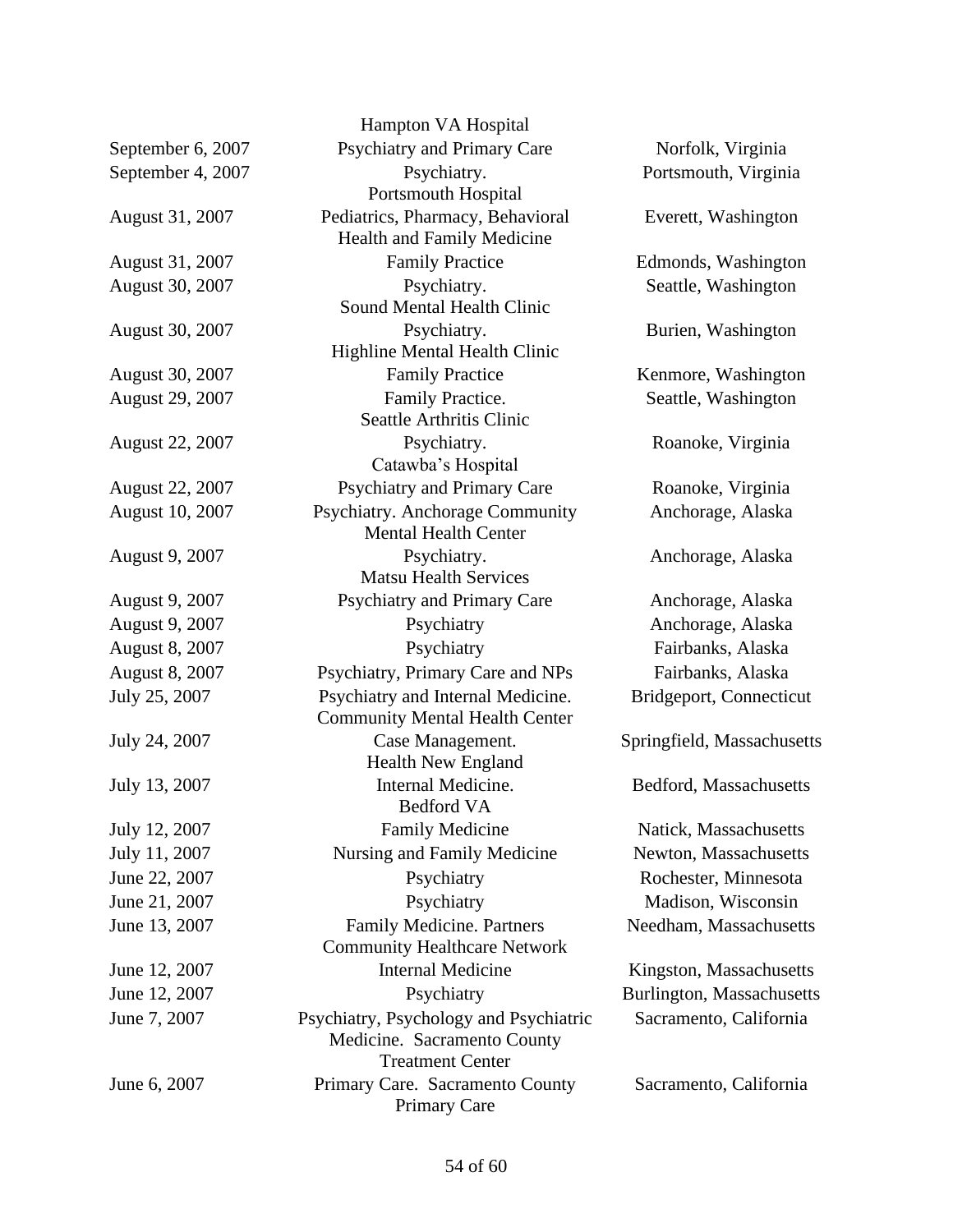| | | |
|---|---|---|
| | Hampton VA Hospital | |
| September 6, 2007 | Psychiatry and Primary Care | Norfolk, Virginia |
| September 4, 2007 | Psychiatry. Portsmouth Hospital | Portsmouth, Virginia |
| August 31, 2007 | Pediatrics, Pharmacy, Behavioral Health and Family Medicine | Everett, Washington |
| August 31, 2007 | Family Practice | Edmonds, Washington |
| August 30, 2007 | Psychiatry. Sound Mental Health Clinic | Seattle, Washington |
| August 30, 2007 | Psychiatry. Highline Mental Health Clinic | Burien, Washington |
| August 30, 2007 | Family Practice | Kenmore, Washington |
| August 29, 2007 | Family Practice. Seattle Arthritis Clinic | Seattle, Washington |
| August 22, 2007 | Psychiatry. Catawba's Hospital | Roanoke, Virginia |
| August 22, 2007 | Psychiatry and Primary Care | Roanoke, Virginia |
| August 10, 2007 | Psychiatry. Anchorage Community Mental Health Center | Anchorage, Alaska |
| August 9, 2007 | Psychiatry. Matsu Health Services | Anchorage, Alaska |
| August 9, 2007 | Psychiatry and Primary Care | Anchorage, Alaska |
| August 9, 2007 | Psychiatry | Anchorage, Alaska |
| August 8, 2007 | Psychiatry | Fairbanks, Alaska |
| August 8, 2007 | Psychiatry, Primary Care and NPs | Fairbanks, Alaska |
| July 25, 2007 | Psychiatry and Internal Medicine. Community Mental Health Center | Bridgeport, Connecticut |
| July 24, 2007 | Case Management. Health New England | Springfield, Massachusetts |
| July 13, 2007 | Internal Medicine. Bedford VA | Bedford, Massachusetts |
| July 12, 2007 | Family Medicine | Natick, Massachusetts |
| July 11, 2007 | Nursing and Family Medicine | Newton, Massachusetts |
| June 22, 2007 | Psychiatry | Rochester, Minnesota |
| June 21, 2007 | Psychiatry | Madison, Wisconsin |
| June 13, 2007 | Family Medicine. Partners Community Healthcare Network | Needham, Massachusetts |
| June 12, 2007 | Internal Medicine | Kingston, Massachusetts |
| June 12, 2007 | Psychiatry | Burlington, Massachusetts |
| June 7, 2007 | Psychiatry, Psychology and Psychiatric Medicine. Sacramento County Treatment Center | Sacramento, California |
| June 6, 2007 | Primary Care. Sacramento County Primary Care | Sacramento, California |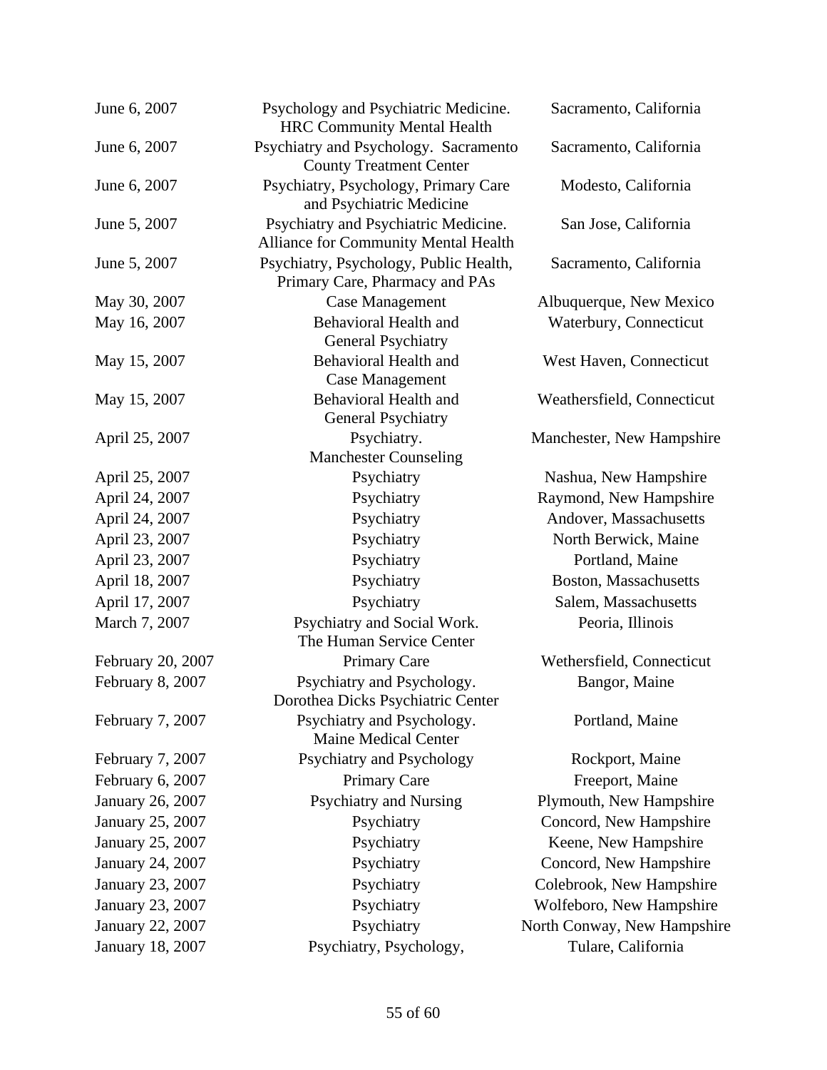| | | |
|---|---|---|
| June 6, 2007 | Psychology and Psychiatric Medicine. HRC Community Mental Health | Sacramento, California |
| June 6, 2007 | Psychiatry and Psychology. Sacramento County Treatment Center | Sacramento, California |
| June 6, 2007 | Psychiatry, Psychology, Primary Care and Psychiatric Medicine | Modesto, California |
| June 5, 2007 | Psychiatry and Psychiatric Medicine. Alliance for Community Mental Health | San Jose, California |
| June 5, 2007 | Psychiatry, Psychology, Public Health, Primary Care, Pharmacy and PAs | Sacramento, California |
| May 30, 2007 | Case Management | Albuquerque, New Mexico |
| May 16, 2007 | Behavioral Health and General Psychiatry | Waterbury, Connecticut |
| May 15, 2007 | Behavioral Health and Case Management | West Haven, Connecticut |
| May 15, 2007 | Behavioral Health and General Psychiatry | Weathersfield, Connecticut |
| April 25, 2007 | Psychiatry. Manchester Counseling | Manchester, New Hampshire |
| April 25, 2007 | Psychiatry | Nashua, New Hampshire |
| April 24, 2007 | Psychiatry | Raymond, New Hampshire |
| April 24, 2007 | Psychiatry | Andover, Massachusetts |
| April 23, 2007 | Psychiatry | North Berwick, Maine |
| April 23, 2007 | Psychiatry | Portland, Maine |
| April 18, 2007 | Psychiatry | Boston, Massachusetts |
| April 17, 2007 | Psychiatry | Salem, Massachusetts |
| March 7, 2007 | Psychiatry and Social Work. The Human Service Center | Peoria, Illinois |
| February 20, 2007 | Primary Care | Wethersfield, Connecticut |
| February 8, 2007 | Psychiatry and Psychology. Dorothea Dicks Psychiatric Center | Bangor, Maine |
| February 7, 2007 | Psychiatry and Psychology. Maine Medical Center | Portland, Maine |
| February 7, 2007 | Psychiatry and Psychology | Rockport, Maine |
| February 6, 2007 | Primary Care | Freeport, Maine |
| January 26, 2007 | Psychiatry and Nursing | Plymouth, New Hampshire |
| January 25, 2007 | Psychiatry | Concord, New Hampshire |
| January 25, 2007 | Psychiatry | Keene, New Hampshire |
| January 24, 2007 | Psychiatry | Concord, New Hampshire |
| January 23, 2007 | Psychiatry | Colebrook, New Hampshire |
| January 23, 2007 | Psychiatry | Wolfeboro, New Hampshire |
| January 22, 2007 | Psychiatry | North Conway, New Hampshire |
| January 18, 2007 | Psychiatry, Psychology, | Tulare, California |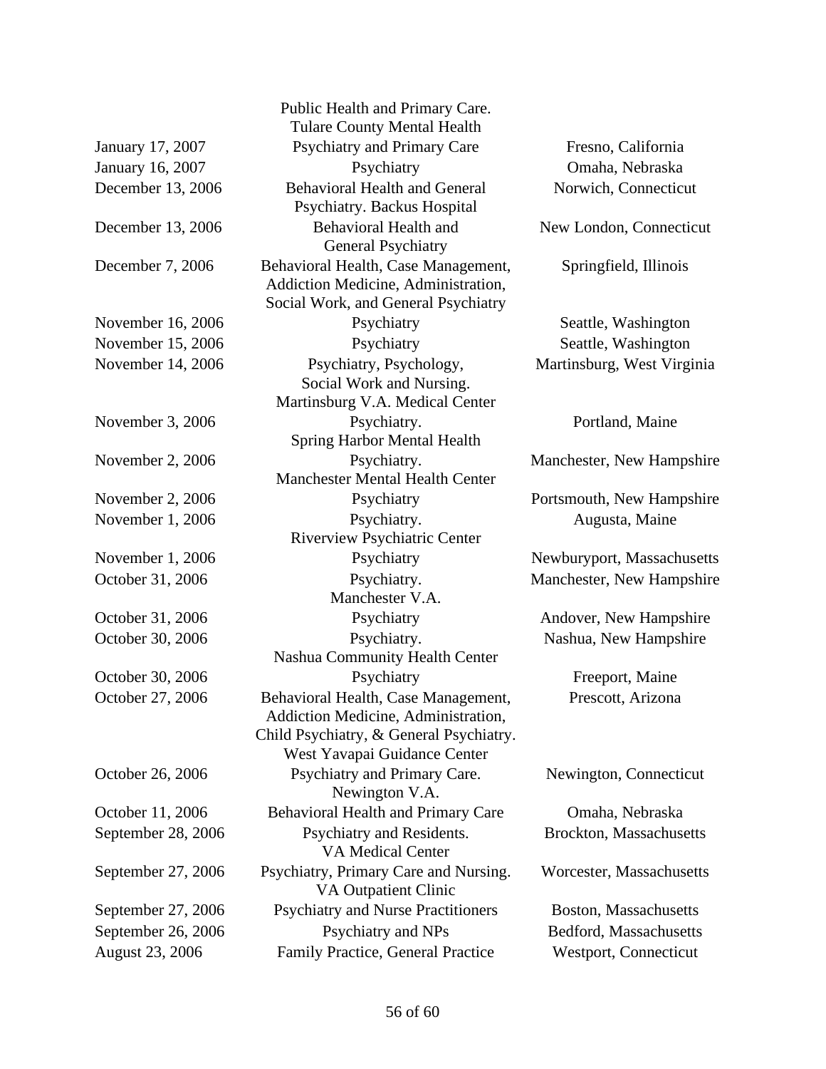| | | |
|---|---|---|
| | Public Health and Primary Care. Tulare County Mental Health | |
| January 17, 2007 | Psychiatry and Primary Care | Fresno, California |
| January 16, 2007 | Psychiatry | Omaha, Nebraska |
| December 13, 2006 | Behavioral Health and General Psychiatry. Backus Hospital | Norwich, Connecticut |
| December 13, 2006 | Behavioral Health and General Psychiatry | New London, Connecticut |
| December 7, 2006 | Behavioral Health, Case Management, Addiction Medicine, Administration, Social Work, and General Psychiatry | Springfield, Illinois |
| November 16, 2006 | Psychiatry | Seattle, Washington |
| November 15, 2006 | Psychiatry | Seattle, Washington |
| November 14, 2006 | Psychiatry, Psychology, Social Work and Nursing. Martinsburg V.A. Medical Center | Martinsburg, West Virginia |
| November 3, 2006 | Psychiatry. Spring Harbor Mental Health | Portland, Maine |
| November 2, 2006 | Psychiatry. Manchester Mental Health Center | Manchester, New Hampshire |
| November 2, 2006 | Psychiatry | Portsmouth, New Hampshire |
| November 1, 2006 | Psychiatry. Riverview Psychiatric Center | Augusta, Maine |
| November 1, 2006 | Psychiatry | Newburyport, Massachusetts |
| October 31, 2006 | Psychiatry. Manchester V.A. | Manchester, New Hampshire |
| October 31, 2006 | Psychiatry | Andover, New Hampshire |
| October 30, 2006 | Psychiatry. Nashua Community Health Center | Nashua, New Hampshire |
| October 30, 2006 | Psychiatry | Freeport, Maine |
| October 27, 2006 | Behavioral Health, Case Management, Addiction Medicine, Administration, Child Psychiatry, & General Psychiatry. West Yavapai Guidance Center | Prescott, Arizona |
| October 26, 2006 | Psychiatry and Primary Care. Newington V.A. | Newington, Connecticut |
| October 11, 2006 | Behavioral Health and Primary Care | Omaha, Nebraska |
| September 28, 2006 | Psychiatry and Residents. VA Medical Center | Brockton, Massachusetts |
| September 27, 2006 | Psychiatry, Primary Care and Nursing. VA Outpatient Clinic | Worcester, Massachusetts |
| September 27, 2006 | Psychiatry and Nurse Practitioners | Boston, Massachusetts |
| September 26, 2006 | Psychiatry and NPs | Bedford, Massachusetts |
| August 23, 2006 | Family Practice, General Practice | Westport, Connecticut |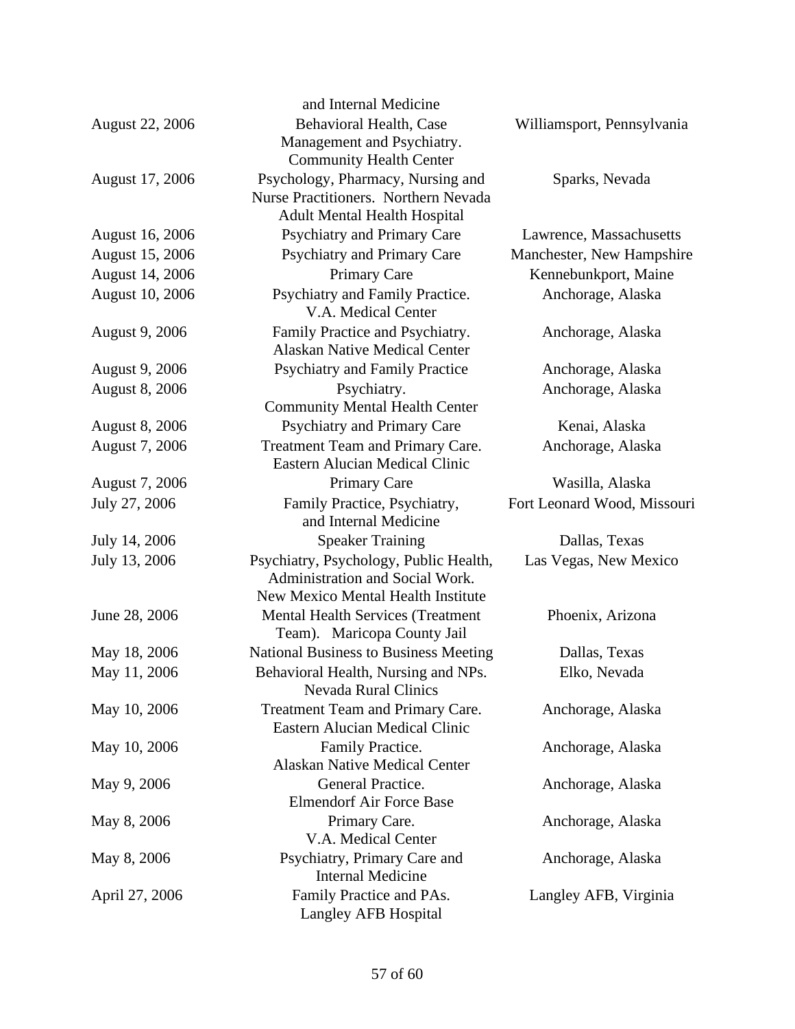| | | |
|---|---|---|
| | and Internal Medicine | |
| August 22, 2006 | Behavioral Health, Case Management and Psychiatry. Community Health Center | Williamsport, Pennsylvania |
| August 17, 2006 | Psychology, Pharmacy, Nursing and Nurse Practitioners. Northern Nevada Adult Mental Health Hospital | Sparks, Nevada |
| August 16, 2006 | Psychiatry and Primary Care | Lawrence, Massachusetts |
| August 15, 2006 | Psychiatry and Primary Care | Manchester, New Hampshire |
| August 14, 2006 | Primary Care | Kennebunkport, Maine |
| August 10, 2006 | Psychiatry and Family Practice. V.A. Medical Center | Anchorage, Alaska |
| August 9, 2006 | Family Practice and Psychiatry. Alaskan Native Medical Center | Anchorage, Alaska |
| August 9, 2006 | Psychiatry and Family Practice | Anchorage, Alaska |
| August 8, 2006 | Psychiatry. Community Mental Health Center | Anchorage, Alaska |
| August 8, 2006 | Psychiatry and Primary Care | Kenai, Alaska |
| August 7, 2006 | Treatment Team and Primary Care. Eastern Alucian Medical Clinic | Anchorage, Alaska |
| August 7, 2006 | Primary Care | Wasilla, Alaska |
| July 27, 2006 | Family Practice, Psychiatry, and Internal Medicine | Fort Leonard Wood, Missouri |
| July 14, 2006 | Speaker Training | Dallas, Texas |
| July 13, 2006 | Psychiatry, Psychology, Public Health, Administration and Social Work. New Mexico Mental Health Institute | Las Vegas, New Mexico |
| June 28, 2006 | Mental Health Services (Treatment Team). Maricopa County Jail | Phoenix, Arizona |
| May 18, 2006 | National Business to Business Meeting | Dallas, Texas |
| May 11, 2006 | Behavioral Health, Nursing and NPs. Nevada Rural Clinics | Elko, Nevada |
| May 10, 2006 | Treatment Team and Primary Care. Eastern Alucian Medical Clinic | Anchorage, Alaska |
| May 10, 2006 | Family Practice. Alaskan Native Medical Center | Anchorage, Alaska |
| May 9, 2006 | General Practice. Elmendorf Air Force Base | Anchorage, Alaska |
| May 8, 2006 | Primary Care. V.A. Medical Center | Anchorage, Alaska |
| May 8, 2006 | Psychiatry, Primary Care and Internal Medicine | Anchorage, Alaska |
| April 27, 2006 | Family Practice and PAs. Langley AFB Hospital | Langley AFB, Virginia |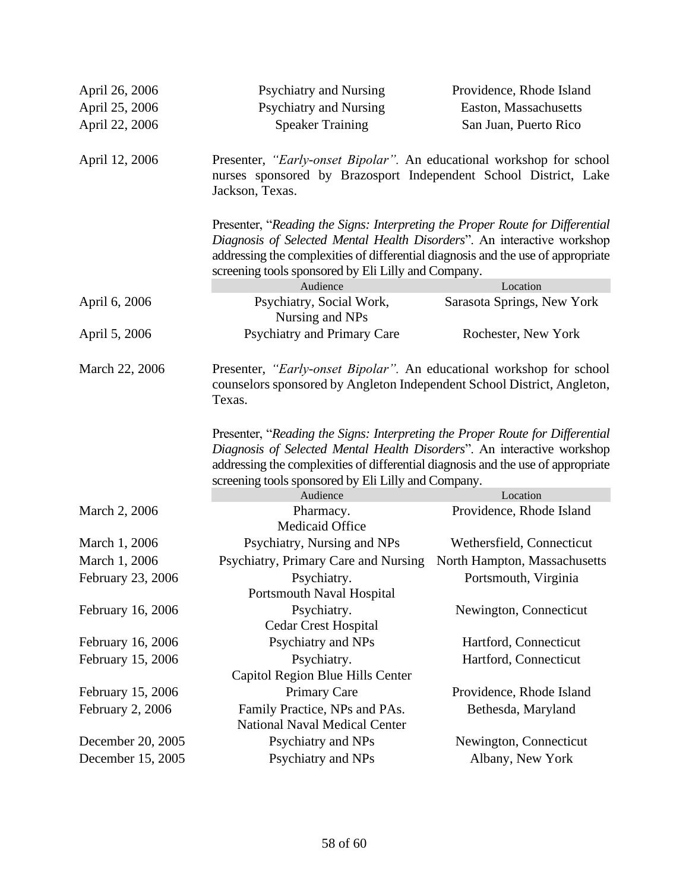| | | |
|---|---|---|
| April 26, 2006 | Psychiatry and Nursing | Providence, Rhode Island |
| April 25, 2006 | Psychiatry and Nursing | Easton, Massachusetts |
| April 22, 2006 | Speaker Training | San Juan, Puerto Rico |

April 12, 2006 — Presenter, *"Early-onset Bipolar".* An educational workshop for school nurses sponsored by Brazosport Independent School District, Lake Jackson, Texas.

Presenter, "*Reading the Signs: Interpreting the Proper Route for Differential Diagnosis of Selected Mental Health Disorders*". An interactive workshop addressing the complexities of differential diagnosis and the use of appropriate screening tools sponsored by Eli Lilly and Company.

| | Audience | Location |
|---|---|---|
| April 6, 2006 | Psychiatry, Social Work, Nursing and NPs | Sarasota Springs, New York |
| April 5, 2006 | Psychiatry and Primary Care | Rochester, New York |

March 22, 2006 — Presenter, *"Early-onset Bipolar".* An educational workshop for school counselors sponsored by Angleton Independent School District, Angleton, Texas.

Presenter, "*Reading the Signs: Interpreting the Proper Route for Differential Diagnosis of Selected Mental Health Disorders*". An interactive workshop addressing the complexities of differential diagnosis and the use of appropriate screening tools sponsored by Eli Lilly and Company.

| | Audience | Location |
|---|---|---|
| March 2, 2006 | Pharmacy. Medicaid Office | Providence, Rhode Island |
| March 1, 2006 | Psychiatry, Nursing and NPs | Wethersfield, Connecticut |
| March 1, 2006 | Psychiatry, Primary Care and Nursing | North Hampton, Massachusetts |
| February 23, 2006 | Psychiatry. Portsmouth Naval Hospital | Portsmouth, Virginia |
| February 16, 2006 | Psychiatry. Cedar Crest Hospital | Newington, Connecticut |
| February 16, 2006 | Psychiatry and NPs | Hartford, Connecticut |
| February 15, 2006 | Psychiatry. Capitol Region Blue Hills Center | Hartford, Connecticut |
| February 15, 2006 | Primary Care | Providence, Rhode Island |
| February 2, 2006 | Family Practice, NPs and PAs. National Naval Medical Center | Bethesda, Maryland |
| December 20, 2005 | Psychiatry and NPs | Newington, Connecticut |
| December 15, 2005 | Psychiatry and NPs | Albany, New York |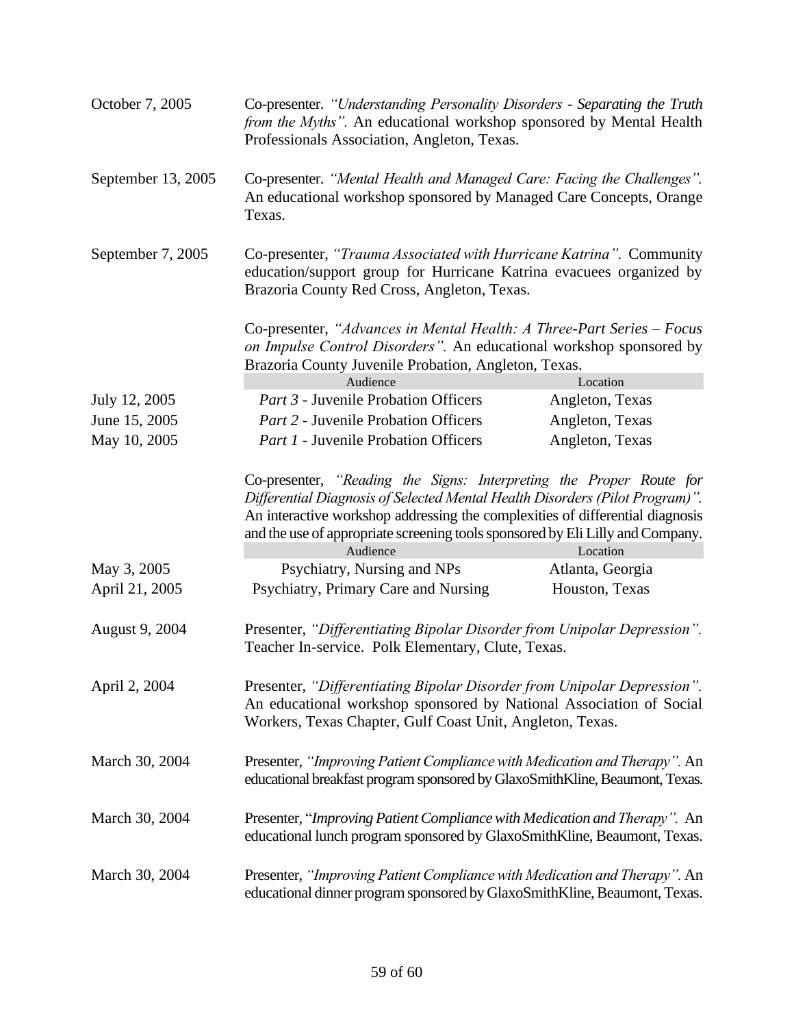| | |
|---|---|
| October 7, 2005 | Co-presenter. *"Understanding Personality Disorders - Separating the Truth from the Myths"*. An educational workshop sponsored by Mental Health Professionals Association, Angleton, Texas. |
| September 13, 2005 | Co-presenter. *"Mental Health and Managed Care: Facing the Challenges"*. An educational workshop sponsored by Managed Care Concepts, Orange Texas. |
| September 7, 2005 | Co-presenter, *"Trauma Associated with Hurricane Katrina"*. Community education/support group for Hurricane Katrina evacuees organized by Brazoria County Red Cross, Angleton, Texas. |

Co-presenter, *"Advances in Mental Health: A Three-Part Series – Focus on Impulse Control Disorders"*. An educational workshop sponsored by Brazoria County Juvenile Probation, Angleton, Texas.

| | Audience | Location |
|---|---|---|
| July 12, 2005 | *Part 3* - Juvenile Probation Officers | Angleton, Texas |
| June 15, 2005 | *Part 2* - Juvenile Probation Officers | Angleton, Texas |
| May 10, 2005 | *Part 1* - Juvenile Probation Officers | Angleton, Texas |

Co-presenter, *"Reading the Signs: Interpreting the Proper Route for Differential Diagnosis of Selected Mental Health Disorders (Pilot Program)"*. An interactive workshop addressing the complexities of differential diagnosis and the use of appropriate screening tools sponsored by Eli Lilly and Company.

| | Audience | Location |
|---|---|---|
| May 3, 2005 | Psychiatry, Nursing and NPs | Atlanta, Georgia |
| April 21, 2005 | Psychiatry, Primary Care and Nursing | Houston, Texas |

| | |
|---|---|
| August 9, 2004 | Presenter, *"Differentiating Bipolar Disorder from Unipolar Depression"*. Teacher In-service. Polk Elementary, Clute, Texas. |
| April 2, 2004 | Presenter, *"Differentiating Bipolar Disorder from Unipolar Depression"*. An educational workshop sponsored by National Association of Social Workers, Texas Chapter, Gulf Coast Unit, Angleton, Texas. |
| March 30, 2004 | Presenter, *"Improving Patient Compliance with Medication and Therapy"*. An educational breakfast program sponsored by GlaxoSmithKline, Beaumont, Texas. |
| March 30, 2004 | Presenter, "*Improving Patient Compliance with Medication and Therapy"*. An educational lunch program sponsored by GlaxoSmithKline, Beaumont, Texas. |
| March 30, 2004 | Presenter, *"Improving Patient Compliance with Medication and Therapy"*. An educational dinner program sponsored by GlaxoSmithKline, Beaumont, Texas. |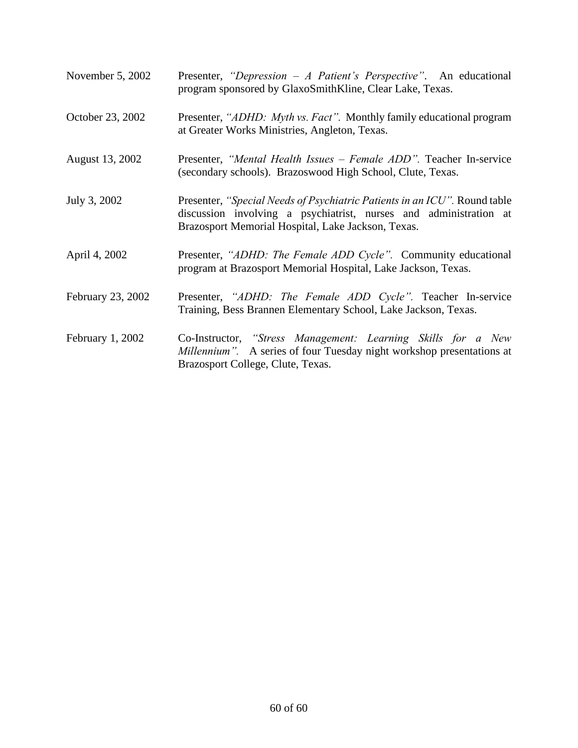| | |
|---|---|
| November 5, 2002 | Presenter, *"Depression – A Patient's Perspective"*. An educational program sponsored by GlaxoSmithKline, Clear Lake, Texas. |
| October 23, 2002 | Presenter, *"ADHD: Myth vs. Fact"*. Monthly family educational program at Greater Works Ministries, Angleton, Texas. |
| August 13, 2002 | Presenter, *"Mental Health Issues – Female ADD"*. Teacher In-service (secondary schools). Brazoswood High School, Clute, Texas. |
| July 3, 2002 | Presenter, *"Special Needs of Psychiatric Patients in an ICU"*. Round table discussion involving a psychiatrist, nurses and administration at Brazosport Memorial Hospital, Lake Jackson, Texas. |
| April 4, 2002 | Presenter, *"ADHD: The Female ADD Cycle"*. Community educational program at Brazosport Memorial Hospital, Lake Jackson, Texas. |
| February 23, 2002 | Presenter, *"ADHD: The Female ADD Cycle"*. Teacher In-service Training, Bess Brannen Elementary School, Lake Jackson, Texas. |
| February 1, 2002 | Co-Instructor, *"Stress Management: Learning Skills for a New Millennium"*. A series of four Tuesday night workshop presentations at Brazosport College, Clute, Texas. |